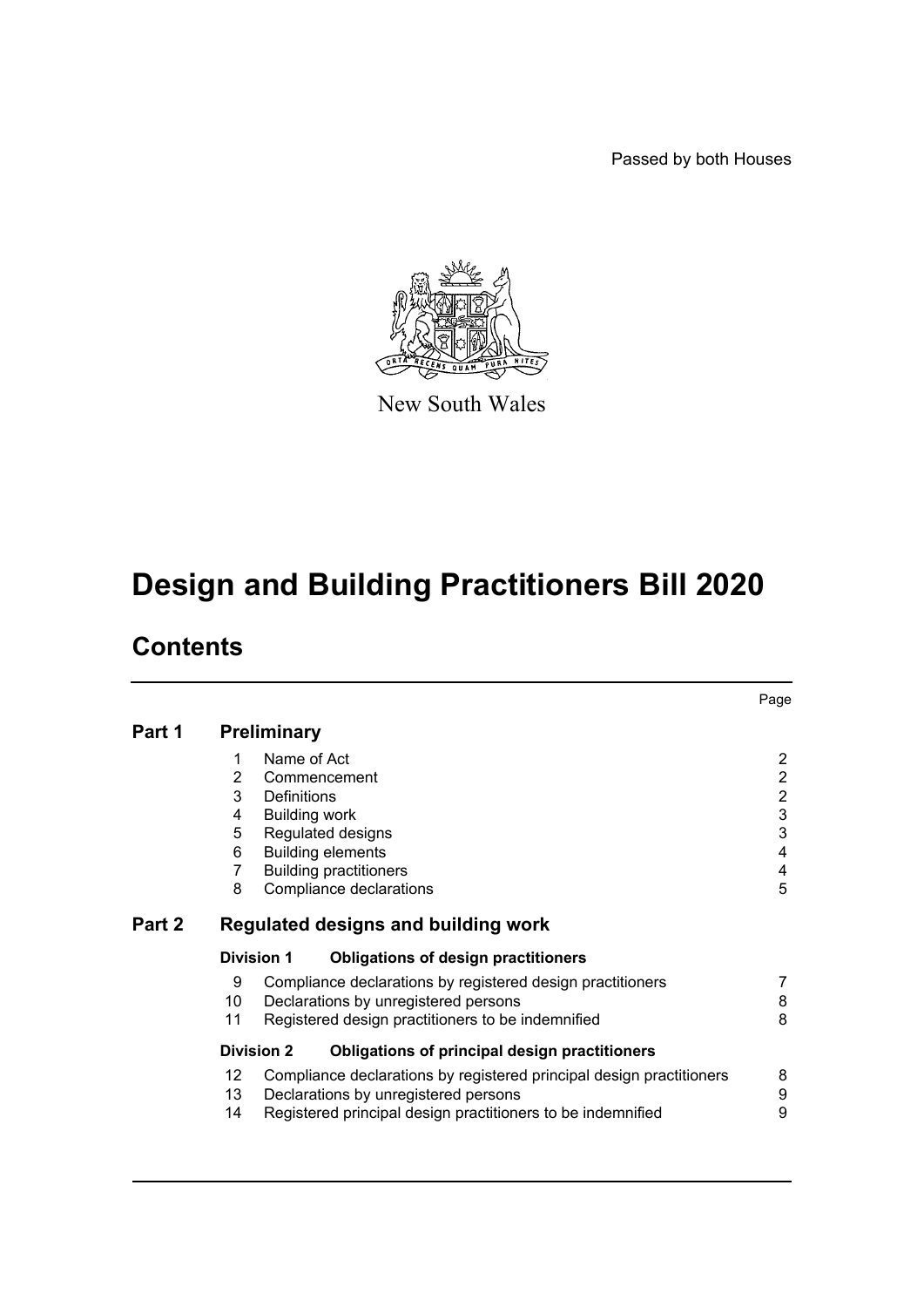Passed by both Houses

New South Wales

# Design and Building Practitioners Bill 2020

## Contents

| | | | Page |
|---|---|---|---|
| **Part 1** | **Preliminary** | | |
| | 1 | Name of Act | 2 |
| | 2 | Commencement | 2 |
| | 3 | Definitions | 2 |
| | 4 | Building work | 3 |
| | 5 | Regulated designs | 3 |
| | 6 | Building elements | 4 |
| | 7 | Building practitioners | 4 |
| | 8 | Compliance declarations | 5 |
| **Part 2** | **Regulated designs and building work** | | |
| | **Division 1** | **Obligations of design practitioners** | |
| | 9 | Compliance declarations by registered design practitioners | 7 |
| | 10 | Declarations by unregistered persons | 8 |
| | 11 | Registered design practitioners to be indemnified | 8 |
| | **Division 2** | **Obligations of principal design practitioners** | |
| | 12 | Compliance declarations by registered principal design practitioners | 8 |
| | 13 | Declarations by unregistered persons | 9 |
| | 14 | Registered principal design practitioners to be indemnified | 9 |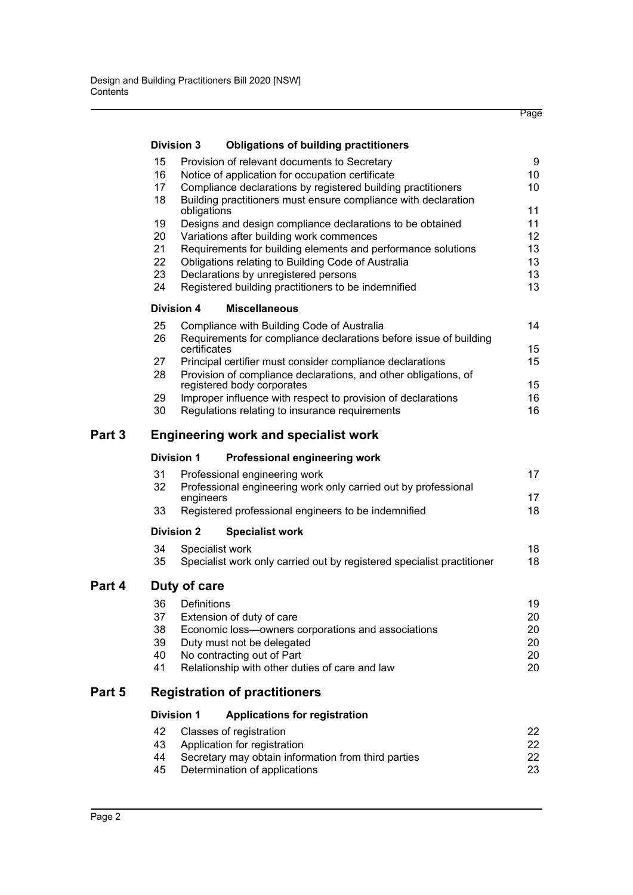| | | Page |
|---|---|---|
| **Division 3** | **Obligations of building practitioners** | |
| 15 | Provision of relevant documents to Secretary | 9 |
| 16 | Notice of application for occupation certificate | 10 |
| 17 | Compliance declarations by registered building practitioners | 10 |
| 18 | Building practitioners must ensure compliance with declaration obligations | 11 |
| 19 | Designs and design compliance declarations to be obtained | 11 |
| 20 | Variations after building work commences | 12 |
| 21 | Requirements for building elements and performance solutions | 13 |
| 22 | Obligations relating to Building Code of Australia | 13 |
| 23 | Declarations by unregistered persons | 13 |
| 24 | Registered building practitioners to be indemnified | 13 |
| **Division 4** | **Miscellaneous** | |
| 25 | Compliance with Building Code of Australia | 14 |
| 26 | Requirements for compliance declarations before issue of building certificates | 15 |
| 27 | Principal certifier must consider compliance declarations | 15 |
| 28 | Provision of compliance declarations, and other obligations, of registered body corporates | 15 |
| 29 | Improper influence with respect to provision of declarations | 16 |
| 30 | Regulations relating to insurance requirements | 16 |

## Part 3 Engineering work and specialist work

| | | |
|---|---|---|
| **Division 1** | **Professional engineering work** | |
| 31 | Professional engineering work | 17 |
| 32 | Professional engineering work only carried out by professional engineers | 17 |
| 33 | Registered professional engineers to be indemnified | 18 |
| **Division 2** | **Specialist work** | |
| 34 | Specialist work | 18 |
| 35 | Specialist work only carried out by registered specialist practitioner | 18 |

## Part 4 Duty of care

| | | |
|---|---|---|
| 36 | Definitions | 19 |
| 37 | Extension of duty of care | 20 |
| 38 | Economic loss—owners corporations and associations | 20 |
| 39 | Duty must not be delegated | 20 |
| 40 | No contracting out of Part | 20 |
| 41 | Relationship with other duties of care and law | 20 |

## Part 5 Registration of practitioners

| | | |
|---|---|---|
| **Division 1** | **Applications for registration** | |
| 42 | Classes of registration | 22 |
| 43 | Application for registration | 22 |
| 44 | Secretary may obtain information from third parties | 22 |
| 45 | Determination of applications | 23 |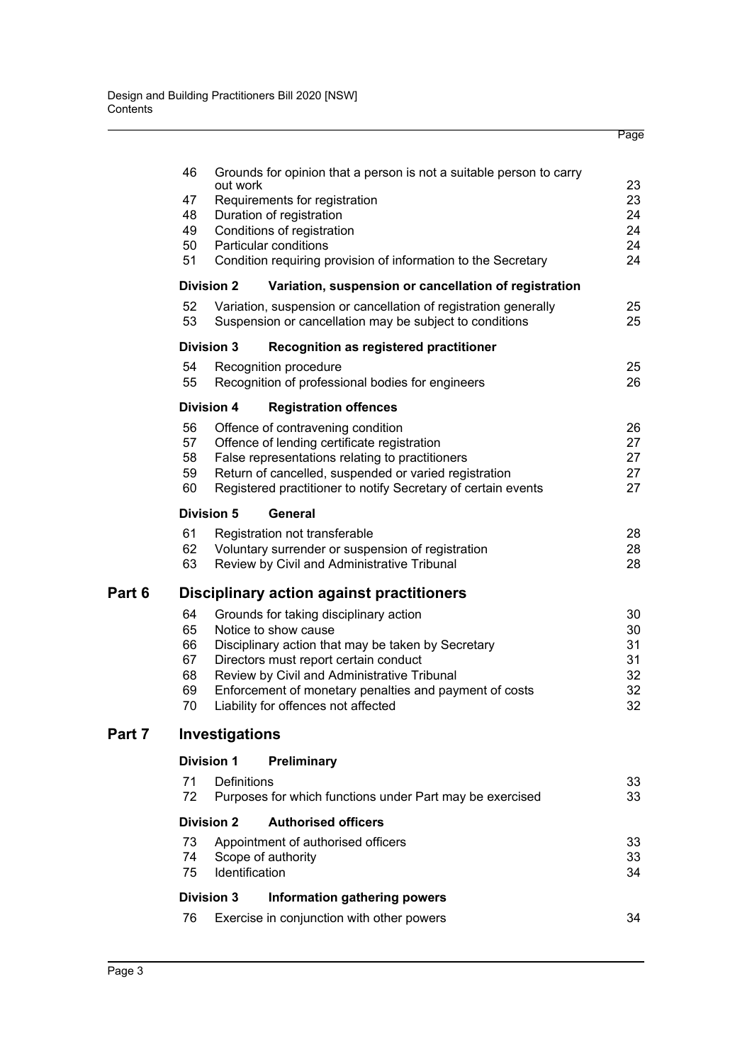| | | Page |
|---|---|---|
| 46 | Grounds for opinion that a person is not a suitable person to carry out work | 23 |
| 47 | Requirements for registration | 23 |
| 48 | Duration of registration | 24 |
| 49 | Conditions of registration | 24 |
| 50 | Particular conditions | 24 |
| 51 | Condition requiring provision of information to the Secretary | 24 |
| **Division 2** | **Variation, suspension or cancellation of registration** | |
| 52 | Variation, suspension or cancellation of registration generally | 25 |
| 53 | Suspension or cancellation may be subject to conditions | 25 |
| **Division 3** | **Recognition as registered practitioner** | |
| 54 | Recognition procedure | 25 |
| 55 | Recognition of professional bodies for engineers | 26 |
| **Division 4** | **Registration offences** | |
| 56 | Offence of contravening condition | 26 |
| 57 | Offence of lending certificate registration | 27 |
| 58 | False representations relating to practitioners | 27 |
| 59 | Return of cancelled, suspended or varied registration | 27 |
| 60 | Registered practitioner to notify Secretary of certain events | 27 |
| **Division 5** | **General** | |
| 61 | Registration not transferable | 28 |
| 62 | Voluntary surrender or suspension of registration | 28 |
| 63 | Review by Civil and Administrative Tribunal | 28 |

## Part 6 Disciplinary action against practitioners

| | | |
|---|---|---|
| 64 | Grounds for taking disciplinary action | 30 |
| 65 | Notice to show cause | 30 |
| 66 | Disciplinary action that may be taken by Secretary | 31 |
| 67 | Directors must report certain conduct | 31 |
| 68 | Review by Civil and Administrative Tribunal | 32 |
| 69 | Enforcement of monetary penalties and payment of costs | 32 |
| 70 | Liability for offences not affected | 32 |

## Part 7 Investigations

| | | |
|---|---|---|
| **Division 1** | **Preliminary** | |
| 71 | Definitions | 33 |
| 72 | Purposes for which functions under Part may be exercised | 33 |
| **Division 2** | **Authorised officers** | |
| 73 | Appointment of authorised officers | 33 |
| 74 | Scope of authority | 33 |
| 75 | Identification | 34 |
| **Division 3** | **Information gathering powers** | |
| 76 | Exercise in conjunction with other powers | 34 |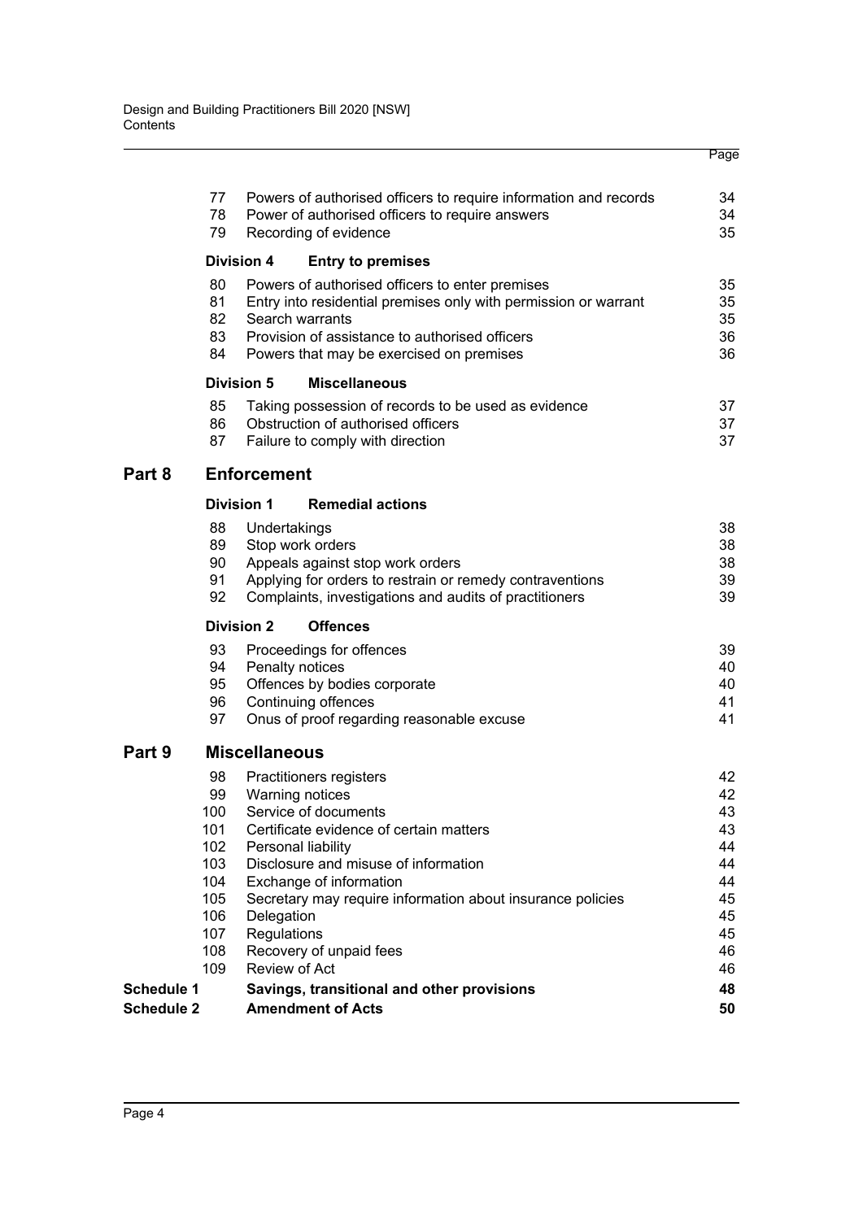| | | Page |
|---|---|---|
| 77 | Powers of authorised officers to require information and records | 34 |
| 78 | Power of authorised officers to require answers | 34 |
| 79 | Recording of evidence | 35 |
| **Division 4** | **Entry to premises** | |
| 80 | Powers of authorised officers to enter premises | 35 |
| 81 | Entry into residential premises only with permission or warrant | 35 |
| 82 | Search warrants | 35 |
| 83 | Provision of assistance to authorised officers | 36 |
| 84 | Powers that may be exercised on premises | 36 |
| **Division 5** | **Miscellaneous** | |
| 85 | Taking possession of records to be used as evidence | 37 |
| 86 | Obstruction of authorised officers | 37 |
| 87 | Failure to comply with direction | 37 |

## Part 8 Enforcement

| | | |
|---|---|---|
| **Division 1** | **Remedial actions** | |
| 88 | Undertakings | 38 |
| 89 | Stop work orders | 38 |
| 90 | Appeals against stop work orders | 38 |
| 91 | Applying for orders to restrain or remedy contraventions | 39 |
| 92 | Complaints, investigations and audits of practitioners | 39 |
| **Division 2** | **Offences** | |
| 93 | Proceedings for offences | 39 |
| 94 | Penalty notices | 40 |
| 95 | Offences by bodies corporate | 40 |
| 96 | Continuing offences | 41 |
| 97 | Onus of proof regarding reasonable excuse | 41 |

## Part 9 Miscellaneous

| | | |
|---|---|---|
| 98 | Practitioners registers | 42 |
| 99 | Warning notices | 42 |
| 100 | Service of documents | 43 |
| 101 | Certificate evidence of certain matters | 43 |
| 102 | Personal liability | 44 |
| 103 | Disclosure and misuse of information | 44 |
| 104 | Exchange of information | 44 |
| 105 | Secretary may require information about insurance policies | 45 |
| 106 | Delegation | 45 |
| 107 | Regulations | 45 |
| 108 | Recovery of unpaid fees | 46 |
| 109 | Review of Act | 46 |
| **Schedule 1** | **Savings, transitional and other provisions** | **48** |
| **Schedule 2** | **Amendment of Acts** | **50** |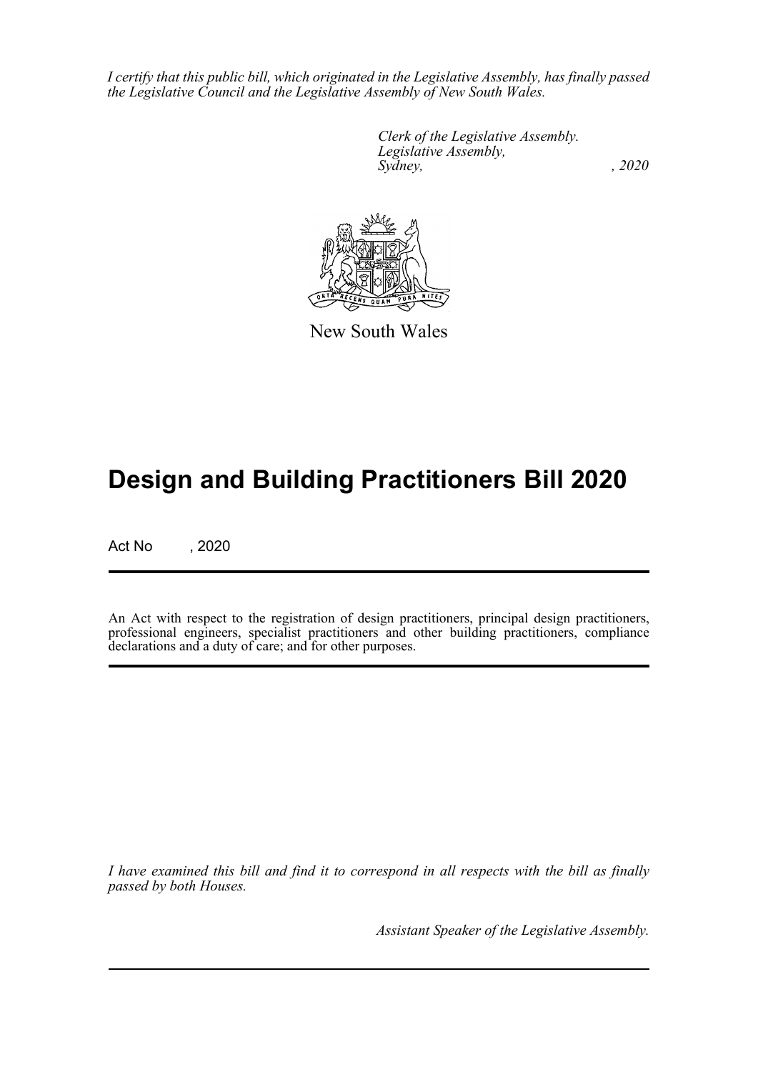*I certify that this public bill, which originated in the Legislative Assembly, has finally passed the Legislative Council and the Legislative Assembly of New South Wales.*

*Clerk of the Legislative Assembly.*
*Legislative Assembly,*
*Sydney, , 2020*

New South Wales

# Design and Building Practitioners Bill 2020

Act No , 2020

An Act with respect to the registration of design practitioners, principal design practitioners, professional engineers, specialist practitioners and other building practitioners, compliance declarations and a duty of care; and for other purposes.

*I have examined this bill and find it to correspond in all respects with the bill as finally passed by both Houses.*

*Assistant Speaker of the Legislative Assembly.*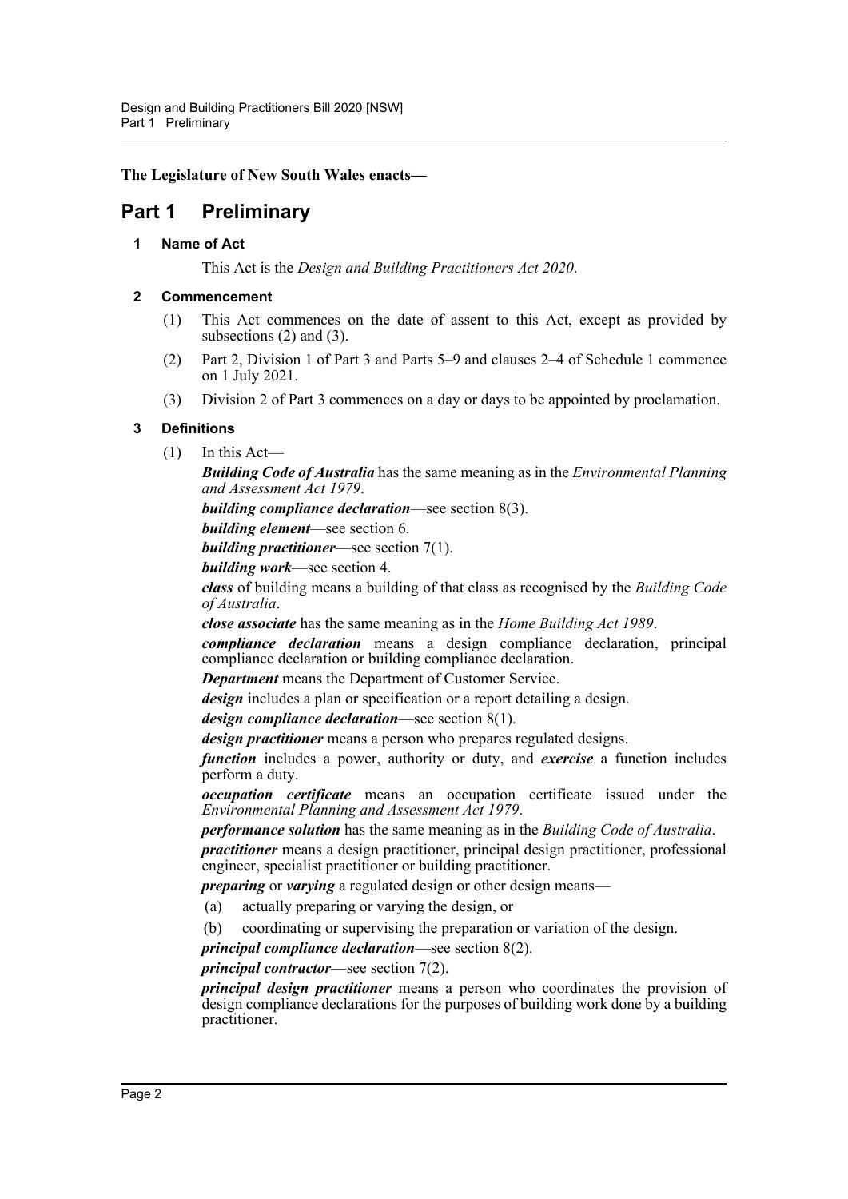**The Legislature of New South Wales enacts—**

# Part 1 Preliminary

### 1 Name of Act

This Act is the *Design and Building Practitioners Act 2020*.

### 2 Commencement

(1) This Act commences on the date of assent to this Act, except as provided by subsections (2) and (3).

(2) Part 2, Division 1 of Part 3 and Parts 5–9 and clauses 2–4 of Schedule 1 commence on 1 July 2021.

(3) Division 2 of Part 3 commences on a day or days to be appointed by proclamation.

### 3 Definitions

(1) In this Act—

***Building Code of Australia*** has the same meaning as in the *Environmental Planning and Assessment Act 1979*.

***building compliance declaration***—see section 8(3).

***building element***—see section 6.

***building practitioner***—see section 7(1).

***building work***—see section 4.

***class*** of building means a building of that class as recognised by the *Building Code of Australia*.

***close associate*** has the same meaning as in the *Home Building Act 1989*.

***compliance declaration*** means a design compliance declaration, principal compliance declaration or building compliance declaration.

***Department*** means the Department of Customer Service.

***design*** includes a plan or specification or a report detailing a design.

***design compliance declaration***—see section 8(1).

***design practitioner*** means a person who prepares regulated designs.

***function*** includes a power, authority or duty, and ***exercise*** a function includes perform a duty.

***occupation certificate*** means an occupation certificate issued under the *Environmental Planning and Assessment Act 1979*.

***performance solution*** has the same meaning as in the *Building Code of Australia*.

***practitioner*** means a design practitioner, principal design practitioner, professional engineer, specialist practitioner or building practitioner.

***preparing*** or ***varying*** a regulated design or other design means—

(a) actually preparing or varying the design, or

(b) coordinating or supervising the preparation or variation of the design.

***principal compliance declaration***—see section 8(2).

***principal contractor***—see section 7(2).

***principal design practitioner*** means a person who coordinates the provision of design compliance declarations for the purposes of building work done by a building practitioner.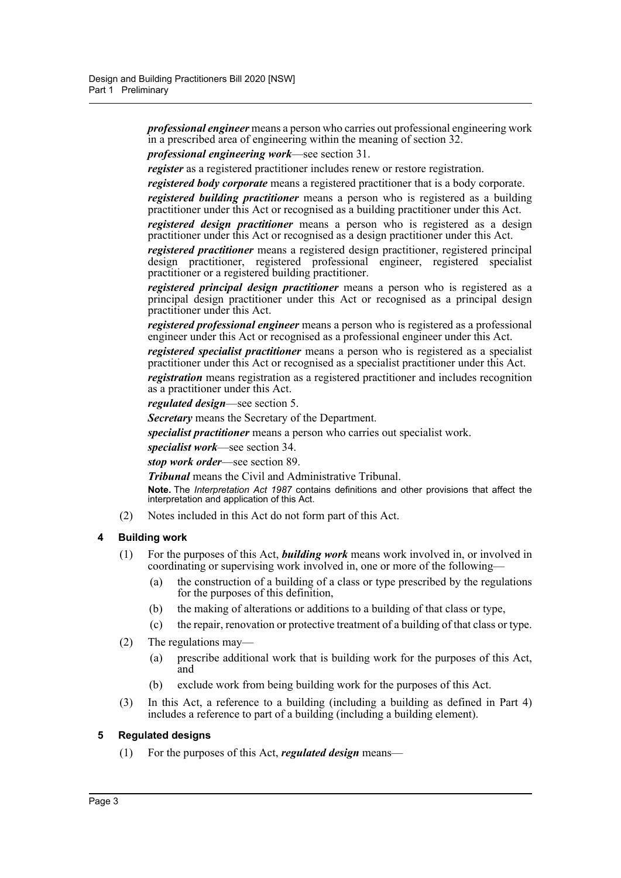***professional engineer*** means a person who carries out professional engineering work in a prescribed area of engineering within the meaning of section 32.

***professional engineering work***—see section 31.

***register*** as a registered practitioner includes renew or restore registration.

***registered body corporate*** means a registered practitioner that is a body corporate.

***registered building practitioner*** means a person who is registered as a building practitioner under this Act or recognised as a building practitioner under this Act.

***registered design practitioner*** means a person who is registered as a design practitioner under this Act or recognised as a design practitioner under this Act.

***registered practitioner*** means a registered design practitioner, registered principal design practitioner, registered professional engineer, registered specialist practitioner or a registered building practitioner.

***registered principal design practitioner*** means a person who is registered as a principal design practitioner under this Act or recognised as a principal design practitioner under this Act.

***registered professional engineer*** means a person who is registered as a professional engineer under this Act or recognised as a professional engineer under this Act.

***registered specialist practitioner*** means a person who is registered as a specialist practitioner under this Act or recognised as a specialist practitioner under this Act.

***registration*** means registration as a registered practitioner and includes recognition as a practitioner under this Act.

***regulated design***—see section 5.

***Secretary*** means the Secretary of the Department.

***specialist practitioner*** means a person who carries out specialist work.

***specialist work***—see section 34.

***stop work order***—see section 89.

***Tribunal*** means the Civil and Administrative Tribunal.

**Note.** The *Interpretation Act 1987* contains definitions and other provisions that affect the interpretation and application of this Act.

(2) Notes included in this Act do not form part of this Act.

### 4 Building work

(1) For the purposes of this Act, ***building work*** means work involved in, or involved in coordinating or supervising work involved in, one or more of the following—

(a) the construction of a building of a class or type prescribed by the regulations for the purposes of this definition,

(b) the making of alterations or additions to a building of that class or type,

(c) the repair, renovation or protective treatment of a building of that class or type.

(2) The regulations may—

(a) prescribe additional work that is building work for the purposes of this Act, and

(b) exclude work from being building work for the purposes of this Act.

(3) In this Act, a reference to a building (including a building as defined in Part 4) includes a reference to part of a building (including a building element).

### 5 Regulated designs

(1) For the purposes of this Act, ***regulated design*** means—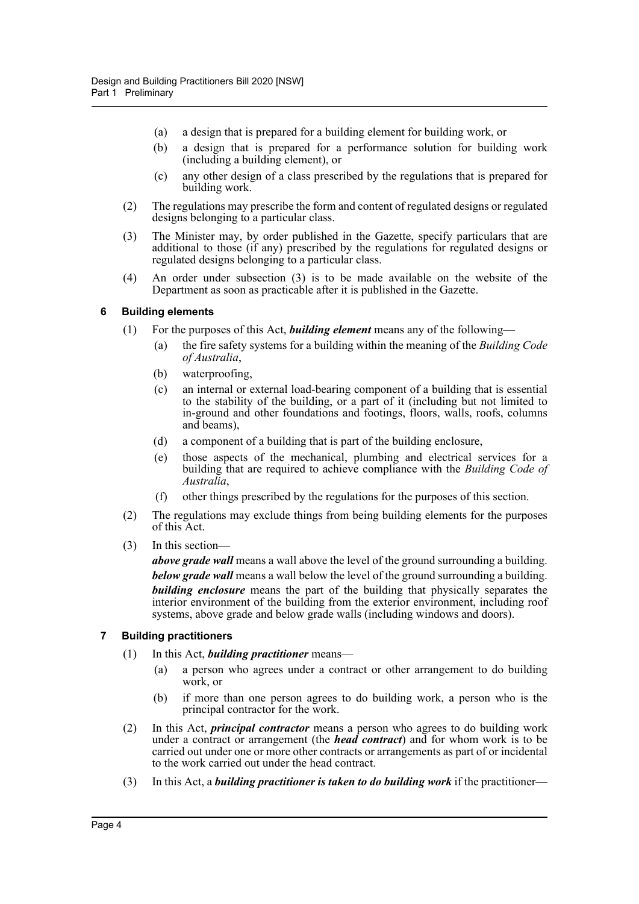(a) a design that is prepared for a building element for building work, or

(b) a design that is prepared for a performance solution for building work (including a building element), or

(c) any other design of a class prescribed by the regulations that is prepared for building work.

(2) The regulations may prescribe the form and content of regulated designs or regulated designs belonging to a particular class.

(3) The Minister may, by order published in the Gazette, specify particulars that are additional to those (if any) prescribed by the regulations for regulated designs or regulated designs belonging to a particular class.

(4) An order under subsection (3) is to be made available on the website of the Department as soon as practicable after it is published in the Gazette.

### 6 Building elements

(1) For the purposes of this Act, ***building element*** means any of the following—

(a) the fire safety systems for a building within the meaning of the *Building Code of Australia*,

(b) waterproofing,

(c) an internal or external load-bearing component of a building that is essential to the stability of the building, or a part of it (including but not limited to in-ground and other foundations and footings, floors, walls, roofs, columns and beams),

(d) a component of a building that is part of the building enclosure,

(e) those aspects of the mechanical, plumbing and electrical services for a building that are required to achieve compliance with the *Building Code of Australia*,

(f) other things prescribed by the regulations for the purposes of this section.

(2) The regulations may exclude things from being building elements for the purposes of this Act.

(3) In this section—

***above grade wall*** means a wall above the level of the ground surrounding a building.

***below grade wall*** means a wall below the level of the ground surrounding a building.

***building enclosure*** means the part of the building that physically separates the interior environment of the building from the exterior environment, including roof systems, above grade and below grade walls (including windows and doors).

### 7 Building practitioners

(1) In this Act, ***building practitioner*** means—

(a) a person who agrees under a contract or other arrangement to do building work, or

(b) if more than one person agrees to do building work, a person who is the principal contractor for the work.

(2) In this Act, ***principal contractor*** means a person who agrees to do building work under a contract or arrangement (the ***head contract***) and for whom work is to be carried out under one or more other contracts or arrangements as part of or incidental to the work carried out under the head contract.

(3) In this Act, a ***building practitioner is taken to do building work*** if the practitioner—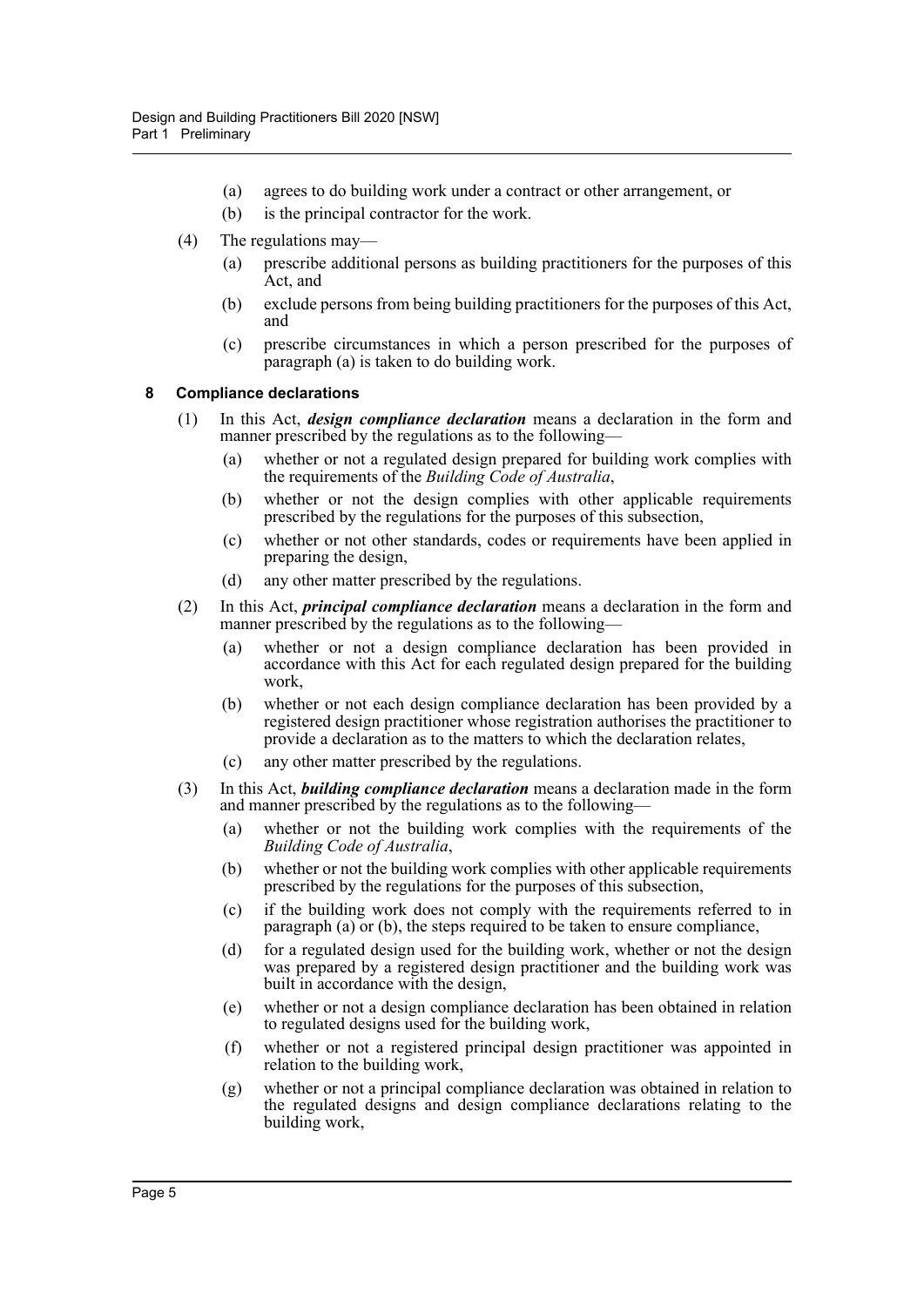(a) agrees to do building work under a contract or other arrangement, or

(b) is the principal contractor for the work.

(4) The regulations may—

(a) prescribe additional persons as building practitioners for the purposes of this Act, and

(b) exclude persons from being building practitioners for the purposes of this Act, and

(c) prescribe circumstances in which a person prescribed for the purposes of paragraph (a) is taken to do building work.

#### 8 Compliance declarations

(1) In this Act, ***design compliance declaration*** means a declaration in the form and manner prescribed by the regulations as to the following—

(a) whether or not a regulated design prepared for building work complies with the requirements of the *Building Code of Australia*,

(b) whether or not the design complies with other applicable requirements prescribed by the regulations for the purposes of this subsection,

(c) whether or not other standards, codes or requirements have been applied in preparing the design,

(d) any other matter prescribed by the regulations.

(2) In this Act, ***principal compliance declaration*** means a declaration in the form and manner prescribed by the regulations as to the following—

(a) whether or not a design compliance declaration has been provided in accordance with this Act for each regulated design prepared for the building work,

(b) whether or not each design compliance declaration has been provided by a registered design practitioner whose registration authorises the practitioner to provide a declaration as to the matters to which the declaration relates,

(c) any other matter prescribed by the regulations.

(3) In this Act, ***building compliance declaration*** means a declaration made in the form and manner prescribed by the regulations as to the following—

(a) whether or not the building work complies with the requirements of the *Building Code of Australia*,

(b) whether or not the building work complies with other applicable requirements prescribed by the regulations for the purposes of this subsection,

(c) if the building work does not comply with the requirements referred to in paragraph (a) or (b), the steps required to be taken to ensure compliance,

(d) for a regulated design used for the building work, whether or not the design was prepared by a registered design practitioner and the building work was built in accordance with the design,

(e) whether or not a design compliance declaration has been obtained in relation to regulated designs used for the building work,

(f) whether or not a registered principal design practitioner was appointed in relation to the building work,

(g) whether or not a principal compliance declaration was obtained in relation to the regulated designs and design compliance declarations relating to the building work,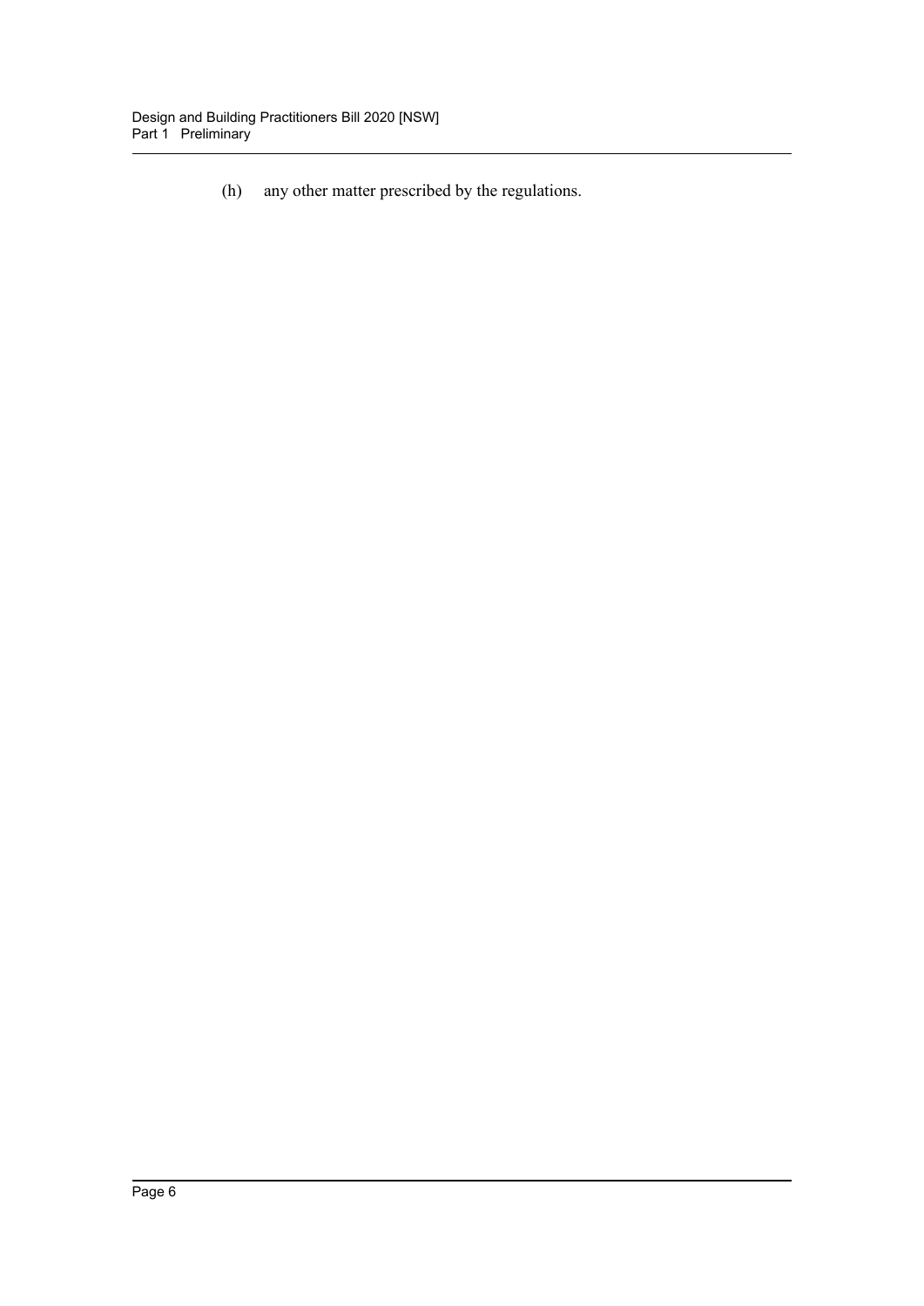(h) any other matter prescribed by the regulations.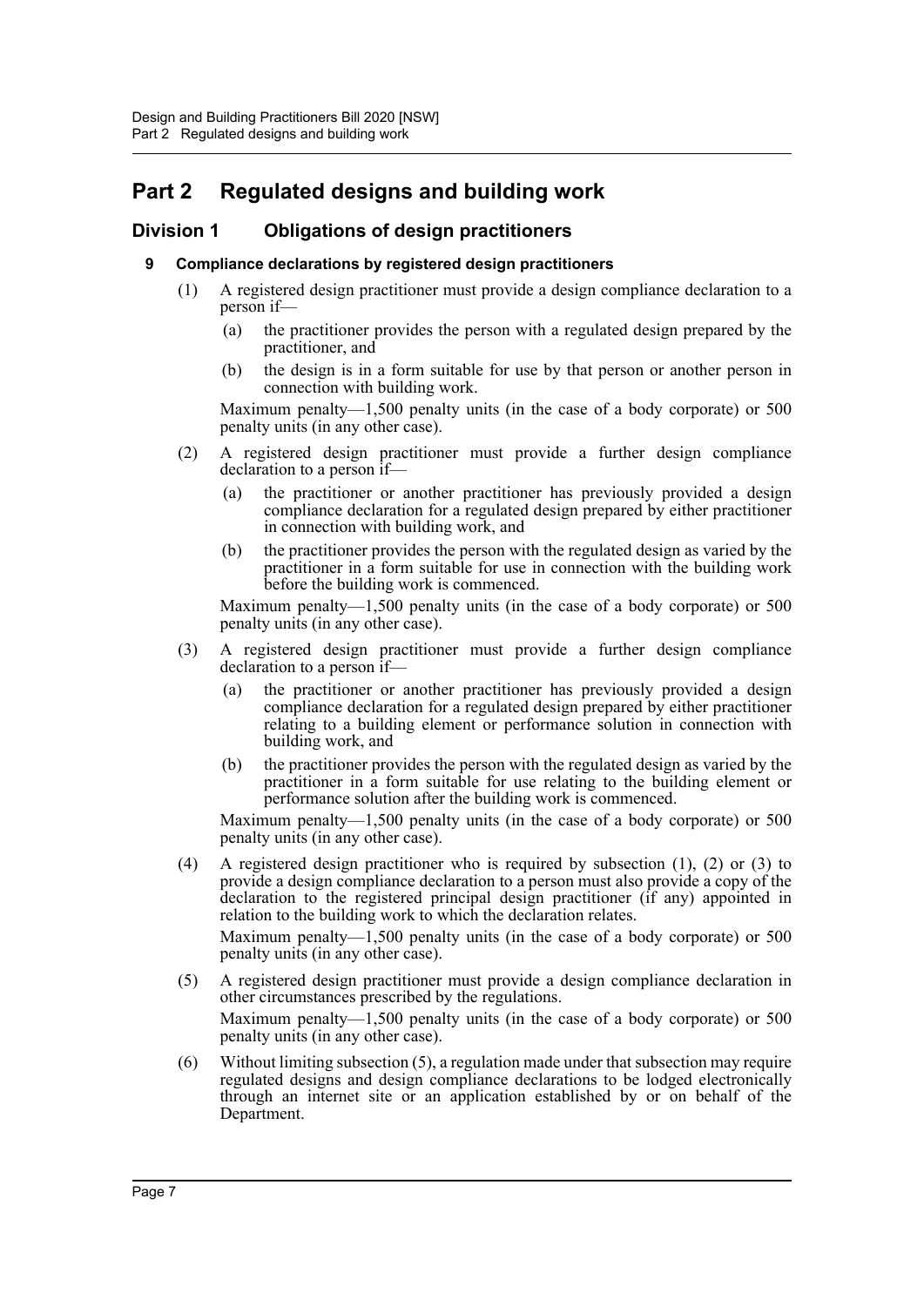# Part 2 Regulated designs and building work

## Division 1 Obligations of design practitioners

### 9 Compliance declarations by registered design practitioners

(1) A registered design practitioner must provide a design compliance declaration to a person if—

(a) the practitioner provides the person with a regulated design prepared by the practitioner, and

(b) the design is in a form suitable for use by that person or another person in connection with building work.

Maximum penalty—1,500 penalty units (in the case of a body corporate) or 500 penalty units (in any other case).

(2) A registered design practitioner must provide a further design compliance declaration to a person if—

(a) the practitioner or another practitioner has previously provided a design compliance declaration for a regulated design prepared by either practitioner in connection with building work, and

(b) the practitioner provides the person with the regulated design as varied by the practitioner in a form suitable for use in connection with the building work before the building work is commenced.

Maximum penalty—1,500 penalty units (in the case of a body corporate) or 500 penalty units (in any other case).

(3) A registered design practitioner must provide a further design compliance declaration to a person if—

(a) the practitioner or another practitioner has previously provided a design compliance declaration for a regulated design prepared by either practitioner relating to a building element or performance solution in connection with building work, and

(b) the practitioner provides the person with the regulated design as varied by the practitioner in a form suitable for use relating to the building element or performance solution after the building work is commenced.

Maximum penalty—1,500 penalty units (in the case of a body corporate) or 500 penalty units (in any other case).

(4) A registered design practitioner who is required by subsection (1), (2) or (3) to provide a design compliance declaration to a person must also provide a copy of the declaration to the registered principal design practitioner (if any) appointed in relation to the building work to which the declaration relates.

Maximum penalty—1,500 penalty units (in the case of a body corporate) or 500 penalty units (in any other case).

(5) A registered design practitioner must provide a design compliance declaration in other circumstances prescribed by the regulations.

Maximum penalty—1,500 penalty units (in the case of a body corporate) or 500 penalty units (in any other case).

(6) Without limiting subsection (5), a regulation made under that subsection may require regulated designs and design compliance declarations to be lodged electronically through an internet site or an application established by or on behalf of the Department.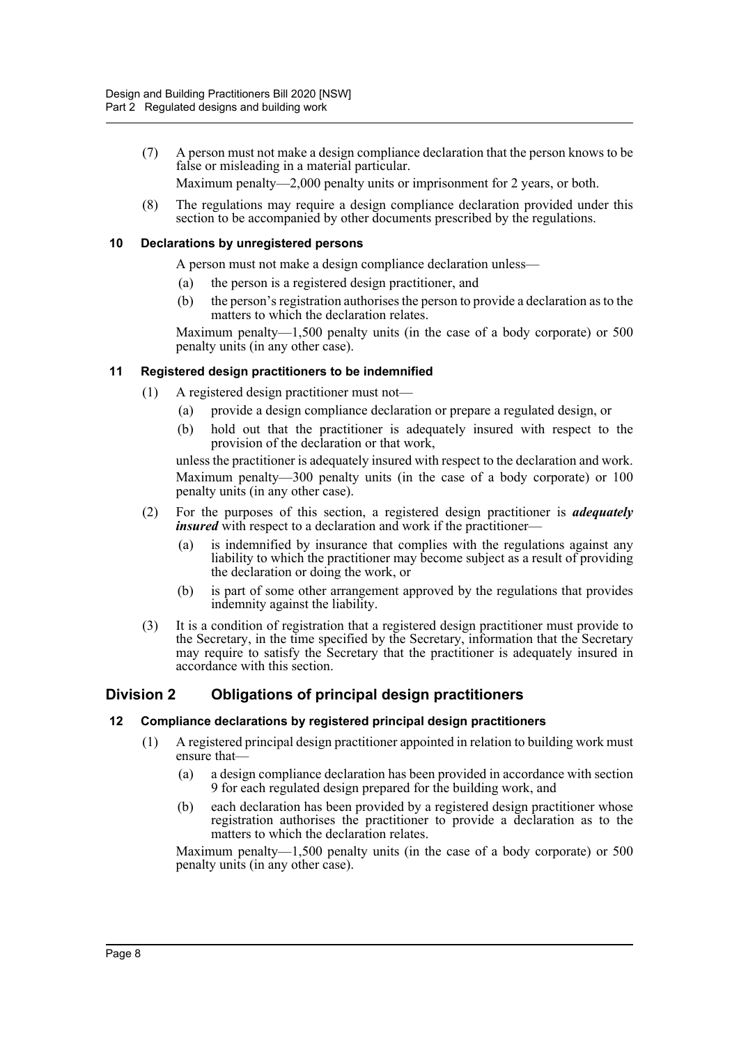(7) A person must not make a design compliance declaration that the person knows to be false or misleading in a material particular.

Maximum penalty—2,000 penalty units or imprisonment for 2 years, or both.

(8) The regulations may require a design compliance declaration provided under this section to be accompanied by other documents prescribed by the regulations.

#### 10 Declarations by unregistered persons

A person must not make a design compliance declaration unless—

(a) the person is a registered design practitioner, and

(b) the person's registration authorises the person to provide a declaration as to the matters to which the declaration relates.

Maximum penalty—1,500 penalty units (in the case of a body corporate) or 500 penalty units (in any other case).

#### 11 Registered design practitioners to be indemnified

(1) A registered design practitioner must not—

(a) provide a design compliance declaration or prepare a regulated design, or

(b) hold out that the practitioner is adequately insured with respect to the provision of the declaration or that work,

unless the practitioner is adequately insured with respect to the declaration and work.

Maximum penalty—300 penalty units (in the case of a body corporate) or 100 penalty units (in any other case).

(2) For the purposes of this section, a registered design practitioner is ***adequately insured*** with respect to a declaration and work if the practitioner—

(a) is indemnified by insurance that complies with the regulations against any liability to which the practitioner may become subject as a result of providing the declaration or doing the work, or

(b) is part of some other arrangement approved by the regulations that provides indemnity against the liability.

(3) It is a condition of registration that a registered design practitioner must provide to the Secretary, in the time specified by the Secretary, information that the Secretary may require to satisfy the Secretary that the practitioner is adequately insured in accordance with this section.

### Division 2 Obligations of principal design practitioners

#### 12 Compliance declarations by registered principal design practitioners

(1) A registered principal design practitioner appointed in relation to building work must ensure that—

(a) a design compliance declaration has been provided in accordance with section 9 for each regulated design prepared for the building work, and

(b) each declaration has been provided by a registered design practitioner whose registration authorises the practitioner to provide a declaration as to the matters to which the declaration relates.

Maximum penalty—1,500 penalty units (in the case of a body corporate) or 500 penalty units (in any other case).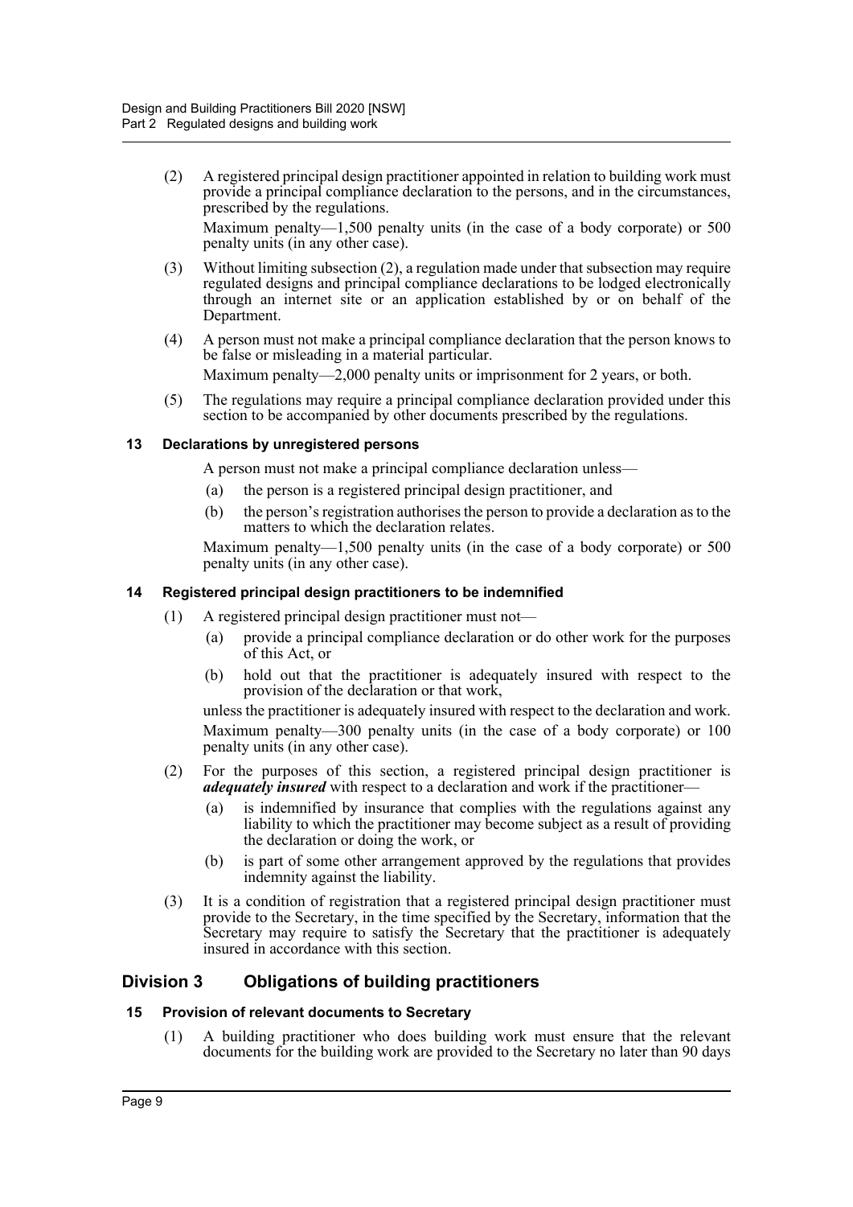(2) A registered principal design practitioner appointed in relation to building work must provide a principal compliance declaration to the persons, and in the circumstances, prescribed by the regulations.

Maximum penalty—1,500 penalty units (in the case of a body corporate) or 500 penalty units (in any other case).

(3) Without limiting subsection (2), a regulation made under that subsection may require regulated designs and principal compliance declarations to be lodged electronically through an internet site or an application established by or on behalf of the Department.

(4) A person must not make a principal compliance declaration that the person knows to be false or misleading in a material particular.

Maximum penalty—2,000 penalty units or imprisonment for 2 years, or both.

(5) The regulations may require a principal compliance declaration provided under this section to be accompanied by other documents prescribed by the regulations.

#### 13 Declarations by unregistered persons

A person must not make a principal compliance declaration unless—

(a) the person is a registered principal design practitioner, and

(b) the person's registration authorises the person to provide a declaration as to the matters to which the declaration relates.

Maximum penalty—1,500 penalty units (in the case of a body corporate) or 500 penalty units (in any other case).

#### 14 Registered principal design practitioners to be indemnified

(1) A registered principal design practitioner must not—

(a) provide a principal compliance declaration or do other work for the purposes of this Act, or

(b) hold out that the practitioner is adequately insured with respect to the provision of the declaration or that work,

unless the practitioner is adequately insured with respect to the declaration and work.

Maximum penalty—300 penalty units (in the case of a body corporate) or 100 penalty units (in any other case).

(2) For the purposes of this section, a registered principal design practitioner is ***adequately insured*** with respect to a declaration and work if the practitioner—

(a) is indemnified by insurance that complies with the regulations against any liability to which the practitioner may become subject as a result of providing the declaration or doing the work, or

(b) is part of some other arrangement approved by the regulations that provides indemnity against the liability.

(3) It is a condition of registration that a registered principal design practitioner must provide to the Secretary, in the time specified by the Secretary, information that the Secretary may require to satisfy the Secretary that the practitioner is adequately insured in accordance with this section.

### Division 3 Obligations of building practitioners

#### 15 Provision of relevant documents to Secretary

(1) A building practitioner who does building work must ensure that the relevant documents for the building work are provided to the Secretary no later than 90 days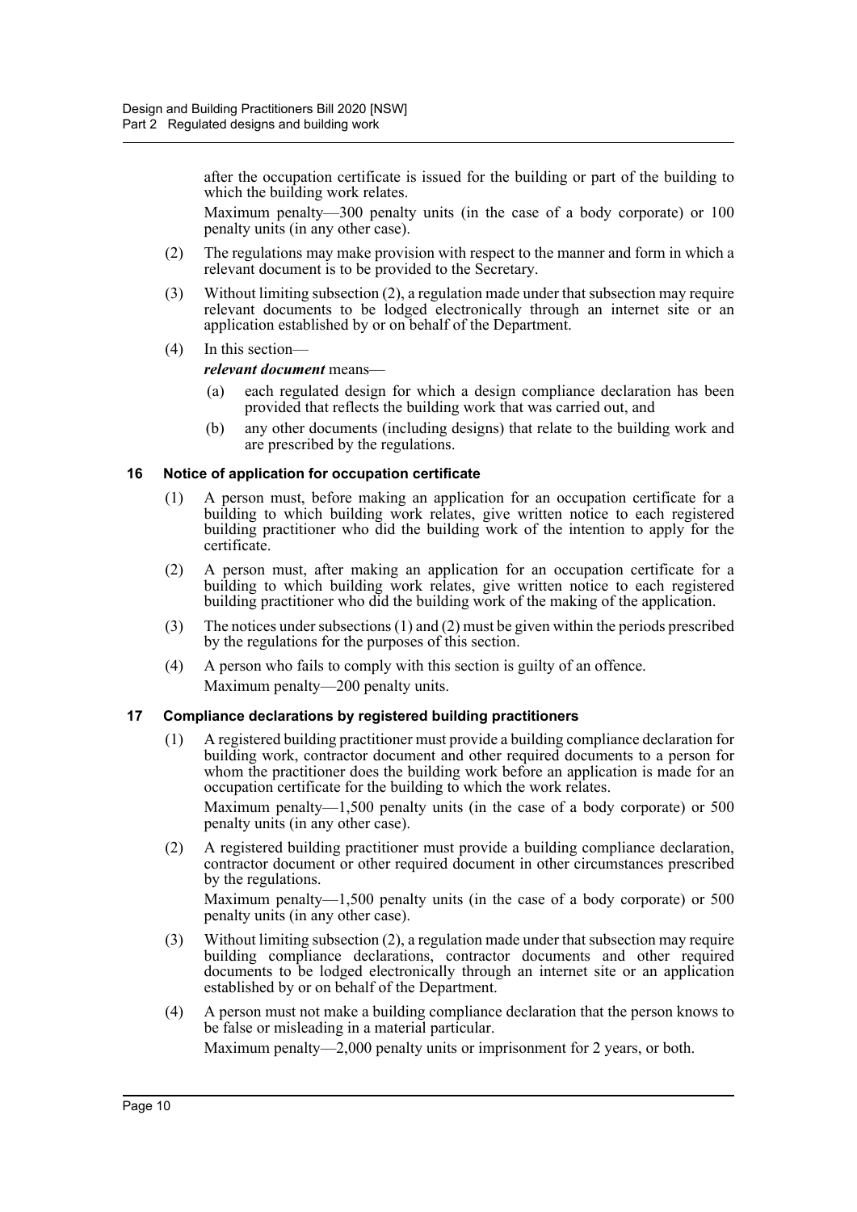after the occupation certificate is issued for the building or part of the building to which the building work relates.

Maximum penalty—300 penalty units (in the case of a body corporate) or 100 penalty units (in any other case).

(2) The regulations may make provision with respect to the manner and form in which a relevant document is to be provided to the Secretary.

(3) Without limiting subsection (2), a regulation made under that subsection may require relevant documents to be lodged electronically through an internet site or an application established by or on behalf of the Department.

(4) In this section—

***relevant document*** means—

(a) each regulated design for which a design compliance declaration has been provided that reflects the building work that was carried out, and

(b) any other documents (including designs) that relate to the building work and are prescribed by the regulations.

### 16 Notice of application for occupation certificate

(1) A person must, before making an application for an occupation certificate for a building to which building work relates, give written notice to each registered building practitioner who did the building work of the intention to apply for the certificate.

(2) A person must, after making an application for an occupation certificate for a building to which building work relates, give written notice to each registered building practitioner who did the building work of the making of the application.

(3) The notices under subsections (1) and (2) must be given within the periods prescribed by the regulations for the purposes of this section.

(4) A person who fails to comply with this section is guilty of an offence.

Maximum penalty—200 penalty units.

### 17 Compliance declarations by registered building practitioners

(1) A registered building practitioner must provide a building compliance declaration for building work, contractor document and other required documents to a person for whom the practitioner does the building work before an application is made for an occupation certificate for the building to which the work relates.

Maximum penalty—1,500 penalty units (in the case of a body corporate) or 500 penalty units (in any other case).

(2) A registered building practitioner must provide a building compliance declaration, contractor document or other required document in other circumstances prescribed by the regulations.

Maximum penalty—1,500 penalty units (in the case of a body corporate) or 500 penalty units (in any other case).

(3) Without limiting subsection (2), a regulation made under that subsection may require building compliance declarations, contractor documents and other required documents to be lodged electronically through an internet site or an application established by or on behalf of the Department.

(4) A person must not make a building compliance declaration that the person knows to be false or misleading in a material particular.

Maximum penalty—2,000 penalty units or imprisonment for 2 years, or both.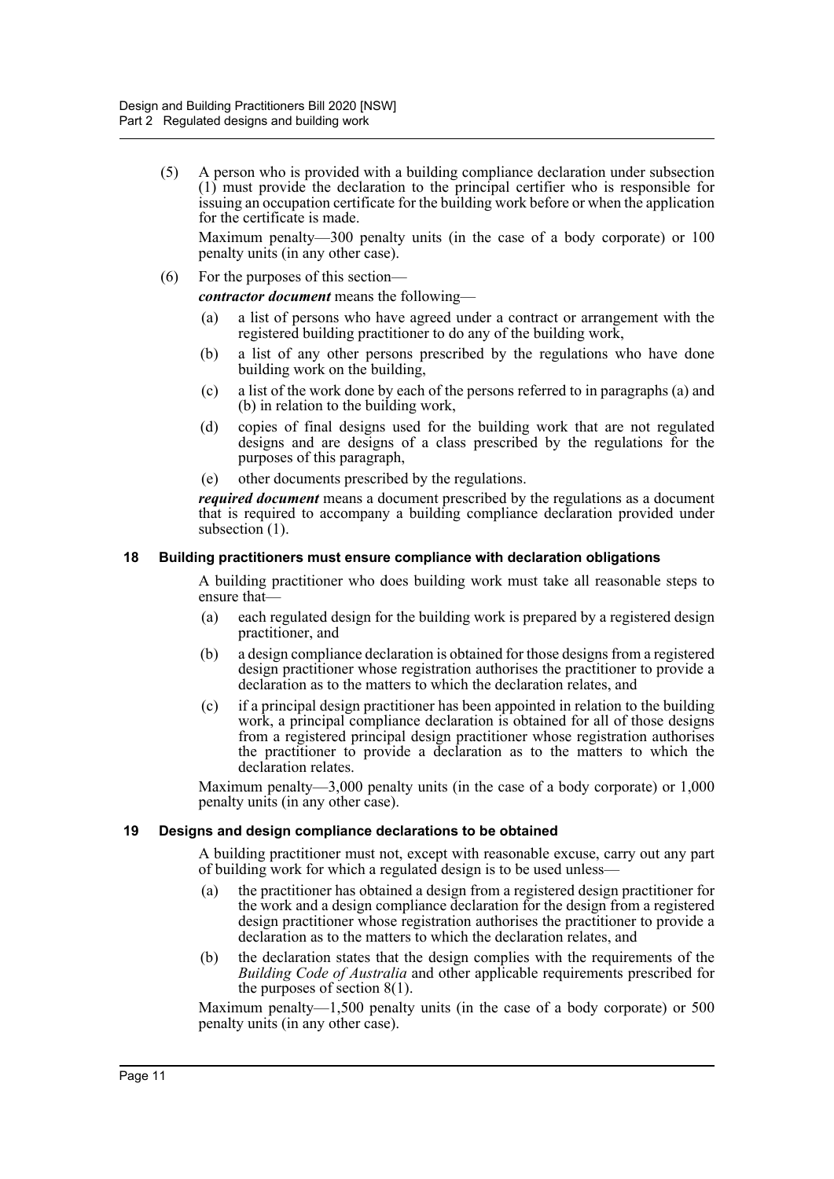(5) A person who is provided with a building compliance declaration under subsection (1) must provide the declaration to the principal certifier who is responsible for issuing an occupation certificate for the building work before or when the application for the certificate is made.

Maximum penalty—300 penalty units (in the case of a body corporate) or 100 penalty units (in any other case).

(6) For the purposes of this section—

***contractor document*** means the following—

- (a) a list of persons who have agreed under a contract or arrangement with the registered building practitioner to do any of the building work,
- (b) a list of any other persons prescribed by the regulations who have done building work on the building,
- (c) a list of the work done by each of the persons referred to in paragraphs (a) and (b) in relation to the building work,
- (d) copies of final designs used for the building work that are not regulated designs and are designs of a class prescribed by the regulations for the purposes of this paragraph,
- (e) other documents prescribed by the regulations.

***required document*** means a document prescribed by the regulations as a document that is required to accompany a building compliance declaration provided under subsection (1).

### 18 Building practitioners must ensure compliance with declaration obligations

A building practitioner who does building work must take all reasonable steps to ensure that—

- (a) each regulated design for the building work is prepared by a registered design practitioner, and
- (b) a design compliance declaration is obtained for those designs from a registered design practitioner whose registration authorises the practitioner to provide a declaration as to the matters to which the declaration relates, and
- (c) if a principal design practitioner has been appointed in relation to the building work, a principal compliance declaration is obtained for all of those designs from a registered principal design practitioner whose registration authorises the practitioner to provide a declaration as to the matters to which the declaration relates.

Maximum penalty—3,000 penalty units (in the case of a body corporate) or 1,000 penalty units (in any other case).

### 19 Designs and design compliance declarations to be obtained

A building practitioner must not, except with reasonable excuse, carry out any part of building work for which a regulated design is to be used unless—

- (a) the practitioner has obtained a design from a registered design practitioner for the work and a design compliance declaration for the design from a registered design practitioner whose registration authorises the practitioner to provide a declaration as to the matters to which the declaration relates, and
- (b) the declaration states that the design complies with the requirements of the *Building Code of Australia* and other applicable requirements prescribed for the purposes of section 8(1).

Maximum penalty—1,500 penalty units (in the case of a body corporate) or 500 penalty units (in any other case).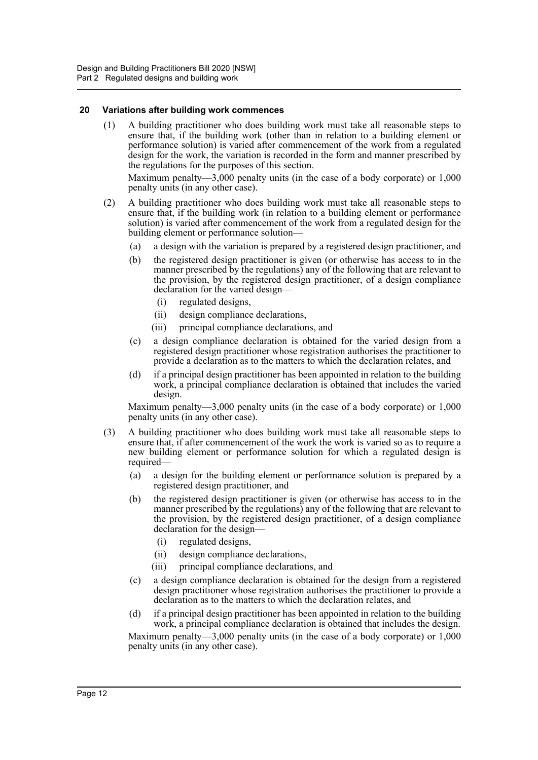### 20 Variations after building work commences

(1) A building practitioner who does building work must take all reasonable steps to ensure that, if the building work (other than in relation to a building element or performance solution) is varied after commencement of the work from a regulated design for the work, the variation is recorded in the form and manner prescribed by the regulations for the purposes of this section.

Maximum penalty—3,000 penalty units (in the case of a body corporate) or 1,000 penalty units (in any other case).

(2) A building practitioner who does building work must take all reasonable steps to ensure that, if the building work (in relation to a building element or performance solution) is varied after commencement of the work from a regulated design for the building element or performance solution—

- (a) a design with the variation is prepared by a registered design practitioner, and
- (b) the registered design practitioner is given (or otherwise has access to in the manner prescribed by the regulations) any of the following that are relevant to the provision, by the registered design practitioner, of a design compliance declaration for the varied design—
  - (i) regulated designs,
  - (ii) design compliance declarations,
  - (iii) principal compliance declarations, and
- (c) a design compliance declaration is obtained for the varied design from a registered design practitioner whose registration authorises the practitioner to provide a declaration as to the matters to which the declaration relates, and
- (d) if a principal design practitioner has been appointed in relation to the building work, a principal compliance declaration is obtained that includes the varied design.

Maximum penalty—3,000 penalty units (in the case of a body corporate) or 1,000 penalty units (in any other case).

(3) A building practitioner who does building work must take all reasonable steps to ensure that, if after commencement of the work the work is varied so as to require a new building element or performance solution for which a regulated design is required—

- (a) a design for the building element or performance solution is prepared by a registered design practitioner, and
- (b) the registered design practitioner is given (or otherwise has access to in the manner prescribed by the regulations) any of the following that are relevant to the provision, by the registered design practitioner, of a design compliance declaration for the design—
  - (i) regulated designs,
  - (ii) design compliance declarations,
  - (iii) principal compliance declarations, and
- (c) a design compliance declaration is obtained for the design from a registered design practitioner whose registration authorises the practitioner to provide a declaration as to the matters to which the declaration relates, and
- (d) if a principal design practitioner has been appointed in relation to the building work, a principal compliance declaration is obtained that includes the design.

Maximum penalty—3,000 penalty units (in the case of a body corporate) or 1,000 penalty units (in any other case).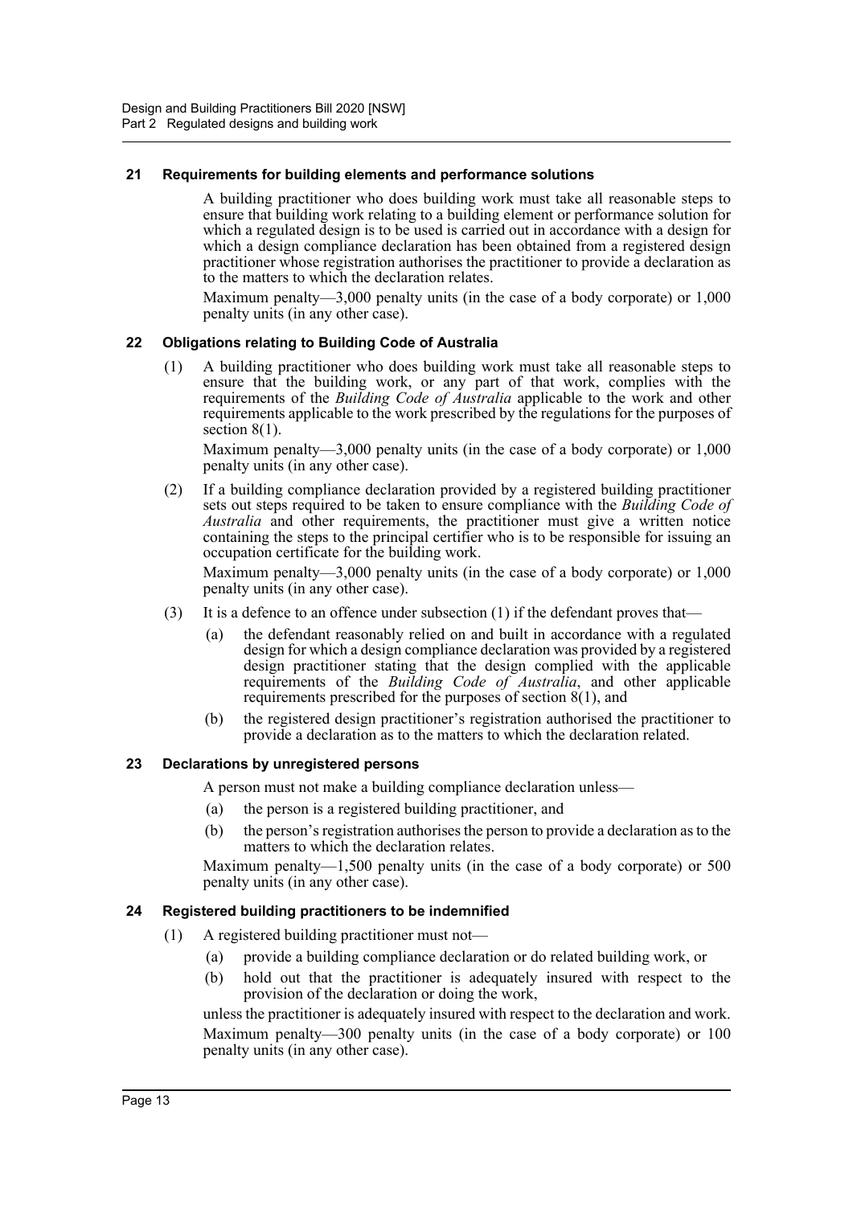### 21 Requirements for building elements and performance solutions

A building practitioner who does building work must take all reasonable steps to ensure that building work relating to a building element or performance solution for which a regulated design is to be used is carried out in accordance with a design for which a design compliance declaration has been obtained from a registered design practitioner whose registration authorises the practitioner to provide a declaration as to the matters to which the declaration relates.

Maximum penalty—3,000 penalty units (in the case of a body corporate) or 1,000 penalty units (in any other case).

### 22 Obligations relating to Building Code of Australia

(1) A building practitioner who does building work must take all reasonable steps to ensure that the building work, or any part of that work, complies with the requirements of the *Building Code of Australia* applicable to the work and other requirements applicable to the work prescribed by the regulations for the purposes of section 8(1).

Maximum penalty—3,000 penalty units (in the case of a body corporate) or 1,000 penalty units (in any other case).

(2) If a building compliance declaration provided by a registered building practitioner sets out steps required to be taken to ensure compliance with the *Building Code of Australia* and other requirements, the practitioner must give a written notice containing the steps to the principal certifier who is to be responsible for issuing an occupation certificate for the building work.

Maximum penalty—3,000 penalty units (in the case of a body corporate) or 1,000 penalty units (in any other case).

(3) It is a defence to an offence under subsection (1) if the defendant proves that—

(a) the defendant reasonably relied on and built in accordance with a regulated design for which a design compliance declaration was provided by a registered design practitioner stating that the design complied with the applicable requirements of the *Building Code of Australia*, and other applicable requirements prescribed for the purposes of section 8(1), and

(b) the registered design practitioner's registration authorised the practitioner to provide a declaration as to the matters to which the declaration related.

### 23 Declarations by unregistered persons

A person must not make a building compliance declaration unless—

(a) the person is a registered building practitioner, and

(b) the person's registration authorises the person to provide a declaration as to the matters to which the declaration relates.

Maximum penalty—1,500 penalty units (in the case of a body corporate) or 500 penalty units (in any other case).

### 24 Registered building practitioners to be indemnified

(1) A registered building practitioner must not—

(a) provide a building compliance declaration or do related building work, or

(b) hold out that the practitioner is adequately insured with respect to the provision of the declaration or doing the work,

unless the practitioner is adequately insured with respect to the declaration and work.

Maximum penalty—300 penalty units (in the case of a body corporate) or 100 penalty units (in any other case).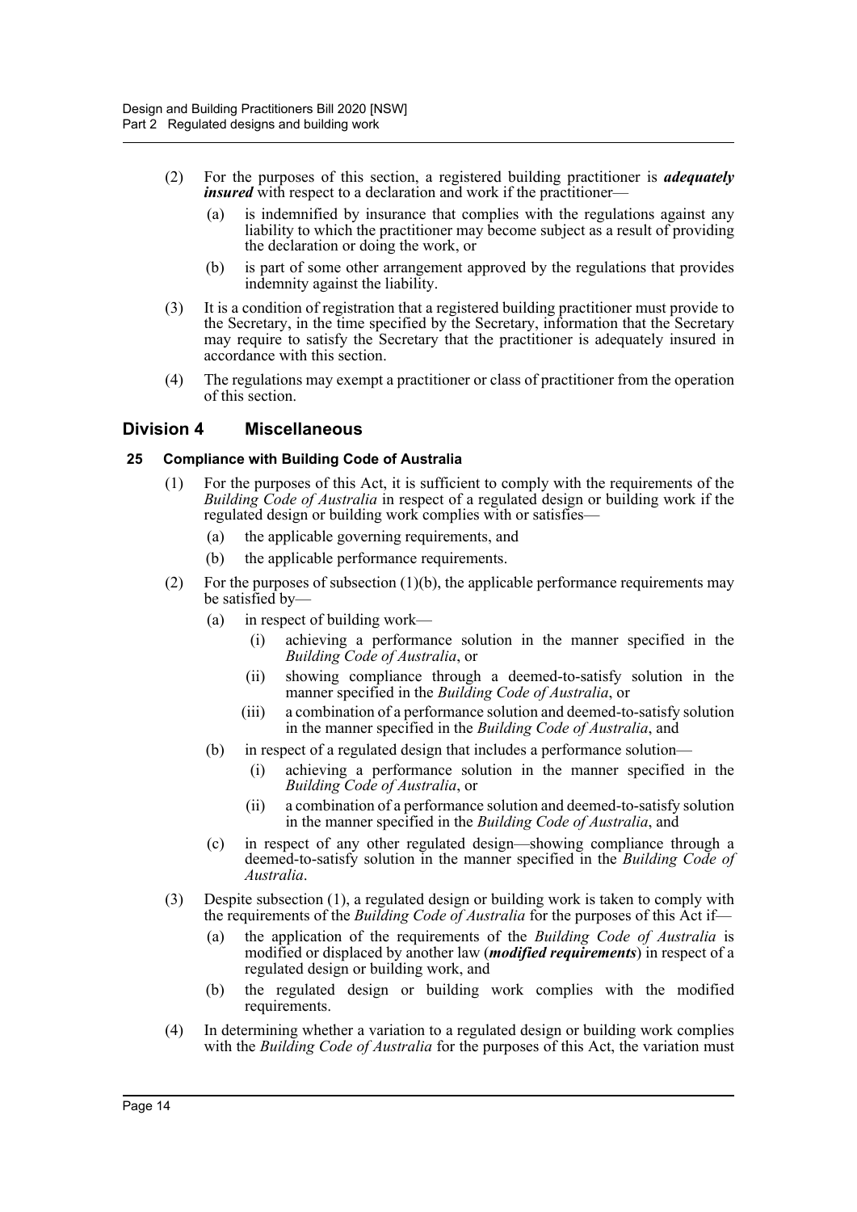(2) For the purposes of this section, a registered building practitioner is ***adequately insured*** with respect to a declaration and work if the practitioner—

  (a) is indemnified by insurance that complies with the regulations against any liability to which the practitioner may become subject as a result of providing the declaration or doing the work, or

  (b) is part of some other arrangement approved by the regulations that provides indemnity against the liability.

(3) It is a condition of registration that a registered building practitioner must provide to the Secretary, in the time specified by the Secretary, information that the Secretary may require to satisfy the Secretary that the practitioner is adequately insured in accordance with this section.

(4) The regulations may exempt a practitioner or class of practitioner from the operation of this section.

## Division 4 Miscellaneous

### 25 Compliance with Building Code of Australia

(1) For the purposes of this Act, it is sufficient to comply with the requirements of the *Building Code of Australia* in respect of a regulated design or building work if the regulated design or building work complies with or satisfies—

  (a) the applicable governing requirements, and

  (b) the applicable performance requirements.

(2) For the purposes of subsection (1)(b), the applicable performance requirements may be satisfied by—

  (a) in respect of building work—

    (i) achieving a performance solution in the manner specified in the *Building Code of Australia*, or

    (ii) showing compliance through a deemed-to-satisfy solution in the manner specified in the *Building Code of Australia*, or

    (iii) a combination of a performance solution and deemed-to-satisfy solution in the manner specified in the *Building Code of Australia*, and

  (b) in respect of a regulated design that includes a performance solution—

    (i) achieving a performance solution in the manner specified in the *Building Code of Australia*, or

    (ii) a combination of a performance solution and deemed-to-satisfy solution in the manner specified in the *Building Code of Australia*, and

  (c) in respect of any other regulated design—showing compliance through a deemed-to-satisfy solution in the manner specified in the *Building Code of Australia*.

(3) Despite subsection (1), a regulated design or building work is taken to comply with the requirements of the *Building Code of Australia* for the purposes of this Act if—

  (a) the application of the requirements of the *Building Code of Australia* is modified or displaced by another law (***modified requirements***) in respect of a regulated design or building work, and

  (b) the regulated design or building work complies with the modified requirements.

(4) In determining whether a variation to a regulated design or building work complies with the *Building Code of Australia* for the purposes of this Act, the variation must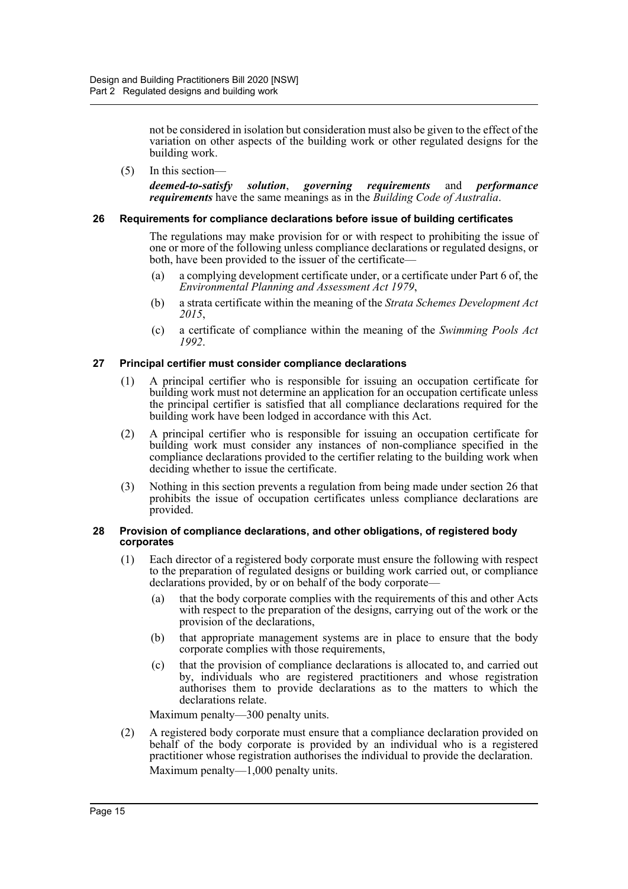not be considered in isolation but consideration must also be given to the effect of the variation on other aspects of the building work or other regulated designs for the building work.

(5) In this section—

***deemed-to-satisfy solution***, ***governing requirements*** and ***performance requirements*** have the same meanings as in the *Building Code of Australia*.

### 26 Requirements for compliance declarations before issue of building certificates

The regulations may make provision for or with respect to prohibiting the issue of one or more of the following unless compliance declarations or regulated designs, or both, have been provided to the issuer of the certificate—

(a) a complying development certificate under, or a certificate under Part 6 of, the *Environmental Planning and Assessment Act 1979*,

(b) a strata certificate within the meaning of the *Strata Schemes Development Act 2015*,

(c) a certificate of compliance within the meaning of the *Swimming Pools Act 1992*.

### 27 Principal certifier must consider compliance declarations

(1) A principal certifier who is responsible for issuing an occupation certificate for building work must not determine an application for an occupation certificate unless the principal certifier is satisfied that all compliance declarations required for the building work have been lodged in accordance with this Act.

(2) A principal certifier who is responsible for issuing an occupation certificate for building work must consider any instances of non-compliance specified in the compliance declarations provided to the certifier relating to the building work when deciding whether to issue the certificate.

(3) Nothing in this section prevents a regulation from being made under section 26 that prohibits the issue of occupation certificates unless compliance declarations are provided.

### 28 Provision of compliance declarations, and other obligations, of registered body corporates

(1) Each director of a registered body corporate must ensure the following with respect to the preparation of regulated designs or building work carried out, or compliance declarations provided, by or on behalf of the body corporate—

(a) that the body corporate complies with the requirements of this and other Acts with respect to the preparation of the designs, carrying out of the work or the provision of the declarations,

(b) that appropriate management systems are in place to ensure that the body corporate complies with those requirements,

(c) that the provision of compliance declarations is allocated to, and carried out by, individuals who are registered practitioners and whose registration authorises them to provide declarations as to the matters to which the declarations relate.

Maximum penalty—300 penalty units.

(2) A registered body corporate must ensure that a compliance declaration provided on behalf of the body corporate is provided by an individual who is a registered practitioner whose registration authorises the individual to provide the declaration.

Maximum penalty—1,000 penalty units.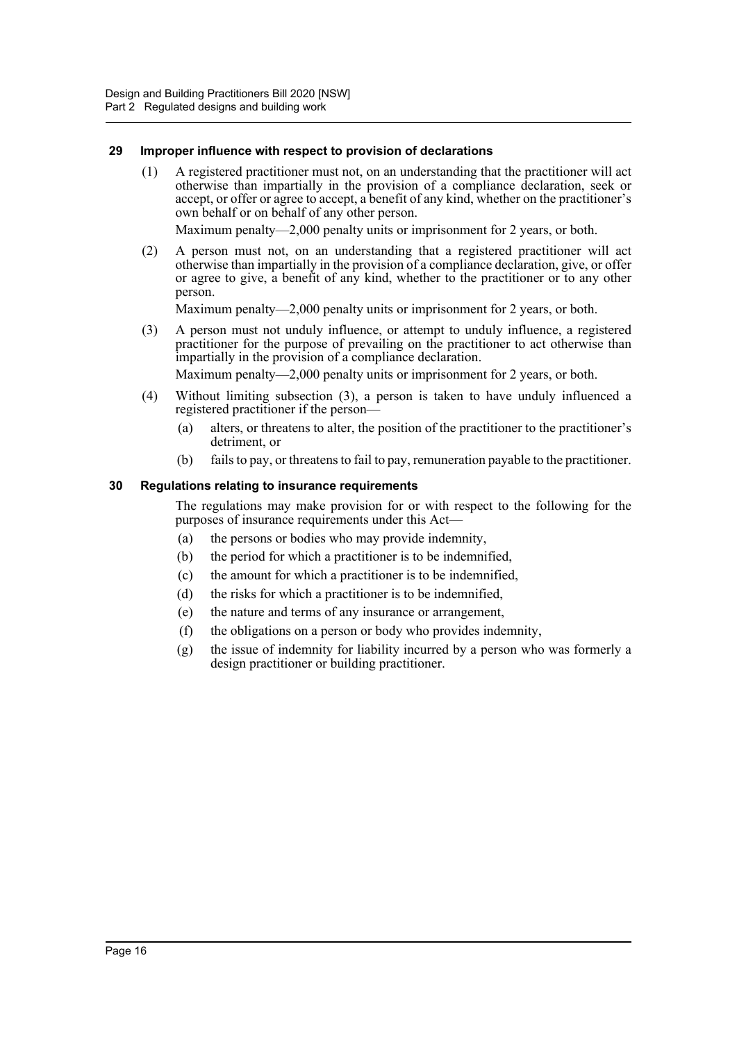### 29 Improper influence with respect to provision of declarations

(1) A registered practitioner must not, on an understanding that the practitioner will act otherwise than impartially in the provision of a compliance declaration, seek or accept, or offer or agree to accept, a benefit of any kind, whether on the practitioner's own behalf or on behalf of any other person.

Maximum penalty—2,000 penalty units or imprisonment for 2 years, or both.

(2) A person must not, on an understanding that a registered practitioner will act otherwise than impartially in the provision of a compliance declaration, give, or offer or agree to give, a benefit of any kind, whether to the practitioner or to any other person.

Maximum penalty—2,000 penalty units or imprisonment for 2 years, or both.

(3) A person must not unduly influence, or attempt to unduly influence, a registered practitioner for the purpose of prevailing on the practitioner to act otherwise than impartially in the provision of a compliance declaration.

Maximum penalty—2,000 penalty units or imprisonment for 2 years, or both.

(4) Without limiting subsection (3), a person is taken to have unduly influenced a registered practitioner if the person—

- (a) alters, or threatens to alter, the position of the practitioner to the practitioner's detriment, or
- (b) fails to pay, or threatens to fail to pay, remuneration payable to the practitioner.

### 30 Regulations relating to insurance requirements

The regulations may make provision for or with respect to the following for the purposes of insurance requirements under this Act—

- (a) the persons or bodies who may provide indemnity,
- (b) the period for which a practitioner is to be indemnified,
- (c) the amount for which a practitioner is to be indemnified,
- (d) the risks for which a practitioner is to be indemnified,
- (e) the nature and terms of any insurance or arrangement,
- (f) the obligations on a person or body who provides indemnity,
- (g) the issue of indemnity for liability incurred by a person who was formerly a design practitioner or building practitioner.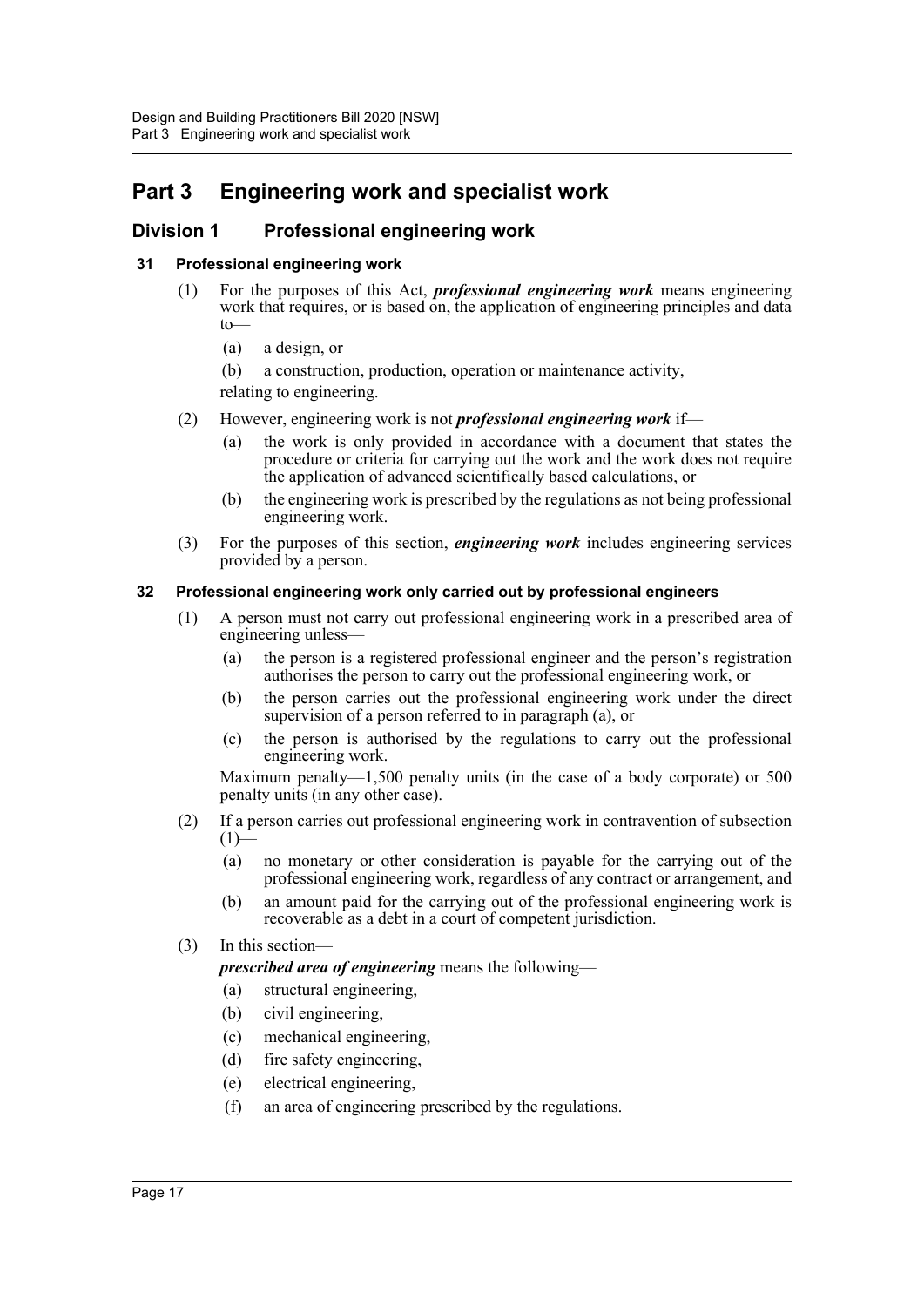# Part 3 Engineering work and specialist work

## Division 1 Professional engineering work

### 31 Professional engineering work

(1) For the purposes of this Act, ***professional engineering work*** means engineering work that requires, or is based on, the application of engineering principles and data to—

- (a) a design, or
- (b) a construction, production, operation or maintenance activity,

relating to engineering.

(2) However, engineering work is not ***professional engineering work*** if—

- (a) the work is only provided in accordance with a document that states the procedure or criteria for carrying out the work and the work does not require the application of advanced scientifically based calculations, or
- (b) the engineering work is prescribed by the regulations as not being professional engineering work.

(3) For the purposes of this section, ***engineering work*** includes engineering services provided by a person.

### 32 Professional engineering work only carried out by professional engineers

(1) A person must not carry out professional engineering work in a prescribed area of engineering unless—

- (a) the person is a registered professional engineer and the person's registration authorises the person to carry out the professional engineering work, or
- (b) the person carries out the professional engineering work under the direct supervision of a person referred to in paragraph (a), or
- (c) the person is authorised by the regulations to carry out the professional engineering work.

Maximum penalty—1,500 penalty units (in the case of a body corporate) or 500 penalty units (in any other case).

(2) If a person carries out professional engineering work in contravention of subsection (1)—

- (a) no monetary or other consideration is payable for the carrying out of the professional engineering work, regardless of any contract or arrangement, and
- (b) an amount paid for the carrying out of the professional engineering work is recoverable as a debt in a court of competent jurisdiction.

(3) In this section—

***prescribed area of engineering*** means the following—

- (a) structural engineering,
- (b) civil engineering,
- (c) mechanical engineering,
- (d) fire safety engineering,
- (e) electrical engineering,
- (f) an area of engineering prescribed by the regulations.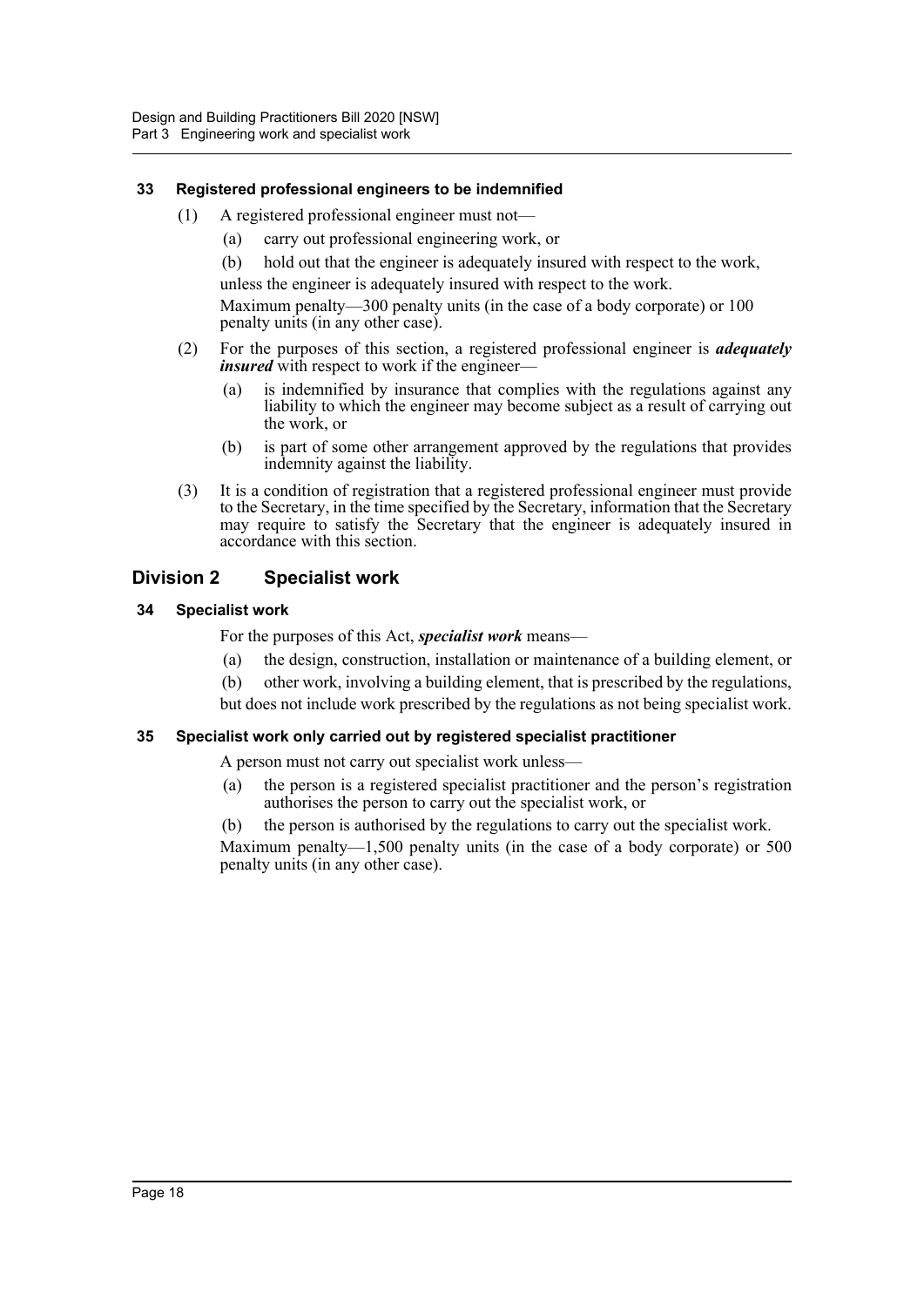### 33 Registered professional engineers to be indemnified

(1) A registered professional engineer must not—

(a) carry out professional engineering work, or

(b) hold out that the engineer is adequately insured with respect to the work,

unless the engineer is adequately insured with respect to the work.

Maximum penalty—300 penalty units (in the case of a body corporate) or 100 penalty units (in any other case).

(2) For the purposes of this section, a registered professional engineer is ***adequately insured*** with respect to work if the engineer—

(a) is indemnified by insurance that complies with the regulations against any liability to which the engineer may become subject as a result of carrying out the work, or

(b) is part of some other arrangement approved by the regulations that provides indemnity against the liability.

(3) It is a condition of registration that a registered professional engineer must provide to the Secretary, in the time specified by the Secretary, information that the Secretary may require to satisfy the Secretary that the engineer is adequately insured in accordance with this section.

## Division 2 Specialist work

### 34 Specialist work

For the purposes of this Act, ***specialist work*** means—

(a) the design, construction, installation or maintenance of a building element, or

(b) other work, involving a building element, that is prescribed by the regulations,

but does not include work prescribed by the regulations as not being specialist work.

### 35 Specialist work only carried out by registered specialist practitioner

A person must not carry out specialist work unless—

(a) the person is a registered specialist practitioner and the person's registration authorises the person to carry out the specialist work, or

(b) the person is authorised by the regulations to carry out the specialist work.

Maximum penalty—1,500 penalty units (in the case of a body corporate) or 500 penalty units (in any other case).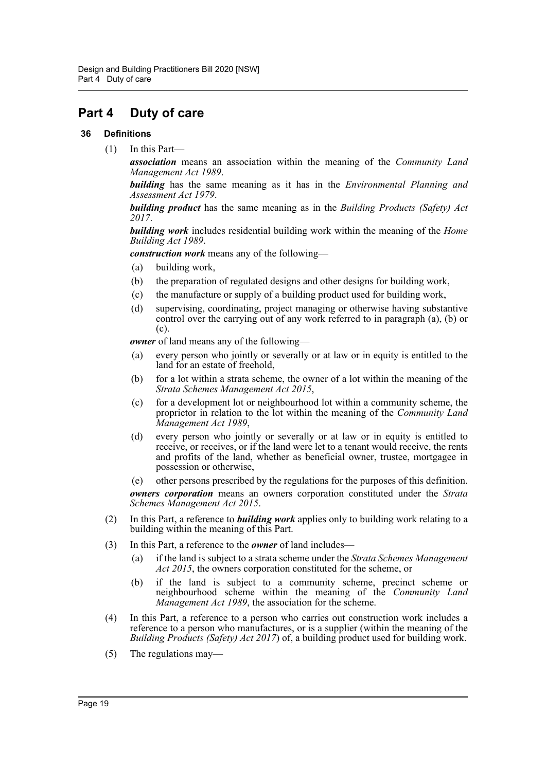# Part 4 Duty of care

## 36 Definitions

(1) In this Part—

***association*** means an association within the meaning of the *Community Land Management Act 1989*.

***building*** has the same meaning as it has in the *Environmental Planning and Assessment Act 1979*.

***building product*** has the same meaning as in the *Building Products (Safety) Act 2017*.

***building work*** includes residential building work within the meaning of the *Home Building Act 1989*.

***construction work*** means any of the following—

- (a) building work,
- (b) the preparation of regulated designs and other designs for building work,
- (c) the manufacture or supply of a building product used for building work,
- (d) supervising, coordinating, project managing or otherwise having substantive control over the carrying out of any work referred to in paragraph (a), (b) or (c).

***owner*** of land means any of the following—

- (a) every person who jointly or severally or at law or in equity is entitled to the land for an estate of freehold,
- (b) for a lot within a strata scheme, the owner of a lot within the meaning of the *Strata Schemes Management Act 2015*,
- (c) for a development lot or neighbourhood lot within a community scheme, the proprietor in relation to the lot within the meaning of the *Community Land Management Act 1989*,
- (d) every person who jointly or severally or at law or in equity is entitled to receive, or receives, or if the land were let to a tenant would receive, the rents and profits of the land, whether as beneficial owner, trustee, mortgagee in possession or otherwise,
- (e) other persons prescribed by the regulations for the purposes of this definition.

***owners corporation*** means an owners corporation constituted under the *Strata Schemes Management Act 2015*.

(2) In this Part, a reference to ***building work*** applies only to building work relating to a building within the meaning of this Part.

(3) In this Part, a reference to the ***owner*** of land includes—

- (a) if the land is subject to a strata scheme under the *Strata Schemes Management Act 2015*, the owners corporation constituted for the scheme, or
- (b) if the land is subject to a community scheme, precinct scheme or neighbourhood scheme within the meaning of the *Community Land Management Act 1989*, the association for the scheme.

(4) In this Part, a reference to a person who carries out construction work includes a reference to a person who manufactures, or is a supplier (within the meaning of the *Building Products (Safety) Act 2017*) of, a building product used for building work.

(5) The regulations may—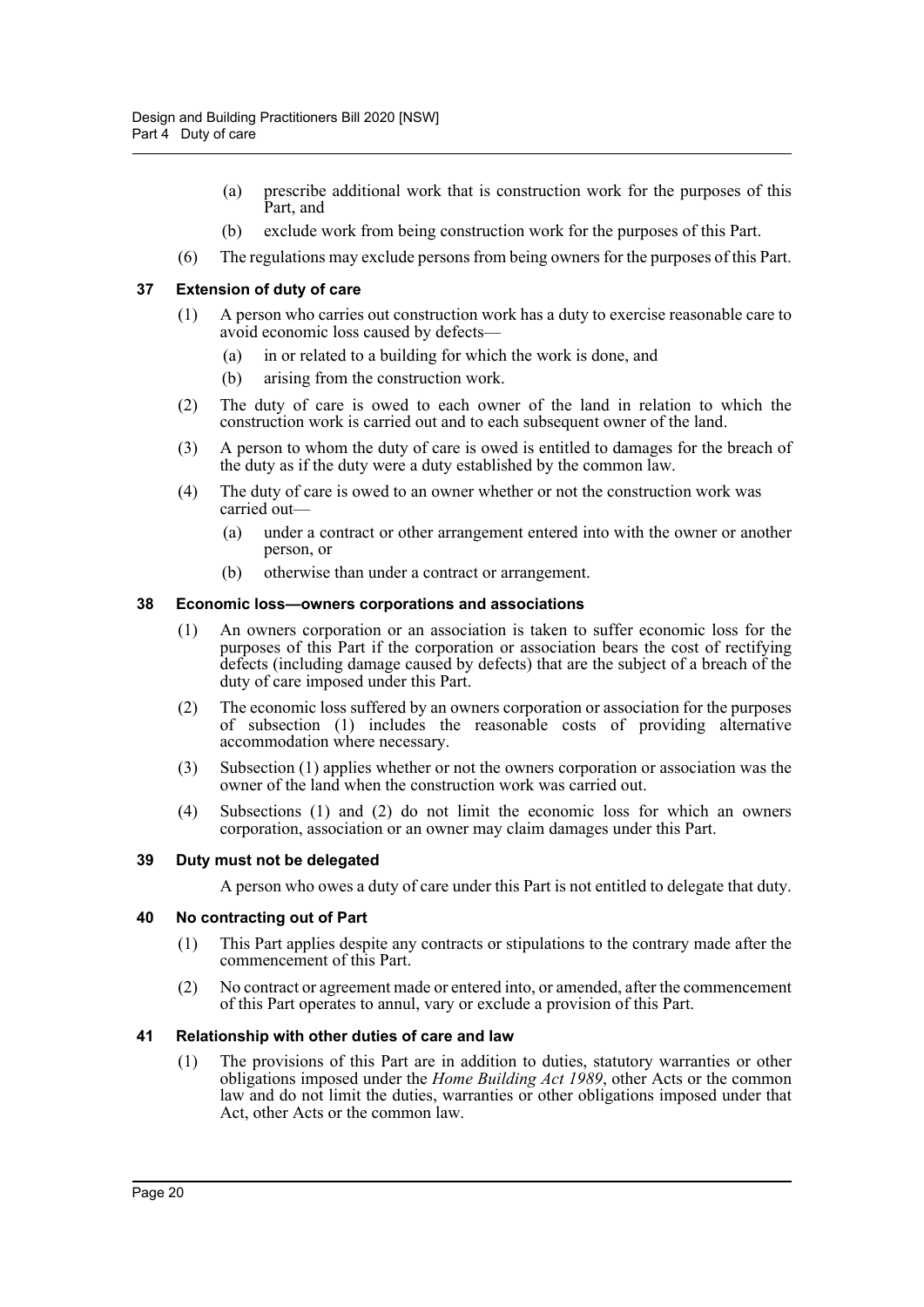(a) prescribe additional work that is construction work for the purposes of this Part, and

(b) exclude work from being construction work for the purposes of this Part.

(6) The regulations may exclude persons from being owners for the purposes of this Part.

### 37 Extension of duty of care

(1) A person who carries out construction work has a duty to exercise reasonable care to avoid economic loss caused by defects—

(a) in or related to a building for which the work is done, and

(b) arising from the construction work.

(2) The duty of care is owed to each owner of the land in relation to which the construction work is carried out and to each subsequent owner of the land.

(3) A person to whom the duty of care is owed is entitled to damages for the breach of the duty as if the duty were a duty established by the common law.

(4) The duty of care is owed to an owner whether or not the construction work was carried out—

(a) under a contract or other arrangement entered into with the owner or another person, or

(b) otherwise than under a contract or arrangement.

### 38 Economic loss—owners corporations and associations

(1) An owners corporation or an association is taken to suffer economic loss for the purposes of this Part if the corporation or association bears the cost of rectifying defects (including damage caused by defects) that are the subject of a breach of the duty of care imposed under this Part.

(2) The economic loss suffered by an owners corporation or association for the purposes of subsection (1) includes the reasonable costs of providing alternative accommodation where necessary.

(3) Subsection (1) applies whether or not the owners corporation or association was the owner of the land when the construction work was carried out.

(4) Subsections (1) and (2) do not limit the economic loss for which an owners corporation, association or an owner may claim damages under this Part.

### 39 Duty must not be delegated

A person who owes a duty of care under this Part is not entitled to delegate that duty.

### 40 No contracting out of Part

(1) This Part applies despite any contracts or stipulations to the contrary made after the commencement of this Part.

(2) No contract or agreement made or entered into, or amended, after the commencement of this Part operates to annul, vary or exclude a provision of this Part.

### 41 Relationship with other duties of care and law

(1) The provisions of this Part are in addition to duties, statutory warranties or other obligations imposed under the *Home Building Act 1989*, other Acts or the common law and do not limit the duties, warranties or other obligations imposed under that Act, other Acts or the common law.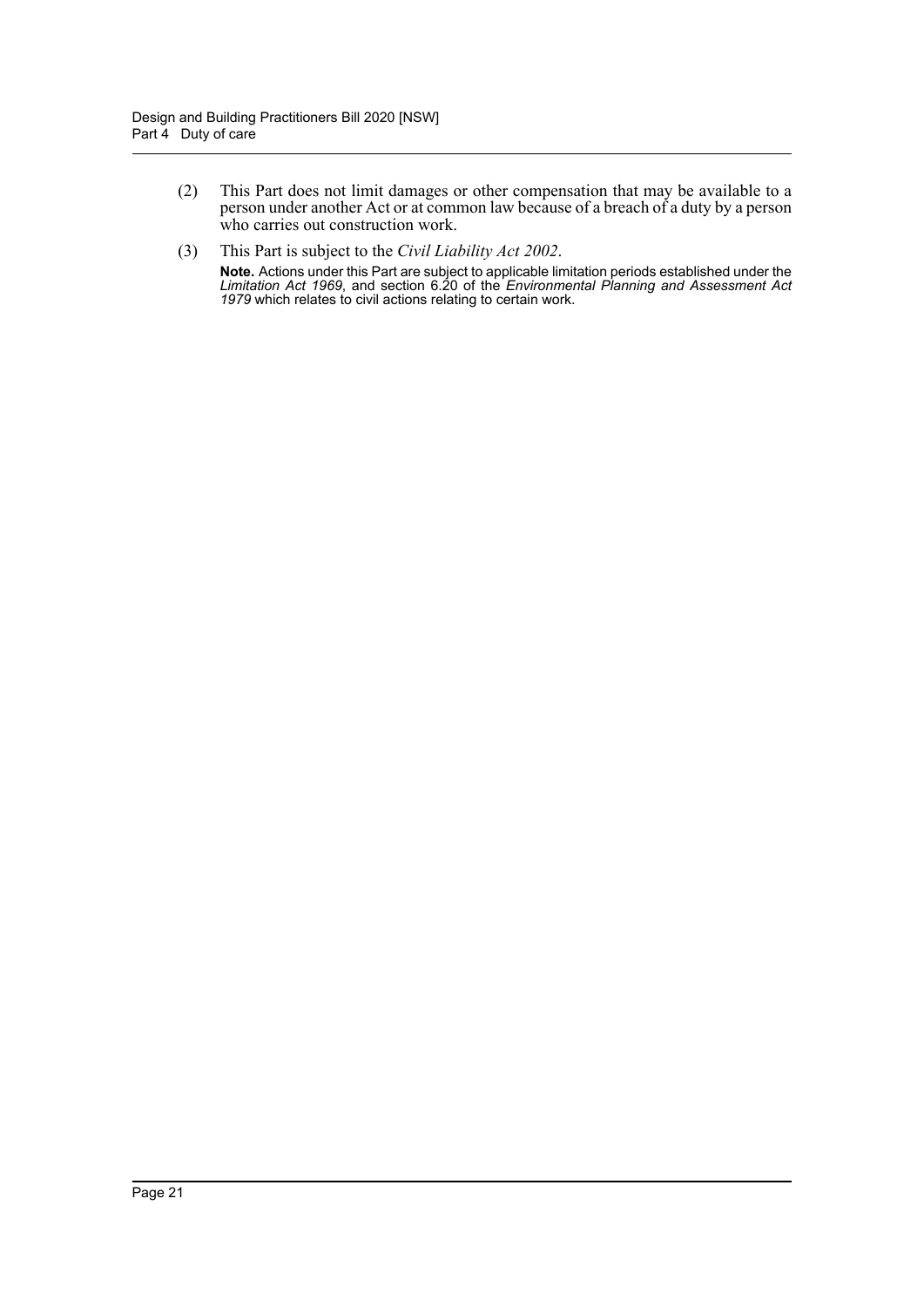(2) This Part does not limit damages or other compensation that may be available to a person under another Act or at common law because of a breach of a duty by a person who carries out construction work.

(3) This Part is subject to the *Civil Liability Act 2002*.

**Note.** Actions under this Part are subject to applicable limitation periods established under the *Limitation Act 1969*, and section 6.20 of the *Environmental Planning and Assessment Act 1979* which relates to civil actions relating to certain work.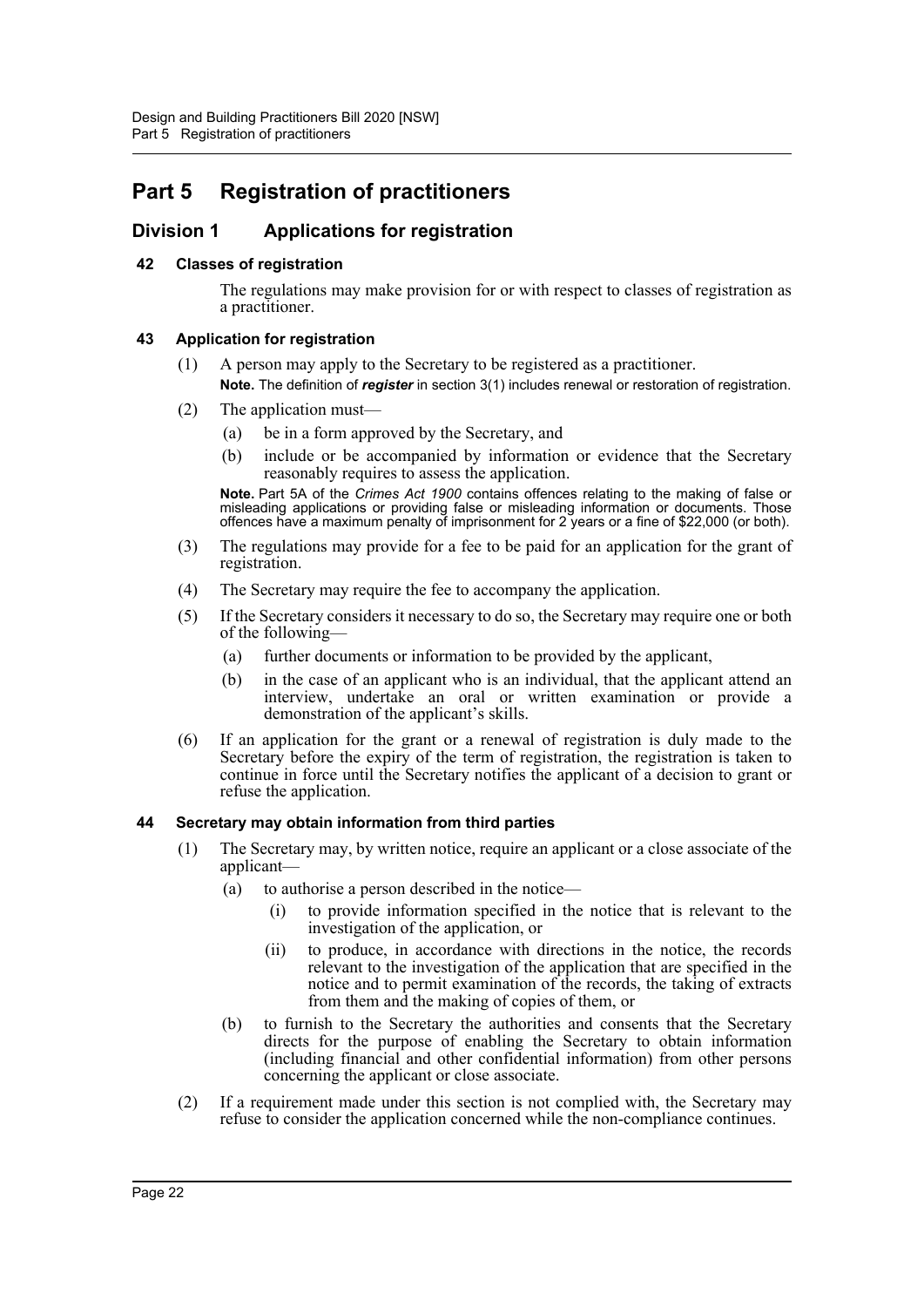# Part 5 Registration of practitioners

## Division 1 Applications for registration

### 42 Classes of registration

The regulations may make provision for or with respect to classes of registration as a practitioner.

### 43 Application for registration

(1) A person may apply to the Secretary to be registered as a practitioner.

**Note.** The definition of ***register*** in section 3(1) includes renewal or restoration of registration.

(2) The application must—

(a) be in a form approved by the Secretary, and

(b) include or be accompanied by information or evidence that the Secretary reasonably requires to assess the application.

**Note.** Part 5A of the *Crimes Act 1900* contains offences relating to the making of false or misleading applications or providing false or misleading information or documents. Those offences have a maximum penalty of imprisonment for 2 years or a fine of $22,000 (or both).

(3) The regulations may provide for a fee to be paid for an application for the grant of registration.

(4) The Secretary may require the fee to accompany the application.

(5) If the Secretary considers it necessary to do so, the Secretary may require one or both of the following—

(a) further documents or information to be provided by the applicant,

(b) in the case of an applicant who is an individual, that the applicant attend an interview, undertake an oral or written examination or provide a demonstration of the applicant's skills.

(6) If an application for the grant or a renewal of registration is duly made to the Secretary before the expiry of the term of registration, the registration is taken to continue in force until the Secretary notifies the applicant of a decision to grant or refuse the application.

### 44 Secretary may obtain information from third parties

(1) The Secretary may, by written notice, require an applicant or a close associate of the applicant—

(a) to authorise a person described in the notice—

(i) to provide information specified in the notice that is relevant to the investigation of the application, or

(ii) to produce, in accordance with directions in the notice, the records relevant to the investigation of the application that are specified in the notice and to permit examination of the records, the taking of extracts from them and the making of copies of them, or

(b) to furnish to the Secretary the authorities and consents that the Secretary directs for the purpose of enabling the Secretary to obtain information (including financial and other confidential information) from other persons concerning the applicant or close associate.

(2) If a requirement made under this section is not complied with, the Secretary may refuse to consider the application concerned while the non-compliance continues.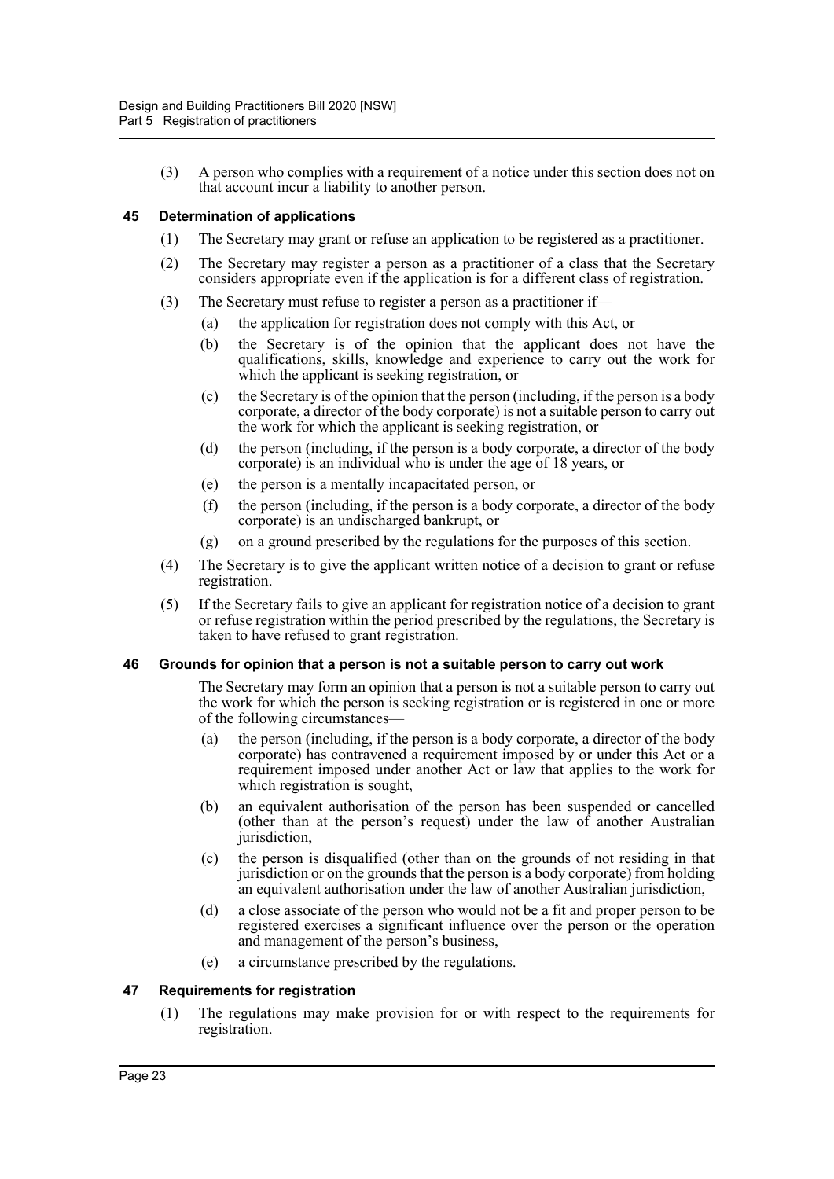(3) A person who complies with a requirement of a notice under this section does not on that account incur a liability to another person.

### 45 Determination of applications

(1) The Secretary may grant or refuse an application to be registered as a practitioner.

(2) The Secretary may register a person as a practitioner of a class that the Secretary considers appropriate even if the application is for a different class of registration.

(3) The Secretary must refuse to register a person as a practitioner if—

- (a) the application for registration does not comply with this Act, or
- (b) the Secretary is of the opinion that the applicant does not have the qualifications, skills, knowledge and experience to carry out the work for which the applicant is seeking registration, or
- (c) the Secretary is of the opinion that the person (including, if the person is a body corporate, a director of the body corporate) is not a suitable person to carry out the work for which the applicant is seeking registration, or
- (d) the person (including, if the person is a body corporate, a director of the body corporate) is an individual who is under the age of 18 years, or
- (e) the person is a mentally incapacitated person, or
- (f) the person (including, if the person is a body corporate, a director of the body corporate) is an undischarged bankrupt, or
- (g) on a ground prescribed by the regulations for the purposes of this section.

(4) The Secretary is to give the applicant written notice of a decision to grant or refuse registration.

(5) If the Secretary fails to give an applicant for registration notice of a decision to grant or refuse registration within the period prescribed by the regulations, the Secretary is taken to have refused to grant registration.

### 46 Grounds for opinion that a person is not a suitable person to carry out work

The Secretary may form an opinion that a person is not a suitable person to carry out the work for which the person is seeking registration or is registered in one or more of the following circumstances—

- (a) the person (including, if the person is a body corporate, a director of the body corporate) has contravened a requirement imposed by or under this Act or a requirement imposed under another Act or law that applies to the work for which registration is sought,
- (b) an equivalent authorisation of the person has been suspended or cancelled (other than at the person's request) under the law of another Australian jurisdiction,
- (c) the person is disqualified (other than on the grounds of not residing in that jurisdiction or on the grounds that the person is a body corporate) from holding an equivalent authorisation under the law of another Australian jurisdiction,
- (d) a close associate of the person who would not be a fit and proper person to be registered exercises a significant influence over the person or the operation and management of the person's business,
- (e) a circumstance prescribed by the regulations.

### 47 Requirements for registration

(1) The regulations may make provision for or with respect to the requirements for registration.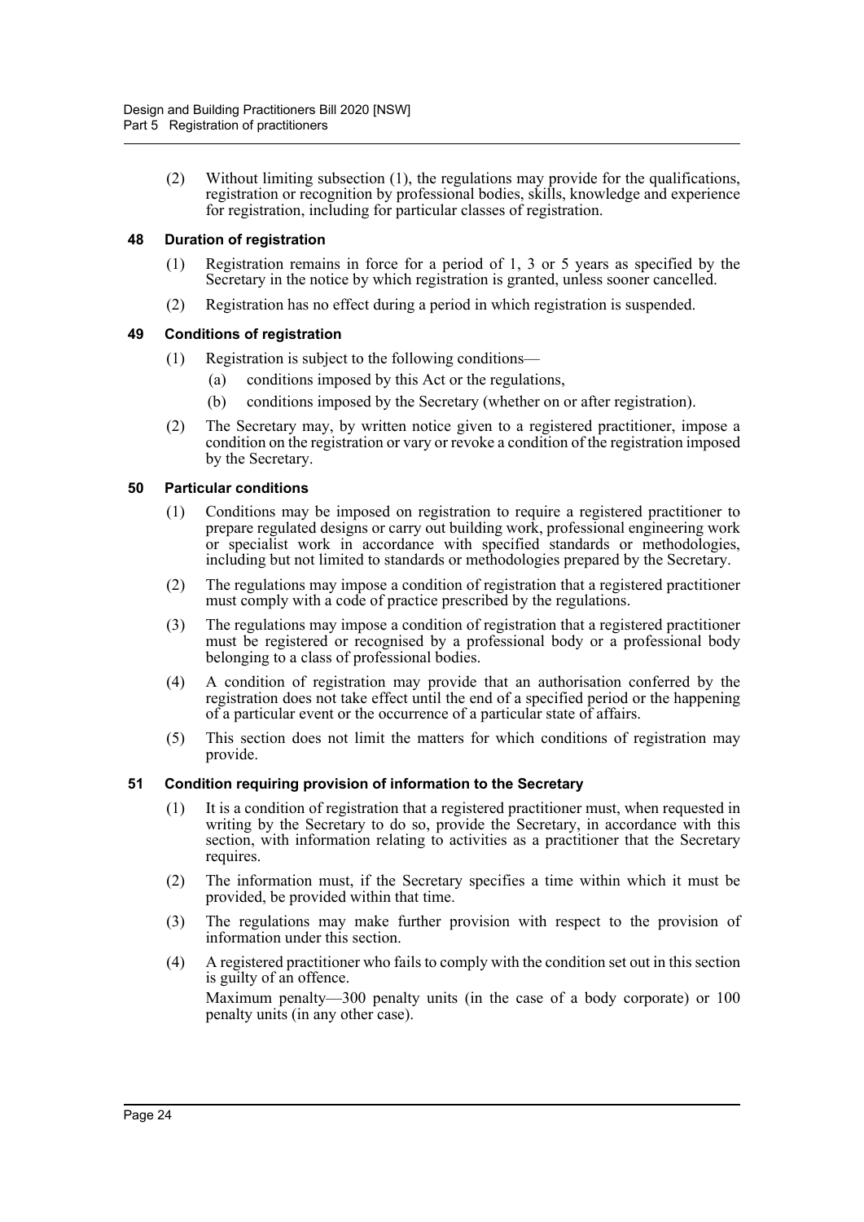(2) Without limiting subsection (1), the regulations may provide for the qualifications, registration or recognition by professional bodies, skills, knowledge and experience for registration, including for particular classes of registration.

### 48 Duration of registration

(1) Registration remains in force for a period of 1, 3 or 5 years as specified by the Secretary in the notice by which registration is granted, unless sooner cancelled.

(2) Registration has no effect during a period in which registration is suspended.

### 49 Conditions of registration

(1) Registration is subject to the following conditions—

- (a) conditions imposed by this Act or the regulations,
- (b) conditions imposed by the Secretary (whether on or after registration).

(2) The Secretary may, by written notice given to a registered practitioner, impose a condition on the registration or vary or revoke a condition of the registration imposed by the Secretary.

### 50 Particular conditions

(1) Conditions may be imposed on registration to require a registered practitioner to prepare regulated designs or carry out building work, professional engineering work or specialist work in accordance with specified standards or methodologies, including but not limited to standards or methodologies prepared by the Secretary.

(2) The regulations may impose a condition of registration that a registered practitioner must comply with a code of practice prescribed by the regulations.

(3) The regulations may impose a condition of registration that a registered practitioner must be registered or recognised by a professional body or a professional body belonging to a class of professional bodies.

(4) A condition of registration may provide that an authorisation conferred by the registration does not take effect until the end of a specified period or the happening of a particular event or the occurrence of a particular state of affairs.

(5) This section does not limit the matters for which conditions of registration may provide.

### 51 Condition requiring provision of information to the Secretary

(1) It is a condition of registration that a registered practitioner must, when requested in writing by the Secretary to do so, provide the Secretary, in accordance with this section, with information relating to activities as a practitioner that the Secretary requires.

(2) The information must, if the Secretary specifies a time within which it must be provided, be provided within that time.

(3) The regulations may make further provision with respect to the provision of information under this section.

(4) A registered practitioner who fails to comply with the condition set out in this section is guilty of an offence.

Maximum penalty—300 penalty units (in the case of a body corporate) or 100 penalty units (in any other case).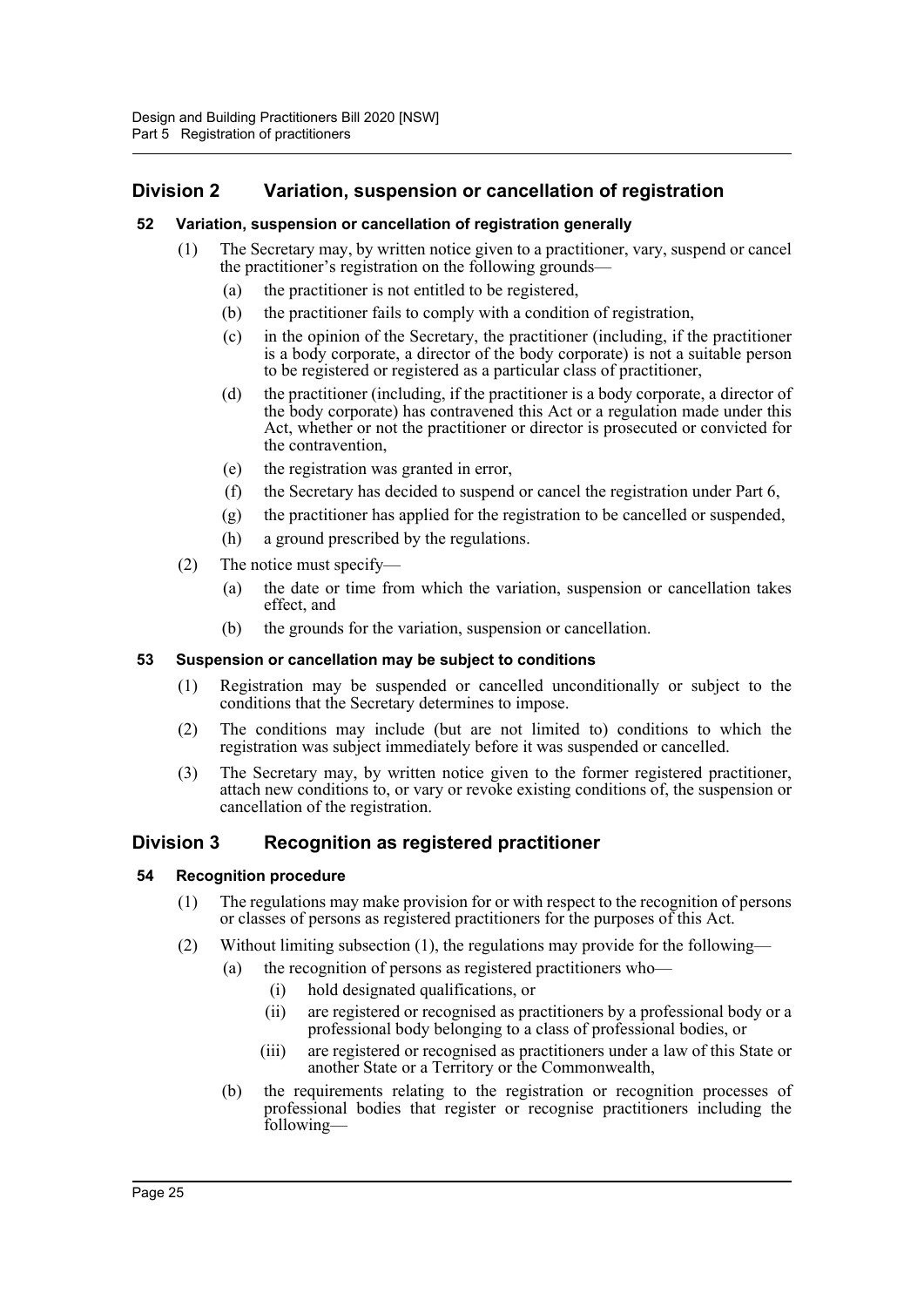## Division 2 Variation, suspension or cancellation of registration

### 52 Variation, suspension or cancellation of registration generally

(1) The Secretary may, by written notice given to a practitioner, vary, suspend or cancel the practitioner's registration on the following grounds—

(a) the practitioner is not entitled to be registered,

(b) the practitioner fails to comply with a condition of registration,

(c) in the opinion of the Secretary, the practitioner (including, if the practitioner is a body corporate, a director of the body corporate) is not a suitable person to be registered or registered as a particular class of practitioner,

(d) the practitioner (including, if the practitioner is a body corporate, a director of the body corporate) has contravened this Act or a regulation made under this Act, whether or not the practitioner or director is prosecuted or convicted for the contravention,

(e) the registration was granted in error,

(f) the Secretary has decided to suspend or cancel the registration under Part 6,

(g) the practitioner has applied for the registration to be cancelled or suspended,

(h) a ground prescribed by the regulations.

(2) The notice must specify—

(a) the date or time from which the variation, suspension or cancellation takes effect, and

(b) the grounds for the variation, suspension or cancellation.

### 53 Suspension or cancellation may be subject to conditions

(1) Registration may be suspended or cancelled unconditionally or subject to the conditions that the Secretary determines to impose.

(2) The conditions may include (but are not limited to) conditions to which the registration was subject immediately before it was suspended or cancelled.

(3) The Secretary may, by written notice given to the former registered practitioner, attach new conditions to, or vary or revoke existing conditions of, the suspension or cancellation of the registration.

## Division 3 Recognition as registered practitioner

### 54 Recognition procedure

(1) The regulations may make provision for or with respect to the recognition of persons or classes of persons as registered practitioners for the purposes of this Act.

(2) Without limiting subsection (1), the regulations may provide for the following—

(a) the recognition of persons as registered practitioners who—

(i) hold designated qualifications, or

(ii) are registered or recognised as practitioners by a professional body or a professional body belonging to a class of professional bodies, or

(iii) are registered or recognised as practitioners under a law of this State or another State or a Territory or the Commonwealth,

(b) the requirements relating to the registration or recognition processes of professional bodies that register or recognise practitioners including the following—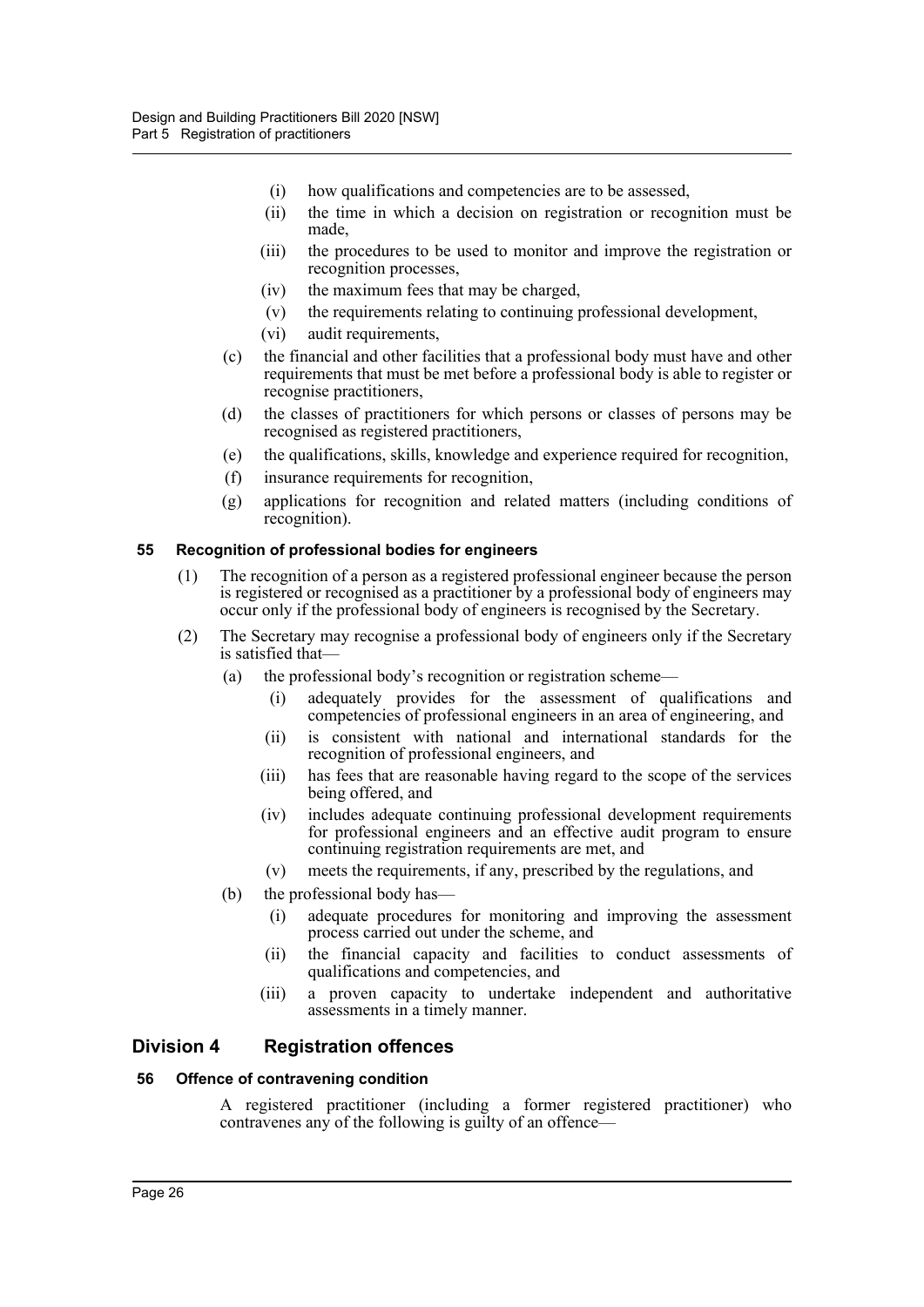(i) how qualifications and competencies are to be assessed,

(ii) the time in which a decision on registration or recognition must be made,

(iii) the procedures to be used to monitor and improve the registration or recognition processes,

(iv) the maximum fees that may be charged,

(v) the requirements relating to continuing professional development,

(vi) audit requirements,

(c) the financial and other facilities that a professional body must have and other requirements that must be met before a professional body is able to register or recognise practitioners,

(d) the classes of practitioners for which persons or classes of persons may be recognised as registered practitioners,

(e) the qualifications, skills, knowledge and experience required for recognition,

(f) insurance requirements for recognition,

(g) applications for recognition and related matters (including conditions of recognition).

#### 55 Recognition of professional bodies for engineers

(1) The recognition of a person as a registered professional engineer because the person is registered or recognised as a practitioner by a professional body of engineers may occur only if the professional body of engineers is recognised by the Secretary.

(2) The Secretary may recognise a professional body of engineers only if the Secretary is satisfied that—

(a) the professional body's recognition or registration scheme—

(i) adequately provides for the assessment of qualifications and competencies of professional engineers in an area of engineering, and

(ii) is consistent with national and international standards for the recognition of professional engineers, and

(iii) has fees that are reasonable having regard to the scope of the services being offered, and

(iv) includes adequate continuing professional development requirements for professional engineers and an effective audit program to ensure continuing registration requirements are met, and

(v) meets the requirements, if any, prescribed by the regulations, and

(b) the professional body has—

(i) adequate procedures for monitoring and improving the assessment process carried out under the scheme, and

(ii) the financial capacity and facilities to conduct assessments of qualifications and competencies, and

(iii) a proven capacity to undertake independent and authoritative assessments in a timely manner.

### Division 4 Registration offences

#### 56 Offence of contravening condition

A registered practitioner (including a former registered practitioner) who contravenes any of the following is guilty of an offence—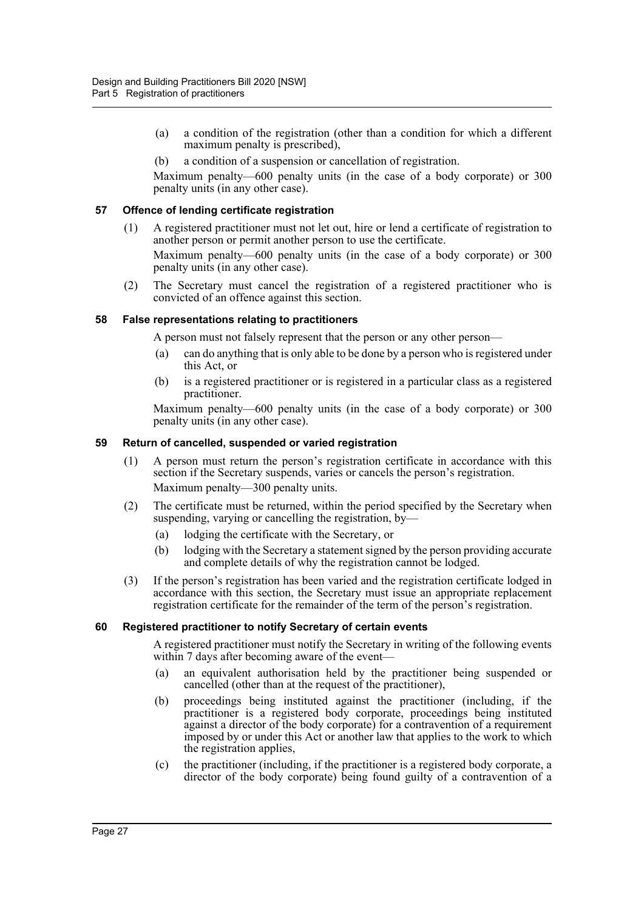(a) a condition of the registration (other than a condition for which a different maximum penalty is prescribed),

(b) a condition of a suspension or cancellation of registration.

Maximum penalty—600 penalty units (in the case of a body corporate) or 300 penalty units (in any other case).

### 57 Offence of lending certificate registration

(1) A registered practitioner must not let out, hire or lend a certificate of registration to another person or permit another person to use the certificate.

Maximum penalty—600 penalty units (in the case of a body corporate) or 300 penalty units (in any other case).

(2) The Secretary must cancel the registration of a registered practitioner who is convicted of an offence against this section.

### 58 False representations relating to practitioners

A person must not falsely represent that the person or any other person—

(a) can do anything that is only able to be done by a person who is registered under this Act, or

(b) is a registered practitioner or is registered in a particular class as a registered practitioner.

Maximum penalty—600 penalty units (in the case of a body corporate) or 300 penalty units (in any other case).

### 59 Return of cancelled, suspended or varied registration

(1) A person must return the person's registration certificate in accordance with this section if the Secretary suspends, varies or cancels the person's registration.

Maximum penalty—300 penalty units.

(2) The certificate must be returned, within the period specified by the Secretary when suspending, varying or cancelling the registration, by—

(a) lodging the certificate with the Secretary, or

(b) lodging with the Secretary a statement signed by the person providing accurate and complete details of why the registration cannot be lodged.

(3) If the person's registration has been varied and the registration certificate lodged in accordance with this section, the Secretary must issue an appropriate replacement registration certificate for the remainder of the term of the person's registration.

### 60 Registered practitioner to notify Secretary of certain events

A registered practitioner must notify the Secretary in writing of the following events within 7 days after becoming aware of the event—

(a) an equivalent authorisation held by the practitioner being suspended or cancelled (other than at the request of the practitioner),

(b) proceedings being instituted against the practitioner (including, if the practitioner is a registered body corporate, proceedings being instituted against a director of the body corporate) for a contravention of a requirement imposed by or under this Act or another law that applies to the work to which the registration applies,

(c) the practitioner (including, if the practitioner is a registered body corporate, a director of the body corporate) being found guilty of a contravention of a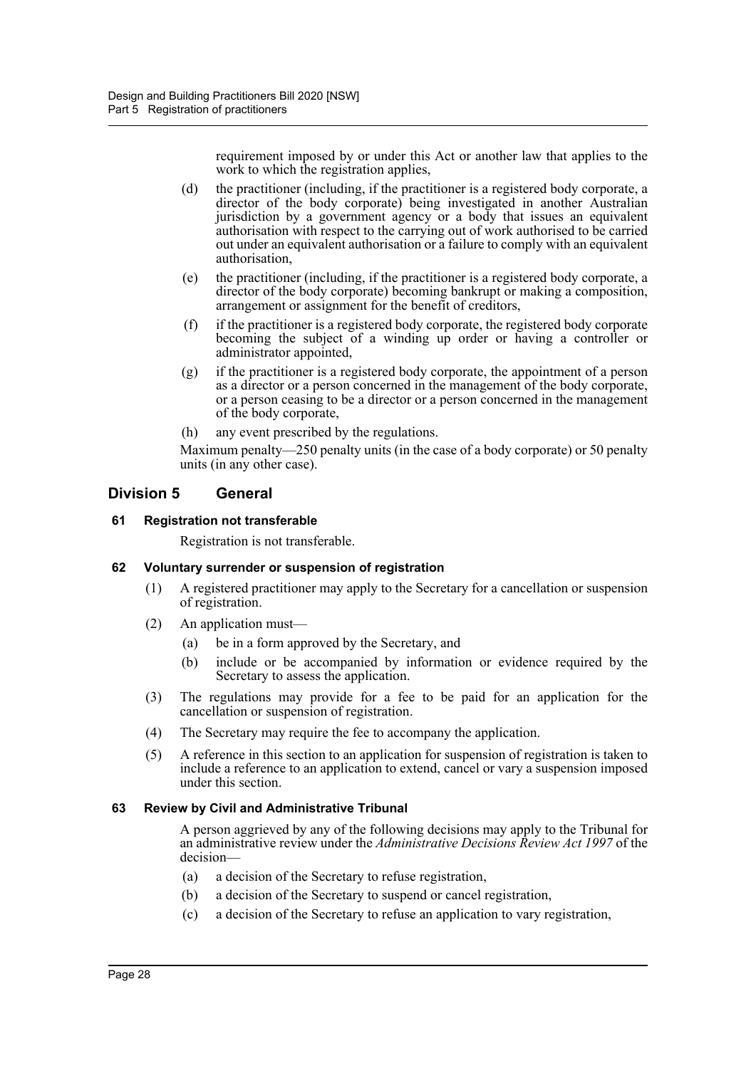requirement imposed by or under this Act or another law that applies to the work to which the registration applies,

(d) the practitioner (including, if the practitioner is a registered body corporate, a director of the body corporate) being investigated in another Australian jurisdiction by a government agency or a body that issues an equivalent authorisation with respect to the carrying out of work authorised to be carried out under an equivalent authorisation or a failure to comply with an equivalent authorisation,

(e) the practitioner (including, if the practitioner is a registered body corporate, a director of the body corporate) becoming bankrupt or making a composition, arrangement or assignment for the benefit of creditors,

(f) if the practitioner is a registered body corporate, the registered body corporate becoming the subject of a winding up order or having a controller or administrator appointed,

(g) if the practitioner is a registered body corporate, the appointment of a person as a director or a person concerned in the management of the body corporate, or a person ceasing to be a director or a person concerned in the management of the body corporate,

(h) any event prescribed by the regulations.

Maximum penalty—250 penalty units (in the case of a body corporate) or 50 penalty units (in any other case).

## Division 5 General

### 61 Registration not transferable

Registration is not transferable.

### 62 Voluntary surrender or suspension of registration

(1) A registered practitioner may apply to the Secretary for a cancellation or suspension of registration.

(2) An application must—

(a) be in a form approved by the Secretary, and

(b) include or be accompanied by information or evidence required by the Secretary to assess the application.

(3) The regulations may provide for a fee to be paid for an application for the cancellation or suspension of registration.

(4) The Secretary may require the fee to accompany the application.

(5) A reference in this section to an application for suspension of registration is taken to include a reference to an application to extend, cancel or vary a suspension imposed under this section.

### 63 Review by Civil and Administrative Tribunal

A person aggrieved by any of the following decisions may apply to the Tribunal for an administrative review under the *Administrative Decisions Review Act 1997* of the decision—

(a) a decision of the Secretary to refuse registration,

(b) a decision of the Secretary to suspend or cancel registration,

(c) a decision of the Secretary to refuse an application to vary registration,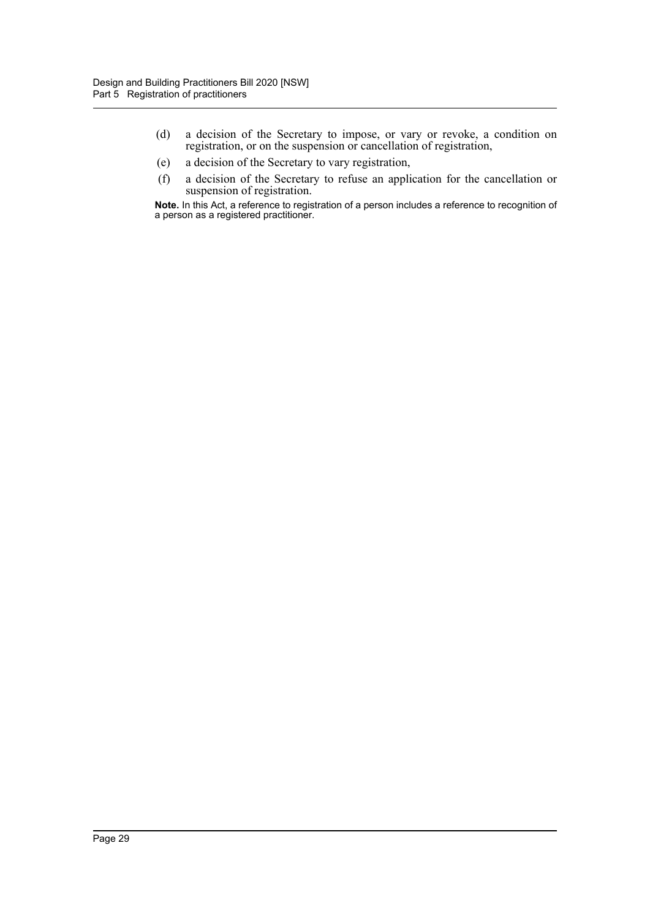(d) a decision of the Secretary to impose, or vary or revoke, a condition on registration, or on the suspension or cancellation of registration,

(e) a decision of the Secretary to vary registration,

(f) a decision of the Secretary to refuse an application for the cancellation or suspension of registration.

**Note.** In this Act, a reference to registration of a person includes a reference to recognition of a person as a registered practitioner.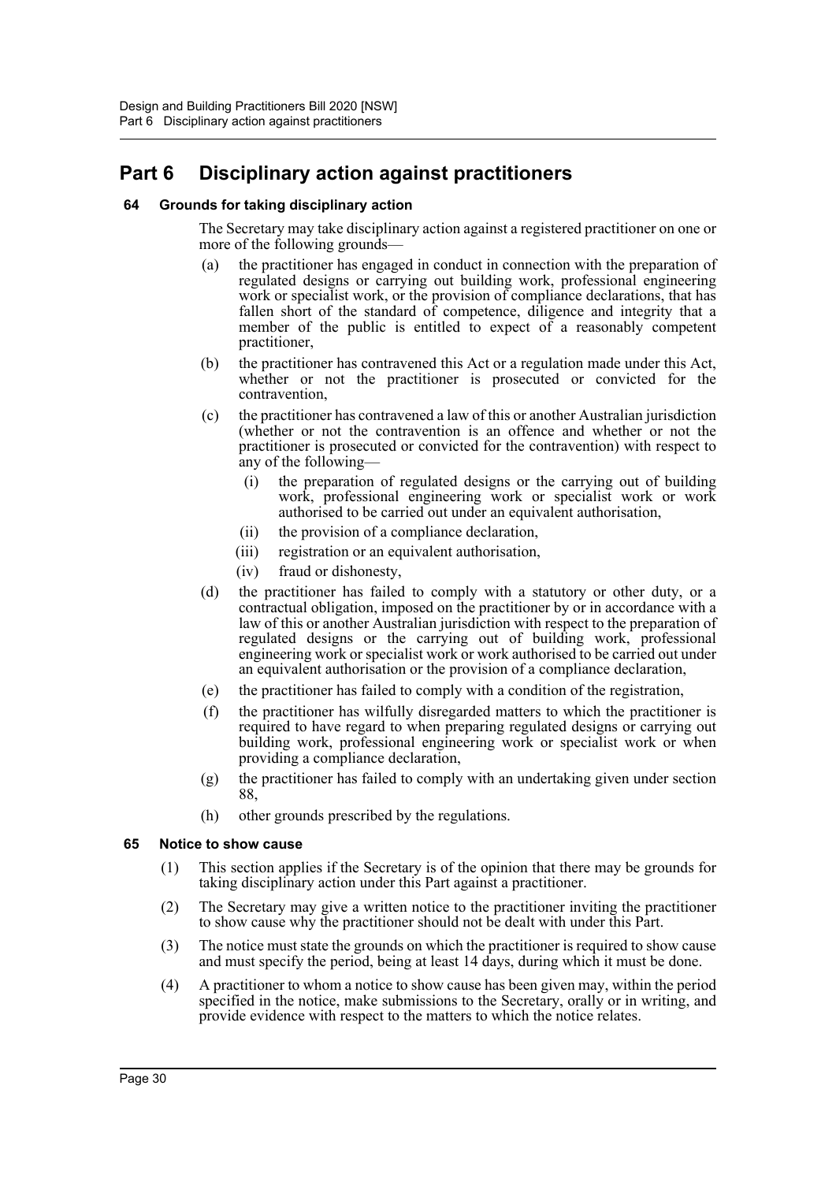# Part 6 Disciplinary action against practitioners

### 64 Grounds for taking disciplinary action

The Secretary may take disciplinary action against a registered practitioner on one or more of the following grounds—

- (a) the practitioner has engaged in conduct in connection with the preparation of regulated designs or carrying out building work, professional engineering work or specialist work, or the provision of compliance declarations, that has fallen short of the standard of competence, diligence and integrity that a member of the public is entitled to expect of a reasonably competent practitioner,
- (b) the practitioner has contravened this Act or a regulation made under this Act, whether or not the practitioner is prosecuted or convicted for the contravention,
- (c) the practitioner has contravened a law of this or another Australian jurisdiction (whether or not the contravention is an offence and whether or not the practitioner is prosecuted or convicted for the contravention) with respect to any of the following—
  - (i) the preparation of regulated designs or the carrying out of building work, professional engineering work or specialist work or work authorised to be carried out under an equivalent authorisation,
  - (ii) the provision of a compliance declaration,
  - (iii) registration or an equivalent authorisation,
  - (iv) fraud or dishonesty,
- (d) the practitioner has failed to comply with a statutory or other duty, or a contractual obligation, imposed on the practitioner by or in accordance with a law of this or another Australian jurisdiction with respect to the preparation of regulated designs or the carrying out of building work, professional engineering work or specialist work or work authorised to be carried out under an equivalent authorisation or the provision of a compliance declaration,
- (e) the practitioner has failed to comply with a condition of the registration,
- (f) the practitioner has wilfully disregarded matters to which the practitioner is required to have regard to when preparing regulated designs or carrying out building work, professional engineering work or specialist work or when providing a compliance declaration,
- (g) the practitioner has failed to comply with an undertaking given under section 88,
- (h) other grounds prescribed by the regulations.

### 65 Notice to show cause

(1) This section applies if the Secretary is of the opinion that there may be grounds for taking disciplinary action under this Part against a practitioner.

(2) The Secretary may give a written notice to the practitioner inviting the practitioner to show cause why the practitioner should not be dealt with under this Part.

(3) The notice must state the grounds on which the practitioner is required to show cause and must specify the period, being at least 14 days, during which it must be done.

(4) A practitioner to whom a notice to show cause has been given may, within the period specified in the notice, make submissions to the Secretary, orally or in writing, and provide evidence with respect to the matters to which the notice relates.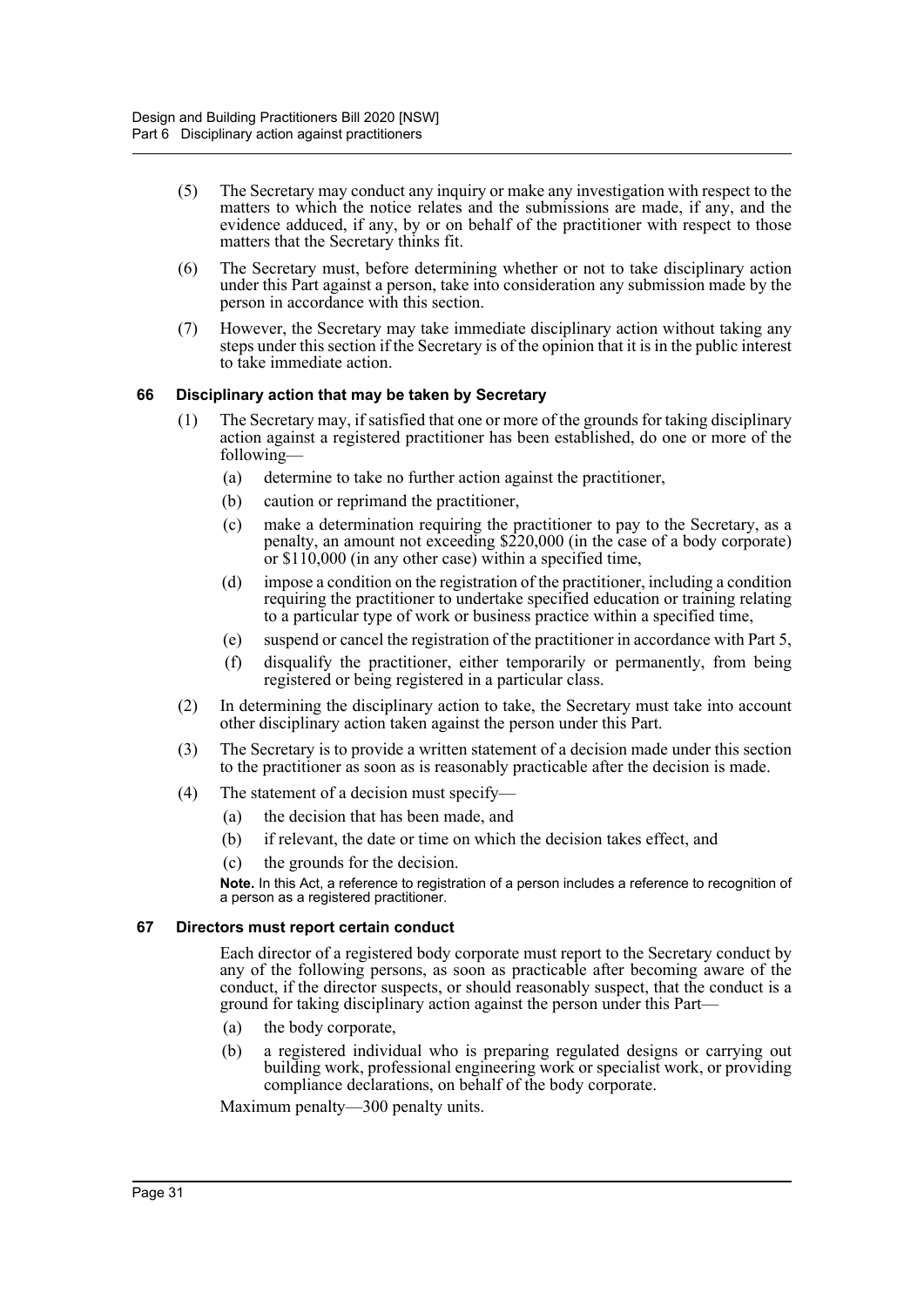(5) The Secretary may conduct any inquiry or make any investigation with respect to the matters to which the notice relates and the submissions are made, if any, and the evidence adduced, if any, by or on behalf of the practitioner with respect to those matters that the Secretary thinks fit.

(6) The Secretary must, before determining whether or not to take disciplinary action under this Part against a person, take into consideration any submission made by the person in accordance with this section.

(7) However, the Secretary may take immediate disciplinary action without taking any steps under this section if the Secretary is of the opinion that it is in the public interest to take immediate action.

### 66 Disciplinary action that may be taken by Secretary

(1) The Secretary may, if satisfied that one or more of the grounds for taking disciplinary action against a registered practitioner has been established, do one or more of the following—

- (a) determine to take no further action against the practitioner,
- (b) caution or reprimand the practitioner,
- (c) make a determination requiring the practitioner to pay to the Secretary, as a penalty, an amount not exceeding $220,000 (in the case of a body corporate) or $110,000 (in any other case) within a specified time,
- (d) impose a condition on the registration of the practitioner, including a condition requiring the practitioner to undertake specified education or training relating to a particular type of work or business practice within a specified time,
- (e) suspend or cancel the registration of the practitioner in accordance with Part 5,
- (f) disqualify the practitioner, either temporarily or permanently, from being registered or being registered in a particular class.

(2) In determining the disciplinary action to take, the Secretary must take into account other disciplinary action taken against the person under this Part.

(3) The Secretary is to provide a written statement of a decision made under this section to the practitioner as soon as is reasonably practicable after the decision is made.

(4) The statement of a decision must specify—

- (a) the decision that has been made, and
- (b) if relevant, the date or time on which the decision takes effect, and
- (c) the grounds for the decision.

**Note.** In this Act, a reference to registration of a person includes a reference to recognition of a person as a registered practitioner.

### 67 Directors must report certain conduct

Each director of a registered body corporate must report to the Secretary conduct by any of the following persons, as soon as practicable after becoming aware of the conduct, if the director suspects, or should reasonably suspect, that the conduct is a ground for taking disciplinary action against the person under this Part—

- (a) the body corporate,
- (b) a registered individual who is preparing regulated designs or carrying out building work, professional engineering work or specialist work, or providing compliance declarations, on behalf of the body corporate.

Maximum penalty—300 penalty units.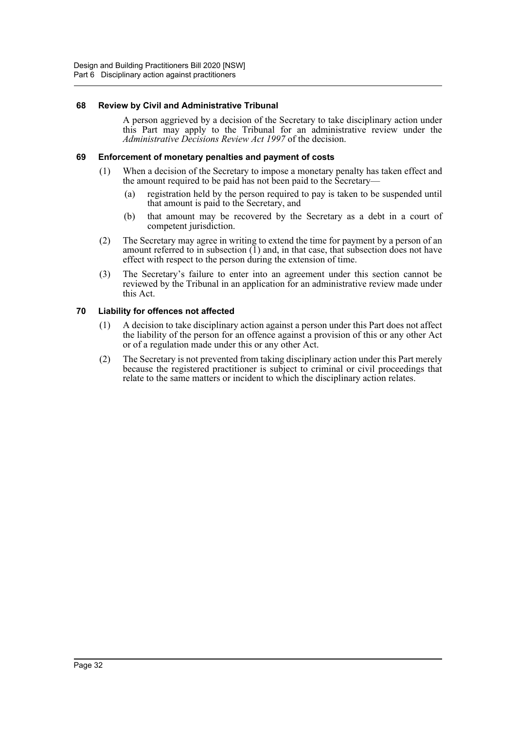### 68 Review by Civil and Administrative Tribunal

A person aggrieved by a decision of the Secretary to take disciplinary action under this Part may apply to the Tribunal for an administrative review under the *Administrative Decisions Review Act 1997* of the decision.

### 69 Enforcement of monetary penalties and payment of costs

(1) When a decision of the Secretary to impose a monetary penalty has taken effect and the amount required to be paid has not been paid to the Secretary—

(a) registration held by the person required to pay is taken to be suspended until that amount is paid to the Secretary, and

(b) that amount may be recovered by the Secretary as a debt in a court of competent jurisdiction.

(2) The Secretary may agree in writing to extend the time for payment by a person of an amount referred to in subsection (1) and, in that case, that subsection does not have effect with respect to the person during the extension of time.

(3) The Secretary's failure to enter into an agreement under this section cannot be reviewed by the Tribunal in an application for an administrative review made under this Act.

### 70 Liability for offences not affected

(1) A decision to take disciplinary action against a person under this Part does not affect the liability of the person for an offence against a provision of this or any other Act or of a regulation made under this or any other Act.

(2) The Secretary is not prevented from taking disciplinary action under this Part merely because the registered practitioner is subject to criminal or civil proceedings that relate to the same matters or incident to which the disciplinary action relates.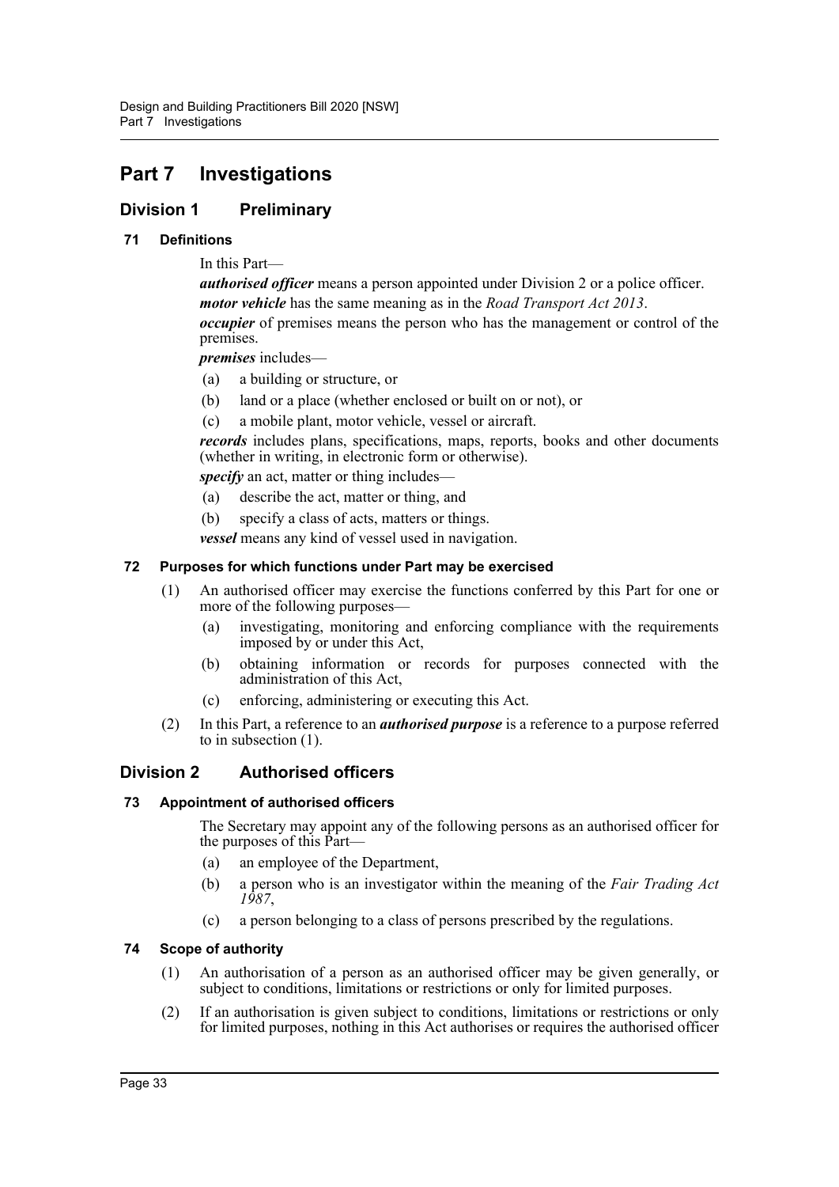# Part 7 Investigations

## Division 1 Preliminary

### 71 Definitions

In this Part—

***authorised officer*** means a person appointed under Division 2 or a police officer.

***motor vehicle*** has the same meaning as in the *Road Transport Act 2013*.

***occupier*** of premises means the person who has the management or control of the premises.

***premises*** includes—

(a) a building or structure, or

(b) land or a place (whether enclosed or built on or not), or

(c) a mobile plant, motor vehicle, vessel or aircraft.

***records*** includes plans, specifications, maps, reports, books and other documents (whether in writing, in electronic form or otherwise).

***specify*** an act, matter or thing includes—

(a) describe the act, matter or thing, and

(b) specify a class of acts, matters or things.

***vessel*** means any kind of vessel used in navigation.

### 72 Purposes for which functions under Part may be exercised

(1) An authorised officer may exercise the functions conferred by this Part for one or more of the following purposes—

(a) investigating, monitoring and enforcing compliance with the requirements imposed by or under this Act,

(b) obtaining information or records for purposes connected with the administration of this Act,

(c) enforcing, administering or executing this Act.

(2) In this Part, a reference to an ***authorised purpose*** is a reference to a purpose referred to in subsection (1).

## Division 2 Authorised officers

### 73 Appointment of authorised officers

The Secretary may appoint any of the following persons as an authorised officer for the purposes of this Part—

(a) an employee of the Department,

(b) a person who is an investigator within the meaning of the *Fair Trading Act 1987*,

(c) a person belonging to a class of persons prescribed by the regulations.

### 74 Scope of authority

(1) An authorisation of a person as an authorised officer may be given generally, or subject to conditions, limitations or restrictions or only for limited purposes.

(2) If an authorisation is given subject to conditions, limitations or restrictions or only for limited purposes, nothing in this Act authorises or requires the authorised officer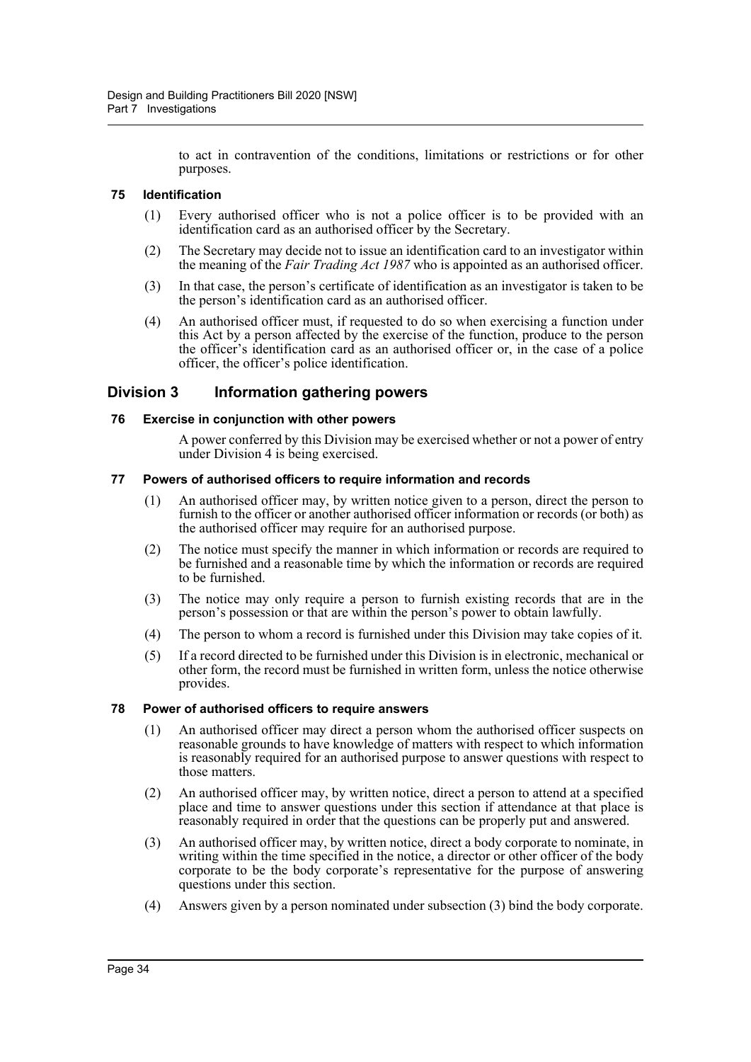to act in contravention of the conditions, limitations or restrictions or for other purposes.

**75 Identification**

(1) Every authorised officer who is not a police officer is to be provided with an identification card as an authorised officer by the Secretary.

(2) The Secretary may decide not to issue an identification card to an investigator within the meaning of the *Fair Trading Act 1987* who is appointed as an authorised officer.

(3) In that case, the person's certificate of identification as an investigator is taken to be the person's identification card as an authorised officer.

(4) An authorised officer must, if requested to do so when exercising a function under this Act by a person affected by the exercise of the function, produce to the person the officer's identification card as an authorised officer or, in the case of a police officer, the officer's police identification.

## Division 3 Information gathering powers

**76 Exercise in conjunction with other powers**

A power conferred by this Division may be exercised whether or not a power of entry under Division 4 is being exercised.

**77 Powers of authorised officers to require information and records**

(1) An authorised officer may, by written notice given to a person, direct the person to furnish to the officer or another authorised officer information or records (or both) as the authorised officer may require for an authorised purpose.

(2) The notice must specify the manner in which information or records are required to be furnished and a reasonable time by which the information or records are required to be furnished.

(3) The notice may only require a person to furnish existing records that are in the person's possession or that are within the person's power to obtain lawfully.

(4) The person to whom a record is furnished under this Division may take copies of it.

(5) If a record directed to be furnished under this Division is in electronic, mechanical or other form, the record must be furnished in written form, unless the notice otherwise provides.

**78 Power of authorised officers to require answers**

(1) An authorised officer may direct a person whom the authorised officer suspects on reasonable grounds to have knowledge of matters with respect to which information is reasonably required for an authorised purpose to answer questions with respect to those matters.

(2) An authorised officer may, by written notice, direct a person to attend at a specified place and time to answer questions under this section if attendance at that place is reasonably required in order that the questions can be properly put and answered.

(3) An authorised officer may, by written notice, direct a body corporate to nominate, in writing within the time specified in the notice, a director or other officer of the body corporate to be the body corporate's representative for the purpose of answering questions under this section.

(4) Answers given by a person nominated under subsection (3) bind the body corporate.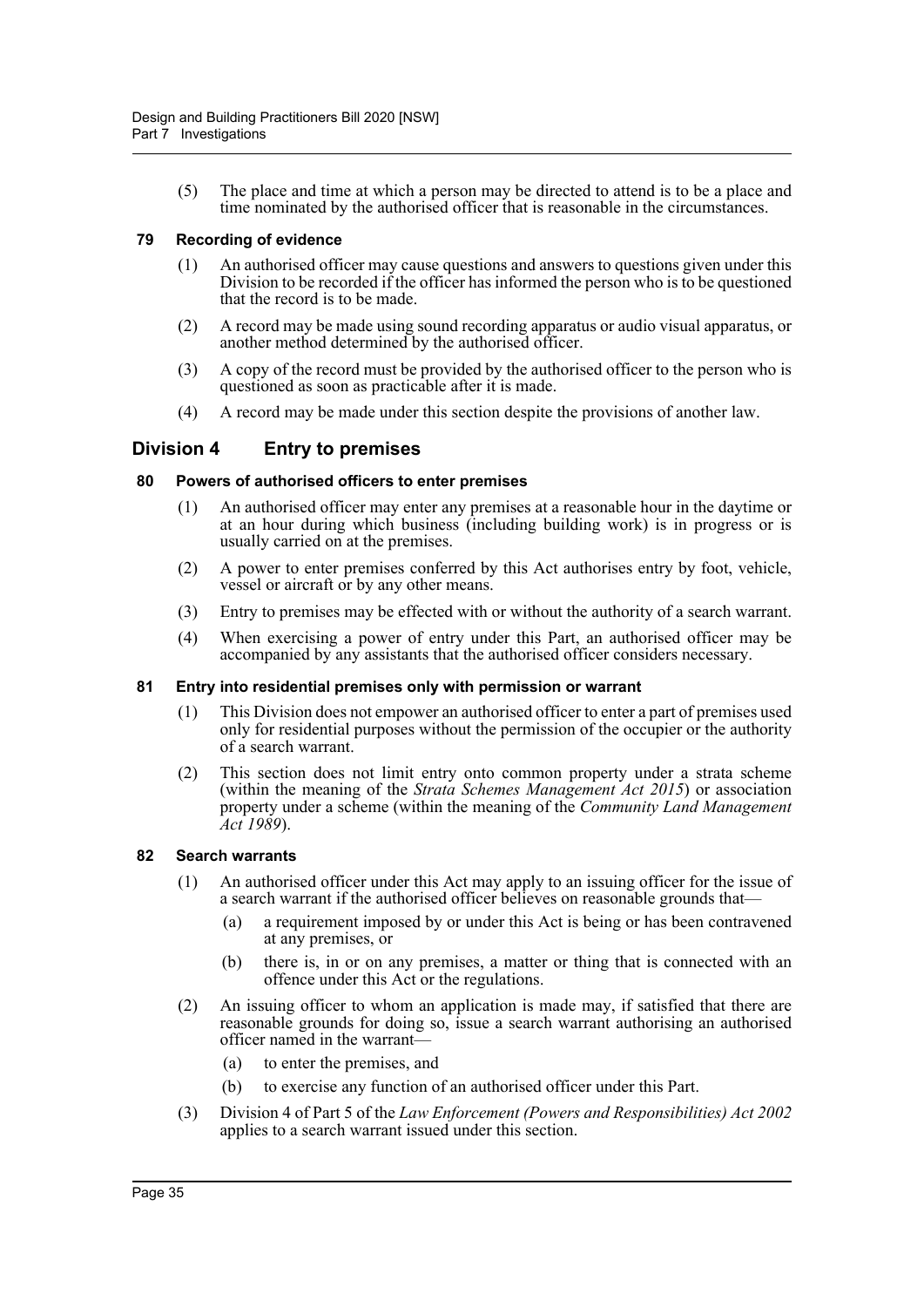(5) The place and time at which a person may be directed to attend is to be a place and time nominated by the authorised officer that is reasonable in the circumstances.

### 79 Recording of evidence

(1) An authorised officer may cause questions and answers to questions given under this Division to be recorded if the officer has informed the person who is to be questioned that the record is to be made.

(2) A record may be made using sound recording apparatus or audio visual apparatus, or another method determined by the authorised officer.

(3) A copy of the record must be provided by the authorised officer to the person who is questioned as soon as practicable after it is made.

(4) A record may be made under this section despite the provisions of another law.

## Division 4 Entry to premises

### 80 Powers of authorised officers to enter premises

(1) An authorised officer may enter any premises at a reasonable hour in the daytime or at an hour during which business (including building work) is in progress or is usually carried on at the premises.

(2) A power to enter premises conferred by this Act authorises entry by foot, vehicle, vessel or aircraft or by any other means.

(3) Entry to premises may be effected with or without the authority of a search warrant.

(4) When exercising a power of entry under this Part, an authorised officer may be accompanied by any assistants that the authorised officer considers necessary.

### 81 Entry into residential premises only with permission or warrant

(1) This Division does not empower an authorised officer to enter a part of premises used only for residential purposes without the permission of the occupier or the authority of a search warrant.

(2) This section does not limit entry onto common property under a strata scheme (within the meaning of the *Strata Schemes Management Act 2015*) or association property under a scheme (within the meaning of the *Community Land Management Act 1989*).

### 82 Search warrants

(1) An authorised officer under this Act may apply to an issuing officer for the issue of a search warrant if the authorised officer believes on reasonable grounds that—

  (a) a requirement imposed by or under this Act is being or has been contravened at any premises, or

  (b) there is, in or on any premises, a matter or thing that is connected with an offence under this Act or the regulations.

(2) An issuing officer to whom an application is made may, if satisfied that there are reasonable grounds for doing so, issue a search warrant authorising an authorised officer named in the warrant—

  (a) to enter the premises, and

  (b) to exercise any function of an authorised officer under this Part.

(3) Division 4 of Part 5 of the *Law Enforcement (Powers and Responsibilities) Act 2002* applies to a search warrant issued under this section.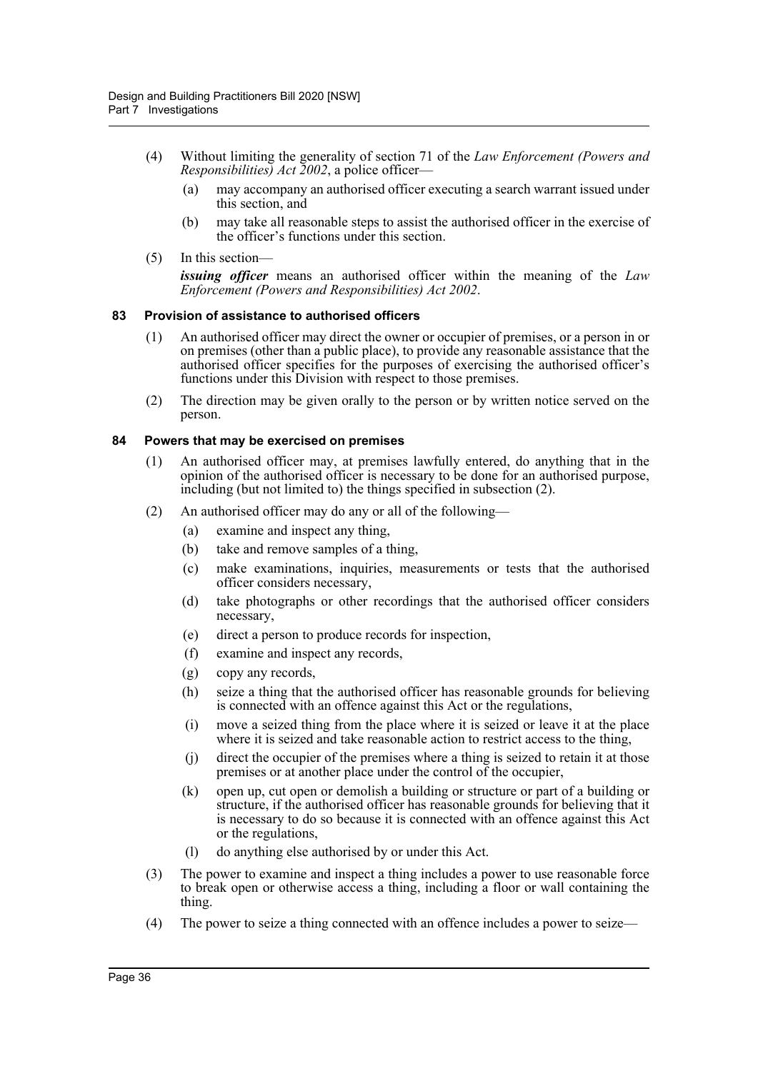(4) Without limiting the generality of section 71 of the *Law Enforcement (Powers and Responsibilities) Act 2002*, a police officer—

(a) may accompany an authorised officer executing a search warrant issued under this section, and

(b) may take all reasonable steps to assist the authorised officer in the exercise of the officer's functions under this section.

(5) In this section—

***issuing officer*** means an authorised officer within the meaning of the *Law Enforcement (Powers and Responsibilities) Act 2002*.

### 83 Provision of assistance to authorised officers

(1) An authorised officer may direct the owner or occupier of premises, or a person in or on premises (other than a public place), to provide any reasonable assistance that the authorised officer specifies for the purposes of exercising the authorised officer's functions under this Division with respect to those premises.

(2) The direction may be given orally to the person or by written notice served on the person.

### 84 Powers that may be exercised on premises

(1) An authorised officer may, at premises lawfully entered, do anything that in the opinion of the authorised officer is necessary to be done for an authorised purpose, including (but not limited to) the things specified in subsection (2).

(2) An authorised officer may do any or all of the following—

(a) examine and inspect any thing,

(b) take and remove samples of a thing,

(c) make examinations, inquiries, measurements or tests that the authorised officer considers necessary,

(d) take photographs or other recordings that the authorised officer considers necessary,

(e) direct a person to produce records for inspection,

(f) examine and inspect any records,

(g) copy any records,

(h) seize a thing that the authorised officer has reasonable grounds for believing is connected with an offence against this Act or the regulations,

(i) move a seized thing from the place where it is seized or leave it at the place where it is seized and take reasonable action to restrict access to the thing,

(j) direct the occupier of the premises where a thing is seized to retain it at those premises or at another place under the control of the occupier,

(k) open up, cut open or demolish a building or structure or part of a building or structure, if the authorised officer has reasonable grounds for believing that it is necessary to do so because it is connected with an offence against this Act or the regulations,

(l) do anything else authorised by or under this Act.

(3) The power to examine and inspect a thing includes a power to use reasonable force to break open or otherwise access a thing, including a floor or wall containing the thing.

(4) The power to seize a thing connected with an offence includes a power to seize—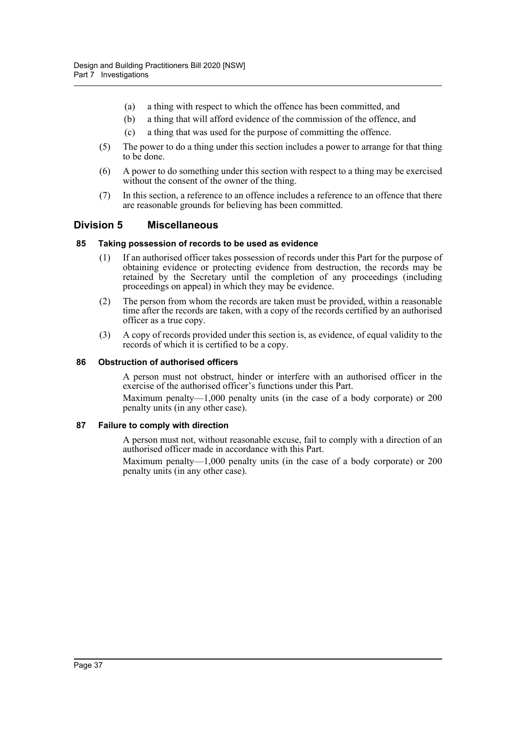(a) a thing with respect to which the offence has been committed, and

(b) a thing that will afford evidence of the commission of the offence, and

(c) a thing that was used for the purpose of committing the offence.

(5) The power to do a thing under this section includes a power to arrange for that thing to be done.

(6) A power to do something under this section with respect to a thing may be exercised without the consent of the owner of the thing.

(7) In this section, a reference to an offence includes a reference to an offence that there are reasonable grounds for believing has been committed.

## Division 5 Miscellaneous

### 85 Taking possession of records to be used as evidence

(1) If an authorised officer takes possession of records under this Part for the purpose of obtaining evidence or protecting evidence from destruction, the records may be retained by the Secretary until the completion of any proceedings (including proceedings on appeal) in which they may be evidence.

(2) The person from whom the records are taken must be provided, within a reasonable time after the records are taken, with a copy of the records certified by an authorised officer as a true copy.

(3) A copy of records provided under this section is, as evidence, of equal validity to the records of which it is certified to be a copy.

### 86 Obstruction of authorised officers

A person must not obstruct, hinder or interfere with an authorised officer in the exercise of the authorised officer's functions under this Part.

Maximum penalty—1,000 penalty units (in the case of a body corporate) or 200 penalty units (in any other case).

### 87 Failure to comply with direction

A person must not, without reasonable excuse, fail to comply with a direction of an authorised officer made in accordance with this Part.

Maximum penalty—1,000 penalty units (in the case of a body corporate) or 200 penalty units (in any other case).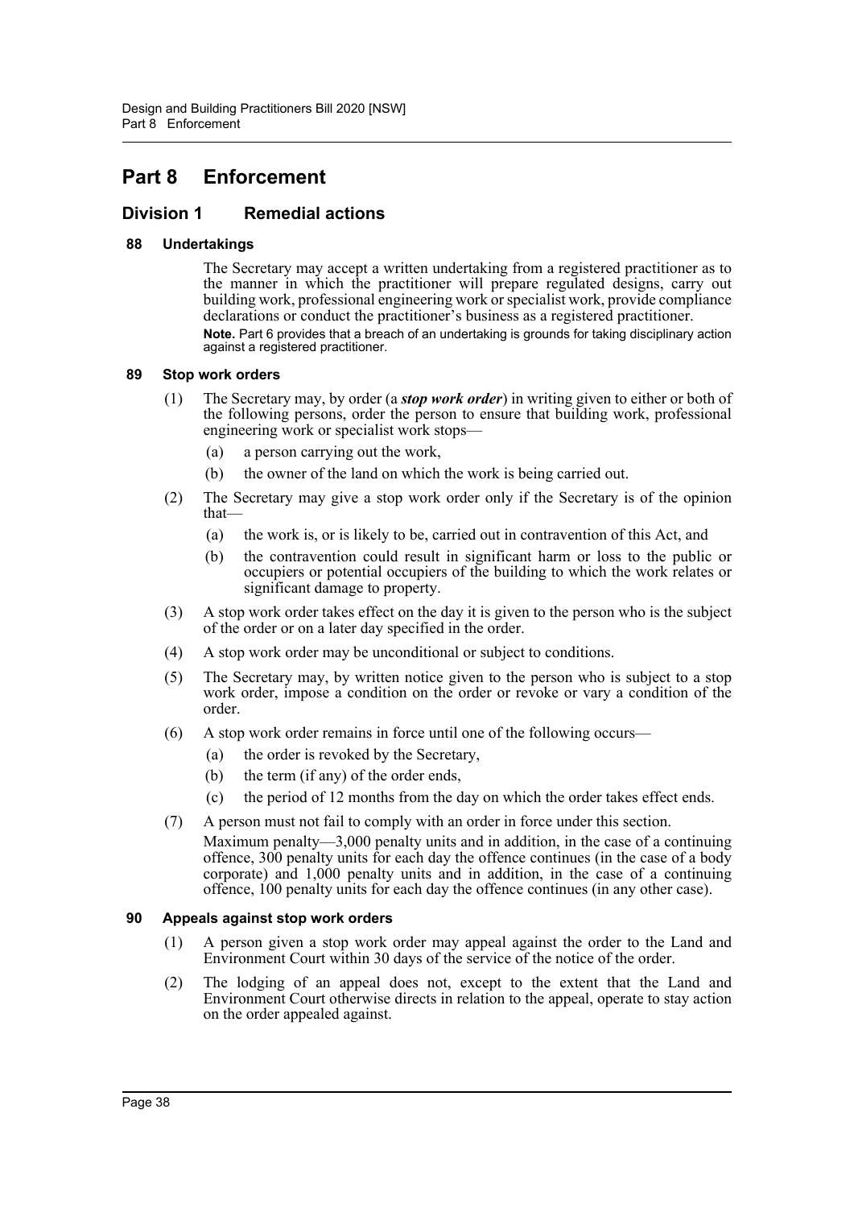# Part 8 Enforcement

## Division 1 Remedial actions

### 88 Undertakings

The Secretary may accept a written undertaking from a registered practitioner as to the manner in which the practitioner will prepare regulated designs, carry out building work, professional engineering work or specialist work, provide compliance declarations or conduct the practitioner's business as a registered practitioner.

**Note.** Part 6 provides that a breach of an undertaking is grounds for taking disciplinary action against a registered practitioner.

### 89 Stop work orders

(1) The Secretary may, by order (a ***stop work order***) in writing given to either or both of the following persons, order the person to ensure that building work, professional engineering work or specialist work stops—

(a) a person carrying out the work,

(b) the owner of the land on which the work is being carried out.

(2) The Secretary may give a stop work order only if the Secretary is of the opinion that—

(a) the work is, or is likely to be, carried out in contravention of this Act, and

(b) the contravention could result in significant harm or loss to the public or occupiers or potential occupiers of the building to which the work relates or significant damage to property.

(3) A stop work order takes effect on the day it is given to the person who is the subject of the order or on a later day specified in the order.

(4) A stop work order may be unconditional or subject to conditions.

(5) The Secretary may, by written notice given to the person who is subject to a stop work order, impose a condition on the order or revoke or vary a condition of the order.

(6) A stop work order remains in force until one of the following occurs—

(a) the order is revoked by the Secretary,

(b) the term (if any) of the order ends,

(c) the period of 12 months from the day on which the order takes effect ends.

(7) A person must not fail to comply with an order in force under this section.

Maximum penalty—3,000 penalty units and in addition, in the case of a continuing offence, 300 penalty units for each day the offence continues (in the case of a body corporate) and 1,000 penalty units and in addition, in the case of a continuing offence, 100 penalty units for each day the offence continues (in any other case).

### 90 Appeals against stop work orders

(1) A person given a stop work order may appeal against the order to the Land and Environment Court within 30 days of the service of the notice of the order.

(2) The lodging of an appeal does not, except to the extent that the Land and Environment Court otherwise directs in relation to the appeal, operate to stay action on the order appealed against.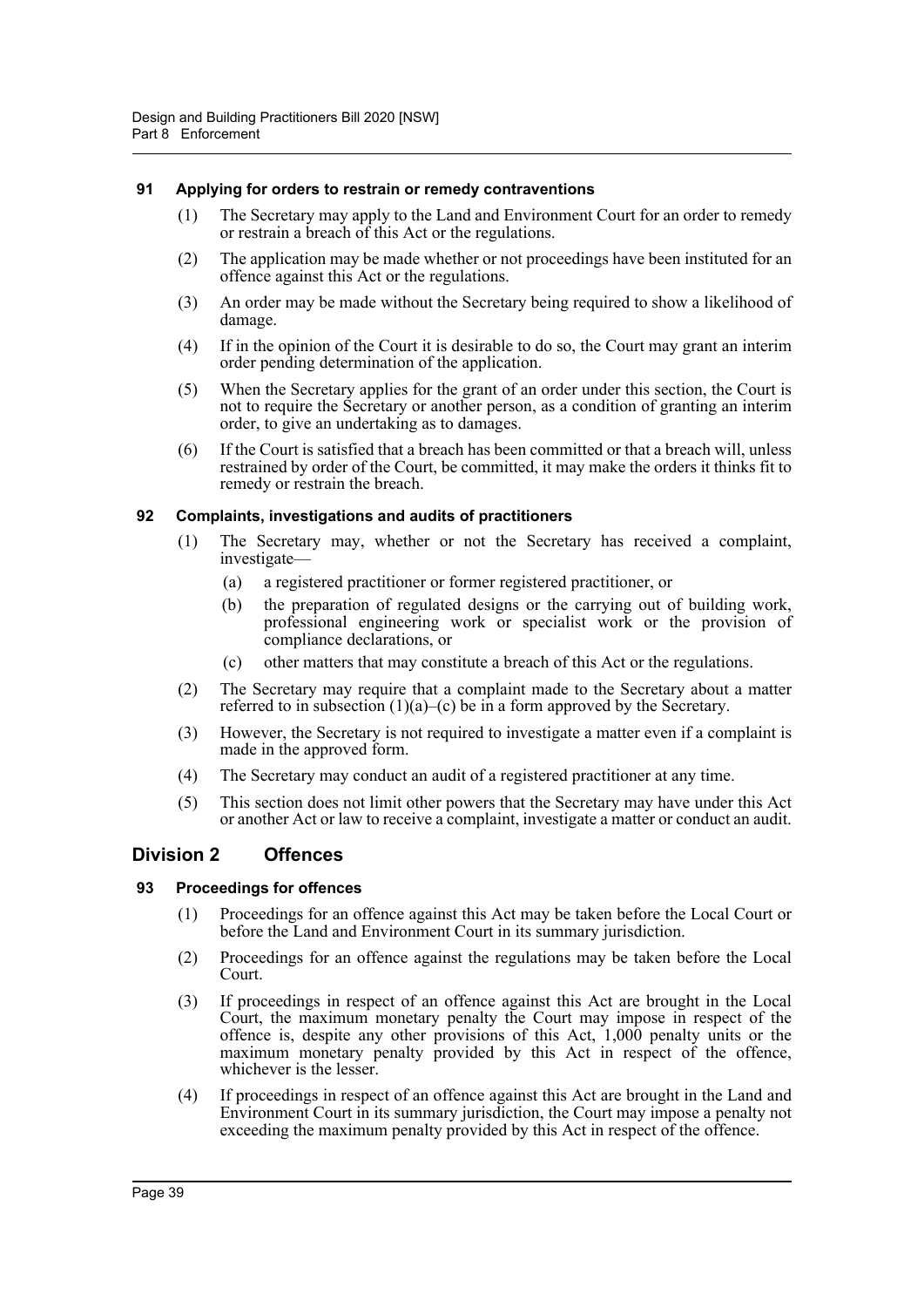### 91 Applying for orders to restrain or remedy contraventions

(1) The Secretary may apply to the Land and Environment Court for an order to remedy or restrain a breach of this Act or the regulations.

(2) The application may be made whether or not proceedings have been instituted for an offence against this Act or the regulations.

(3) An order may be made without the Secretary being required to show a likelihood of damage.

(4) If in the opinion of the Court it is desirable to do so, the Court may grant an interim order pending determination of the application.

(5) When the Secretary applies for the grant of an order under this section, the Court is not to require the Secretary or another person, as a condition of granting an interim order, to give an undertaking as to damages.

(6) If the Court is satisfied that a breach has been committed or that a breach will, unless restrained by order of the Court, be committed, it may make the orders it thinks fit to remedy or restrain the breach.

### 92 Complaints, investigations and audits of practitioners

(1) The Secretary may, whether or not the Secretary has received a complaint, investigate—

- (a) a registered practitioner or former registered practitioner, or
- (b) the preparation of regulated designs or the carrying out of building work, professional engineering work or specialist work or the provision of compliance declarations, or
- (c) other matters that may constitute a breach of this Act or the regulations.

(2) The Secretary may require that a complaint made to the Secretary about a matter referred to in subsection (1)(a)–(c) be in a form approved by the Secretary.

(3) However, the Secretary is not required to investigate a matter even if a complaint is made in the approved form.

(4) The Secretary may conduct an audit of a registered practitioner at any time.

(5) This section does not limit other powers that the Secretary may have under this Act or another Act or law to receive a complaint, investigate a matter or conduct an audit.

## Division 2 Offences

### 93 Proceedings for offences

(1) Proceedings for an offence against this Act may be taken before the Local Court or before the Land and Environment Court in its summary jurisdiction.

(2) Proceedings for an offence against the regulations may be taken before the Local Court.

(3) If proceedings in respect of an offence against this Act are brought in the Local Court, the maximum monetary penalty the Court may impose in respect of the offence is, despite any other provisions of this Act, 1,000 penalty units or the maximum monetary penalty provided by this Act in respect of the offence, whichever is the lesser.

(4) If proceedings in respect of an offence against this Act are brought in the Land and Environment Court in its summary jurisdiction, the Court may impose a penalty not exceeding the maximum penalty provided by this Act in respect of the offence.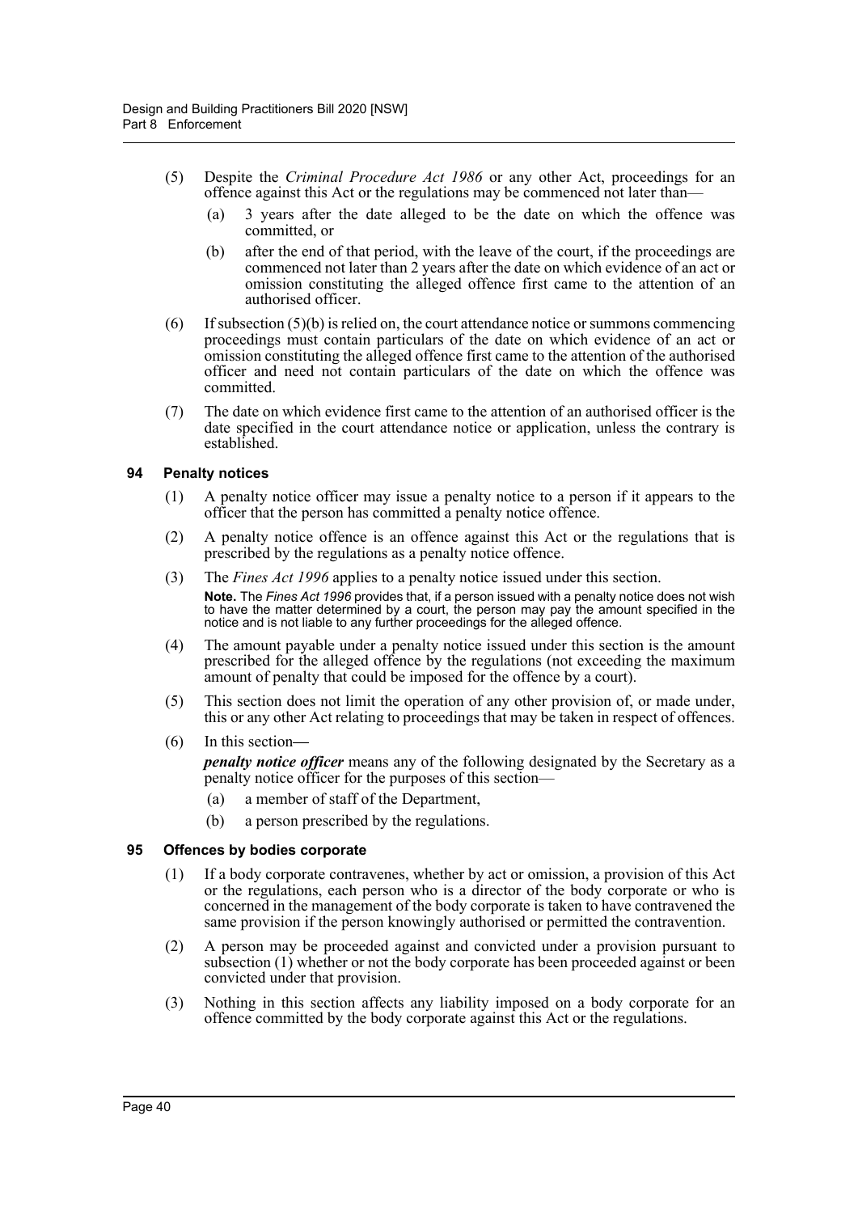(5) Despite the *Criminal Procedure Act 1986* or any other Act, proceedings for an offence against this Act or the regulations may be commenced not later than—

(a) 3 years after the date alleged to be the date on which the offence was committed, or

(b) after the end of that period, with the leave of the court, if the proceedings are commenced not later than 2 years after the date on which evidence of an act or omission constituting the alleged offence first came to the attention of an authorised officer.

(6) If subsection (5)(b) is relied on, the court attendance notice or summons commencing proceedings must contain particulars of the date on which evidence of an act or omission constituting the alleged offence first came to the attention of the authorised officer and need not contain particulars of the date on which the offence was committed.

(7) The date on which evidence first came to the attention of an authorised officer is the date specified in the court attendance notice or application, unless the contrary is established.

### 94 Penalty notices

(1) A penalty notice officer may issue a penalty notice to a person if it appears to the officer that the person has committed a penalty notice offence.

(2) A penalty notice offence is an offence against this Act or the regulations that is prescribed by the regulations as a penalty notice offence.

(3) The *Fines Act 1996* applies to a penalty notice issued under this section.

**Note.** The *Fines Act 1996* provides that, if a person issued with a penalty notice does not wish to have the matter determined by a court, the person may pay the amount specified in the notice and is not liable to any further proceedings for the alleged offence.

(4) The amount payable under a penalty notice issued under this section is the amount prescribed for the alleged offence by the regulations (not exceeding the maximum amount of penalty that could be imposed for the offence by a court).

(5) This section does not limit the operation of any other provision of, or made under, this or any other Act relating to proceedings that may be taken in respect of offences.

(6) In this section—

***penalty notice officer*** means any of the following designated by the Secretary as a penalty notice officer for the purposes of this section—

(a) a member of staff of the Department,

(b) a person prescribed by the regulations.

### 95 Offences by bodies corporate

(1) If a body corporate contravenes, whether by act or omission, a provision of this Act or the regulations, each person who is a director of the body corporate or who is concerned in the management of the body corporate is taken to have contravened the same provision if the person knowingly authorised or permitted the contravention.

(2) A person may be proceeded against and convicted under a provision pursuant to subsection (1) whether or not the body corporate has been proceeded against or been convicted under that provision.

(3) Nothing in this section affects any liability imposed on a body corporate for an offence committed by the body corporate against this Act or the regulations.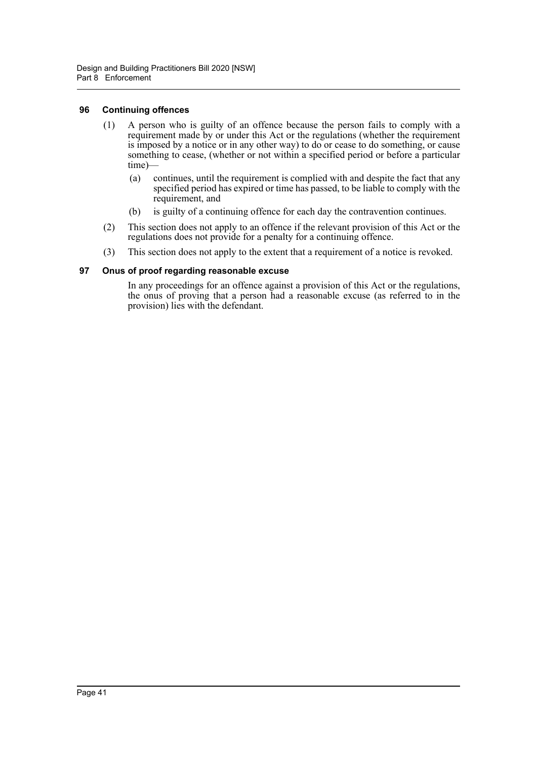### 96 Continuing offences

(1) A person who is guilty of an offence because the person fails to comply with a requirement made by or under this Act or the regulations (whether the requirement is imposed by a notice or in any other way) to do or cease to do something, or cause something to cease, (whether or not within a specified period or before a particular time)—

(a) continues, until the requirement is complied with and despite the fact that any specified period has expired or time has passed, to be liable to comply with the requirement, and

(b) is guilty of a continuing offence for each day the contravention continues.

(2) This section does not apply to an offence if the relevant provision of this Act or the regulations does not provide for a penalty for a continuing offence.

(3) This section does not apply to the extent that a requirement of a notice is revoked.

### 97 Onus of proof regarding reasonable excuse

In any proceedings for an offence against a provision of this Act or the regulations, the onus of proving that a person had a reasonable excuse (as referred to in the provision) lies with the defendant.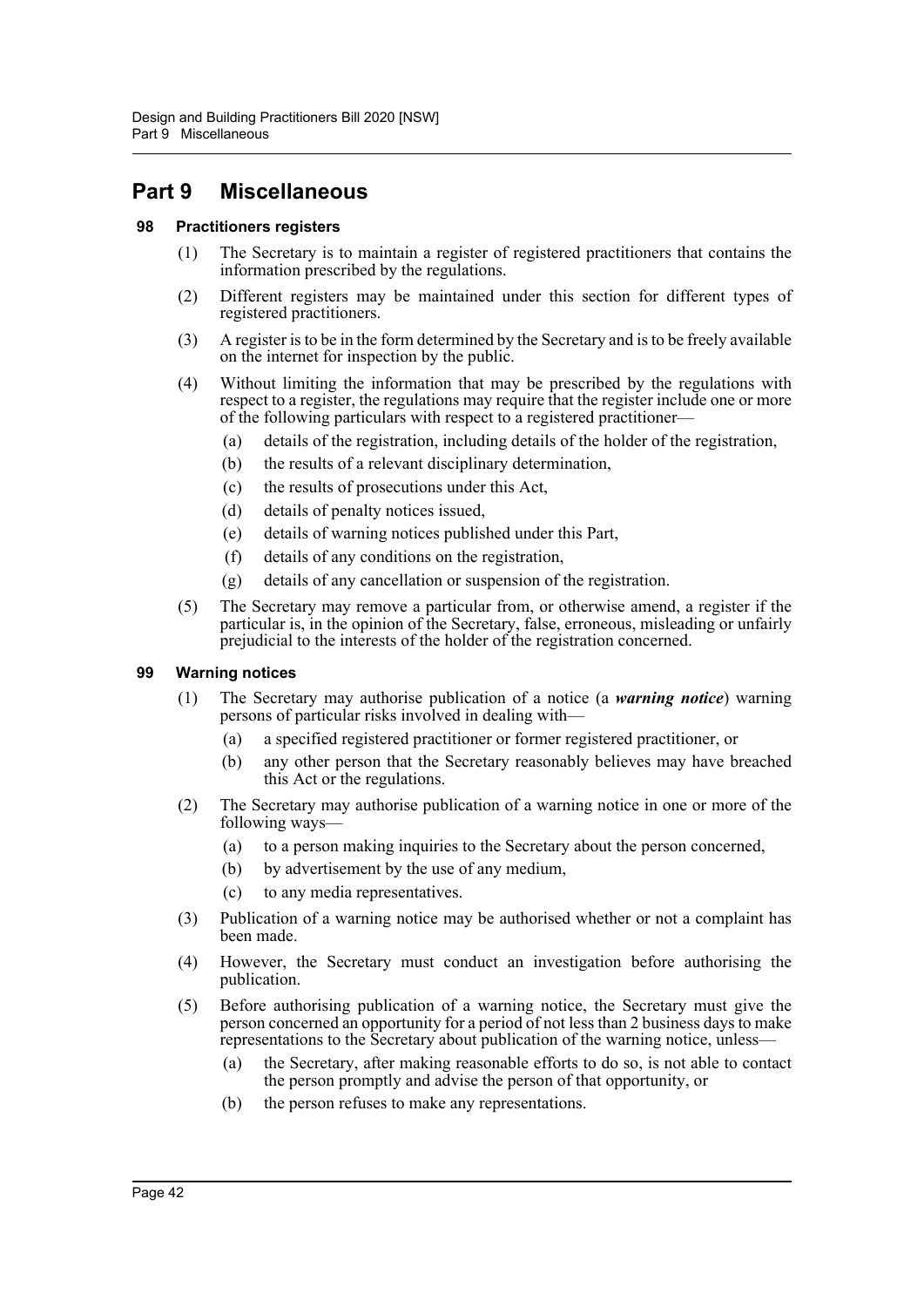# Part 9 Miscellaneous

## 98 Practitioners registers

(1) The Secretary is to maintain a register of registered practitioners that contains the information prescribed by the regulations.

(2) Different registers may be maintained under this section for different types of registered practitioners.

(3) A register is to be in the form determined by the Secretary and is to be freely available on the internet for inspection by the public.

(4) Without limiting the information that may be prescribed by the regulations with respect to a register, the regulations may require that the register include one or more of the following particulars with respect to a registered practitioner—

- (a) details of the registration, including details of the holder of the registration,
- (b) the results of a relevant disciplinary determination,
- (c) the results of prosecutions under this Act,
- (d) details of penalty notices issued,
- (e) details of warning notices published under this Part,
- (f) details of any conditions on the registration,
- (g) details of any cancellation or suspension of the registration.

(5) The Secretary may remove a particular from, or otherwise amend, a register if the particular is, in the opinion of the Secretary, false, erroneous, misleading or unfairly prejudicial to the interests of the holder of the registration concerned.

## 99 Warning notices

(1) The Secretary may authorise publication of a notice (a ***warning notice***) warning persons of particular risks involved in dealing with—

- (a) a specified registered practitioner or former registered practitioner, or
- (b) any other person that the Secretary reasonably believes may have breached this Act or the regulations.

(2) The Secretary may authorise publication of a warning notice in one or more of the following ways—

- (a) to a person making inquiries to the Secretary about the person concerned,
- (b) by advertisement by the use of any medium,
- (c) to any media representatives.

(3) Publication of a warning notice may be authorised whether or not a complaint has been made.

(4) However, the Secretary must conduct an investigation before authorising the publication.

(5) Before authorising publication of a warning notice, the Secretary must give the person concerned an opportunity for a period of not less than 2 business days to make representations to the Secretary about publication of the warning notice, unless—

- (a) the Secretary, after making reasonable efforts to do so, is not able to contact the person promptly and advise the person of that opportunity, or
- (b) the person refuses to make any representations.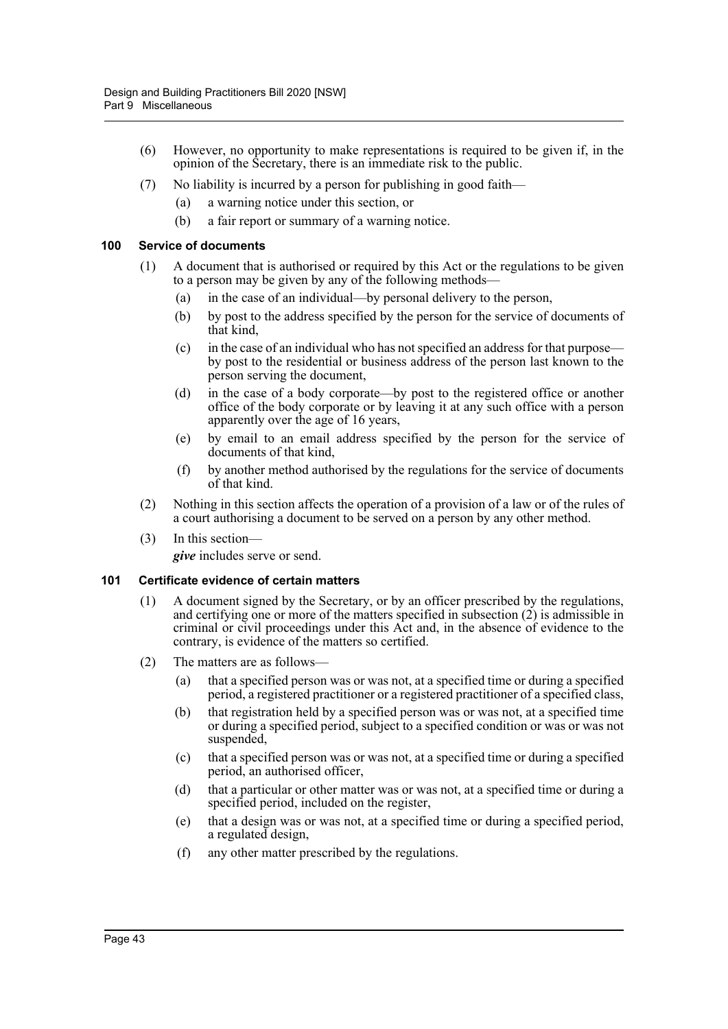(6) However, no opportunity to make representations is required to be given if, in the opinion of the Secretary, there is an immediate risk to the public.

(7) No liability is incurred by a person for publishing in good faith—

  (a) a warning notice under this section, or

  (b) a fair report or summary of a warning notice.

### 100 Service of documents

(1) A document that is authorised or required by this Act or the regulations to be given to a person may be given by any of the following methods—

  (a) in the case of an individual—by personal delivery to the person,

  (b) by post to the address specified by the person for the service of documents of that kind,

  (c) in the case of an individual who has not specified an address for that purpose—by post to the residential or business address of the person last known to the person serving the document,

  (d) in the case of a body corporate—by post to the registered office or another office of the body corporate or by leaving it at any such office with a person apparently over the age of 16 years,

  (e) by email to an email address specified by the person for the service of documents of that kind,

  (f) by another method authorised by the regulations for the service of documents of that kind.

(2) Nothing in this section affects the operation of a provision of a law or of the rules of a court authorising a document to be served on a person by any other method.

(3) In this section—

***give*** includes serve or send.

### 101 Certificate evidence of certain matters

(1) A document signed by the Secretary, or by an officer prescribed by the regulations, and certifying one or more of the matters specified in subsection (2) is admissible in criminal or civil proceedings under this Act and, in the absence of evidence to the contrary, is evidence of the matters so certified.

(2) The matters are as follows—

  (a) that a specified person was or was not, at a specified time or during a specified period, a registered practitioner or a registered practitioner of a specified class,

  (b) that registration held by a specified person was or was not, at a specified time or during a specified period, subject to a specified condition or was or was not suspended,

  (c) that a specified person was or was not, at a specified time or during a specified period, an authorised officer,

  (d) that a particular or other matter was or was not, at a specified time or during a specified period, included on the register,

  (e) that a design was or was not, at a specified time or during a specified period, a regulated design,

  (f) any other matter prescribed by the regulations.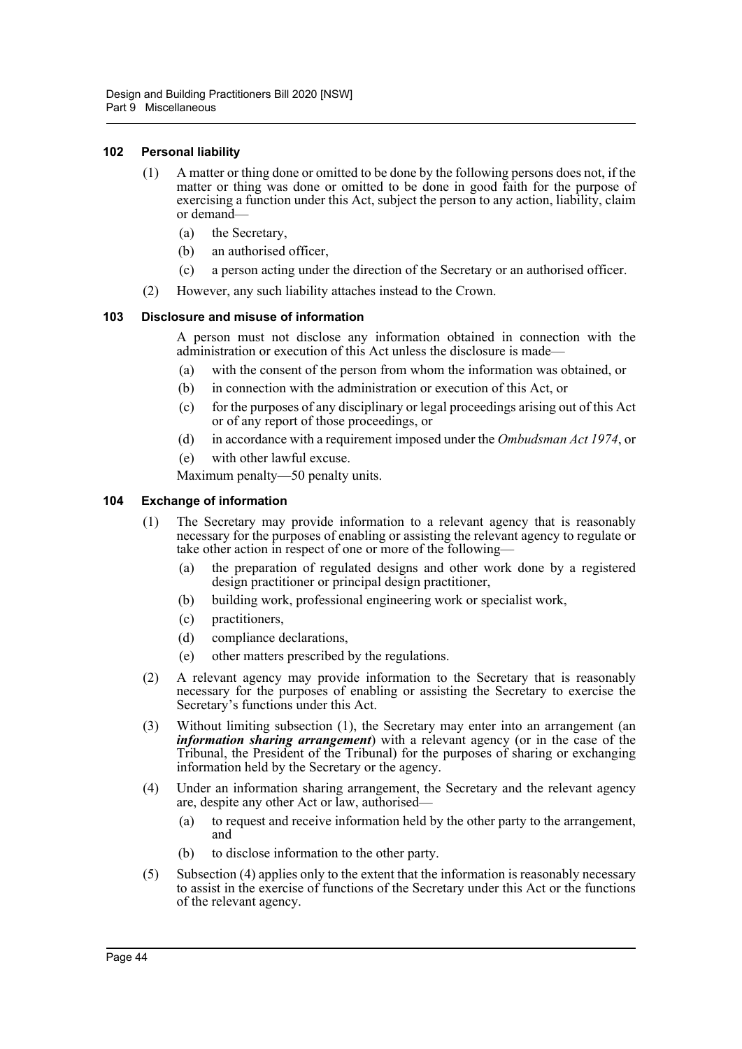### 102 Personal liability

(1) A matter or thing done or omitted to be done by the following persons does not, if the matter or thing was done or omitted to be done in good faith for the purpose of exercising a function under this Act, subject the person to any action, liability, claim or demand—

- (a) the Secretary,
- (b) an authorised officer,
- (c) a person acting under the direction of the Secretary or an authorised officer.

(2) However, any such liability attaches instead to the Crown.

### 103 Disclosure and misuse of information

A person must not disclose any information obtained in connection with the administration or execution of this Act unless the disclosure is made—

- (a) with the consent of the person from whom the information was obtained, or
- (b) in connection with the administration or execution of this Act, or
- (c) for the purposes of any disciplinary or legal proceedings arising out of this Act or of any report of those proceedings, or
- (d) in accordance with a requirement imposed under the *Ombudsman Act 1974*, or
- (e) with other lawful excuse.

Maximum penalty—50 penalty units.

### 104 Exchange of information

(1) The Secretary may provide information to a relevant agency that is reasonably necessary for the purposes of enabling or assisting the relevant agency to regulate or take other action in respect of one or more of the following—

- (a) the preparation of regulated designs and other work done by a registered design practitioner or principal design practitioner,
- (b) building work, professional engineering work or specialist work,
- (c) practitioners,
- (d) compliance declarations,
- (e) other matters prescribed by the regulations.

(2) A relevant agency may provide information to the Secretary that is reasonably necessary for the purposes of enabling or assisting the Secretary to exercise the Secretary's functions under this Act.

(3) Without limiting subsection (1), the Secretary may enter into an arrangement (an ***information sharing arrangement***) with a relevant agency (or in the case of the Tribunal, the President of the Tribunal) for the purposes of sharing or exchanging information held by the Secretary or the agency.

(4) Under an information sharing arrangement, the Secretary and the relevant agency are, despite any other Act or law, authorised—

- (a) to request and receive information held by the other party to the arrangement, and
- (b) to disclose information to the other party.

(5) Subsection (4) applies only to the extent that the information is reasonably necessary to assist in the exercise of functions of the Secretary under this Act or the functions of the relevant agency.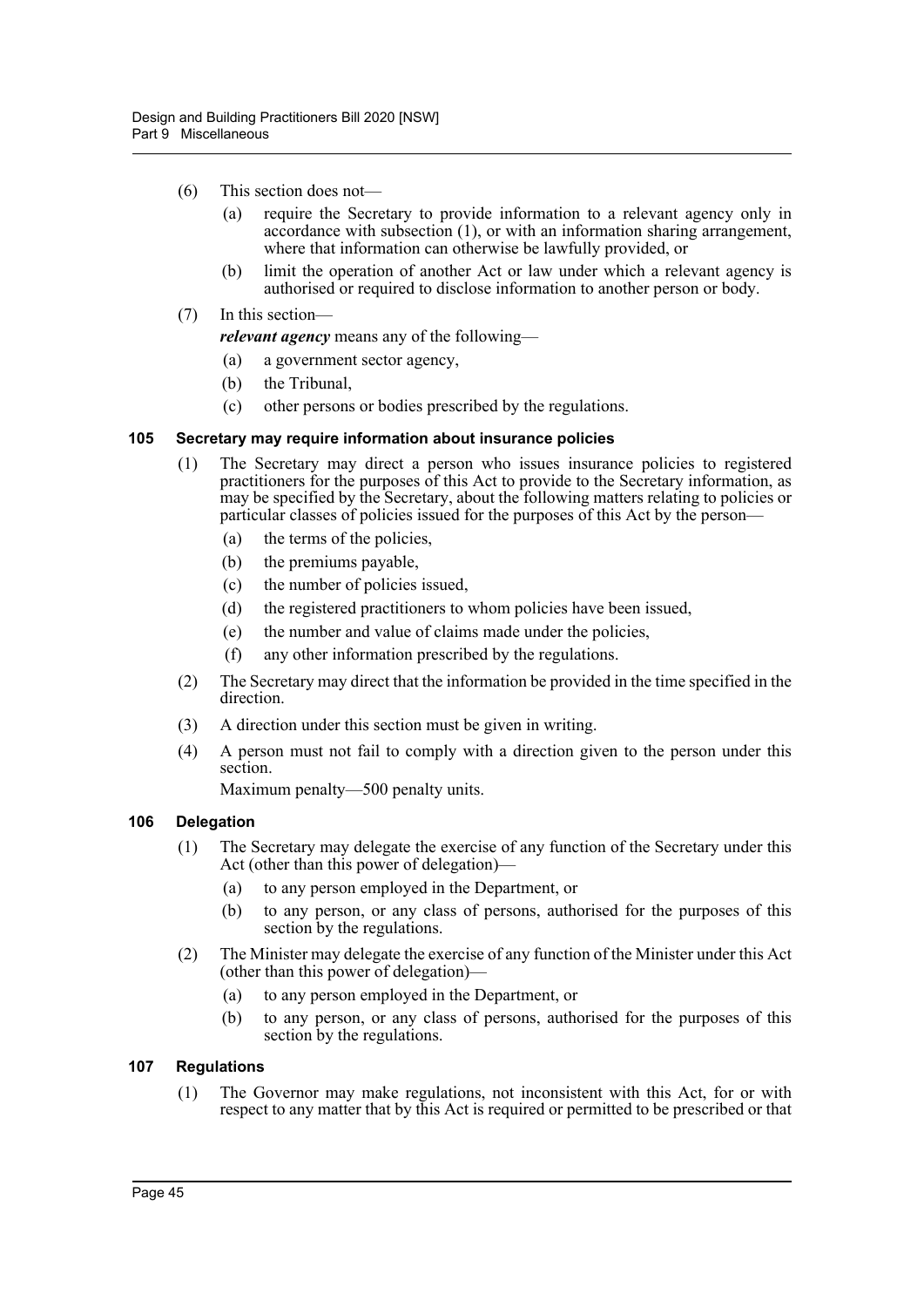(6) This section does not—

   (a) require the Secretary to provide information to a relevant agency only in accordance with subsection (1), or with an information sharing arrangement, where that information can otherwise be lawfully provided, or

   (b) limit the operation of another Act or law under which a relevant agency is authorised or required to disclose information to another person or body.

(7) In this section—

   ***relevant agency*** means any of the following—

   (a) a government sector agency,

   (b) the Tribunal,

   (c) other persons or bodies prescribed by the regulations.

### 105 Secretary may require information about insurance policies

(1) The Secretary may direct a person who issues insurance policies to registered practitioners for the purposes of this Act to provide to the Secretary information, as may be specified by the Secretary, about the following matters relating to policies or particular classes of policies issued for the purposes of this Act by the person—

   (a) the terms of the policies,

   (b) the premiums payable,

   (c) the number of policies issued,

   (d) the registered practitioners to whom policies have been issued,

   (e) the number and value of claims made under the policies,

   (f) any other information prescribed by the regulations.

(2) The Secretary may direct that the information be provided in the time specified in the direction.

(3) A direction under this section must be given in writing.

(4) A person must not fail to comply with a direction given to the person under this section.

   Maximum penalty—500 penalty units.

### 106 Delegation

(1) The Secretary may delegate the exercise of any function of the Secretary under this Act (other than this power of delegation)—

   (a) to any person employed in the Department, or

   (b) to any person, or any class of persons, authorised for the purposes of this section by the regulations.

(2) The Minister may delegate the exercise of any function of the Minister under this Act (other than this power of delegation)—

   (a) to any person employed in the Department, or

   (b) to any person, or any class of persons, authorised for the purposes of this section by the regulations.

### 107 Regulations

(1) The Governor may make regulations, not inconsistent with this Act, for or with respect to any matter that by this Act is required or permitted to be prescribed or that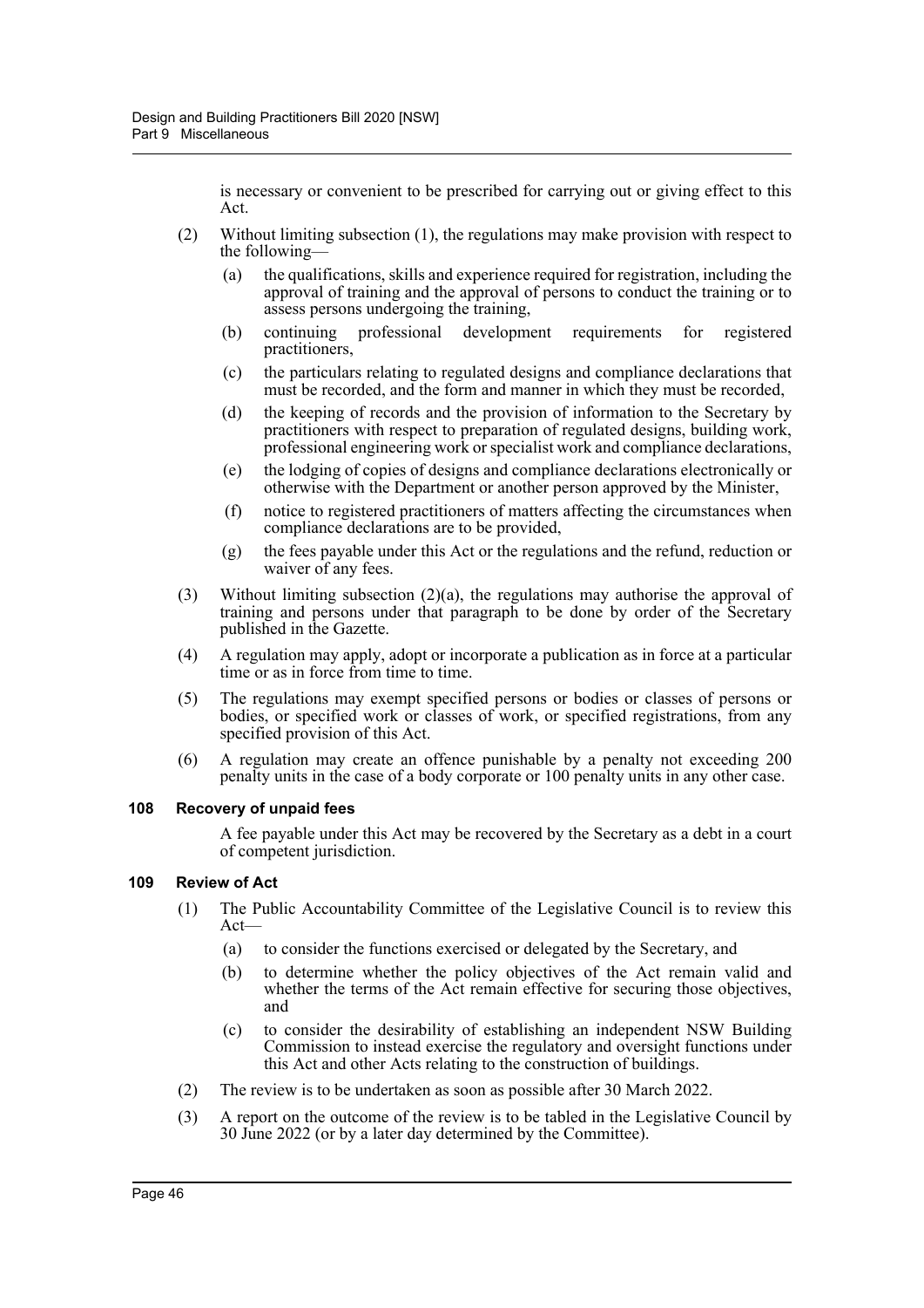is necessary or convenient to be prescribed for carrying out or giving effect to this Act.

(2) Without limiting subsection (1), the regulations may make provision with respect to the following—

  (a) the qualifications, skills and experience required for registration, including the approval of training and the approval of persons to conduct the training or to assess persons undergoing the training,

  (b) continuing professional development requirements for registered practitioners,

  (c) the particulars relating to regulated designs and compliance declarations that must be recorded, and the form and manner in which they must be recorded,

  (d) the keeping of records and the provision of information to the Secretary by practitioners with respect to preparation of regulated designs, building work, professional engineering work or specialist work and compliance declarations,

  (e) the lodging of copies of designs and compliance declarations electronically or otherwise with the Department or another person approved by the Minister,

  (f) notice to registered practitioners of matters affecting the circumstances when compliance declarations are to be provided,

  (g) the fees payable under this Act or the regulations and the refund, reduction or waiver of any fees.

(3) Without limiting subsection (2)(a), the regulations may authorise the approval of training and persons under that paragraph to be done by order of the Secretary published in the Gazette.

(4) A regulation may apply, adopt or incorporate a publication as in force at a particular time or as in force from time to time.

(5) The regulations may exempt specified persons or bodies or classes of persons or bodies, or specified work or classes of work, or specified registrations, from any specified provision of this Act.

(6) A regulation may create an offence punishable by a penalty not exceeding 200 penalty units in the case of a body corporate or 100 penalty units in any other case.

### 108 Recovery of unpaid fees

A fee payable under this Act may be recovered by the Secretary as a debt in a court of competent jurisdiction.

### 109 Review of Act

(1) The Public Accountability Committee of the Legislative Council is to review this Act—

  (a) to consider the functions exercised or delegated by the Secretary, and

  (b) to determine whether the policy objectives of the Act remain valid and whether the terms of the Act remain effective for securing those objectives, and

  (c) to consider the desirability of establishing an independent NSW Building Commission to instead exercise the regulatory and oversight functions under this Act and other Acts relating to the construction of buildings.

(2) The review is to be undertaken as soon as possible after 30 March 2022.

(3) A report on the outcome of the review is to be tabled in the Legislative Council by 30 June 2022 (or by a later day determined by the Committee).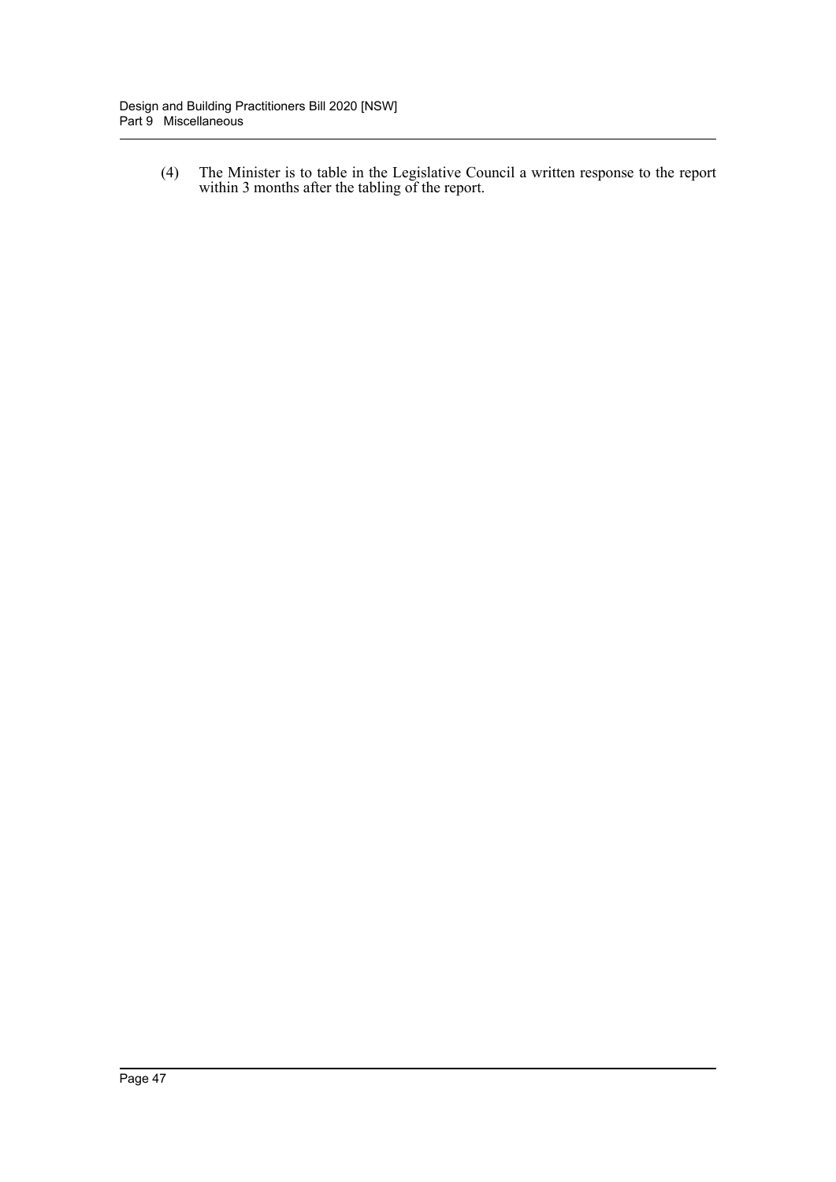(4) The Minister is to table in the Legislative Council a written response to the report within 3 months after the tabling of the report.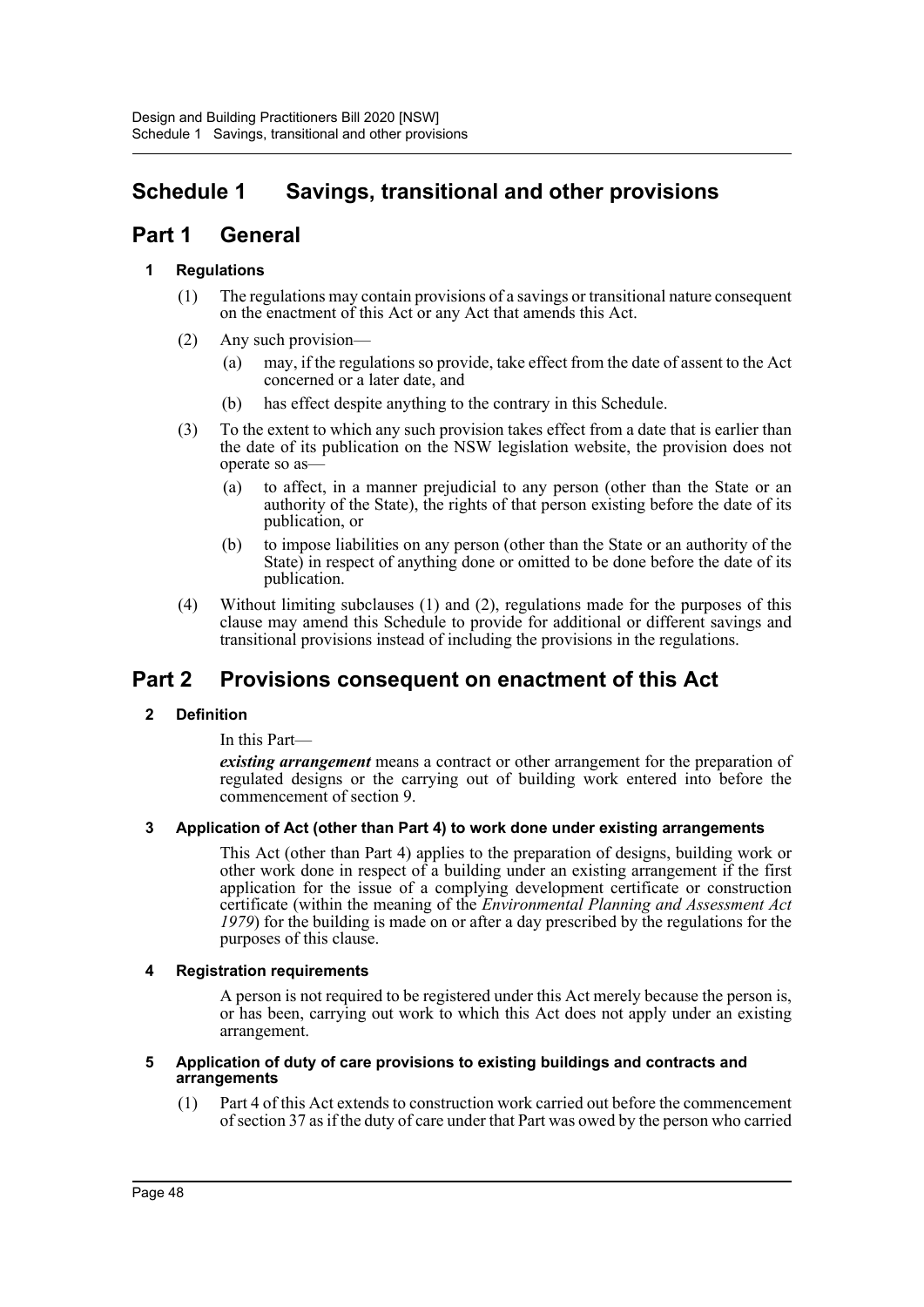# Schedule 1 Savings, transitional and other provisions

## Part 1 General

### 1 Regulations

(1) The regulations may contain provisions of a savings or transitional nature consequent on the enactment of this Act or any Act that amends this Act.

(2) Any such provision—

- (a) may, if the regulations so provide, take effect from the date of assent to the Act concerned or a later date, and
- (b) has effect despite anything to the contrary in this Schedule.

(3) To the extent to which any such provision takes effect from a date that is earlier than the date of its publication on the NSW legislation website, the provision does not operate so as—

- (a) to affect, in a manner prejudicial to any person (other than the State or an authority of the State), the rights of that person existing before the date of its publication, or
- (b) to impose liabilities on any person (other than the State or an authority of the State) in respect of anything done or omitted to be done before the date of its publication.

(4) Without limiting subclauses (1) and (2), regulations made for the purposes of this clause may amend this Schedule to provide for additional or different savings and transitional provisions instead of including the provisions in the regulations.

## Part 2 Provisions consequent on enactment of this Act

### 2 Definition

In this Part—

***existing arrangement*** means a contract or other arrangement for the preparation of regulated designs or the carrying out of building work entered into before the commencement of section 9.

### 3 Application of Act (other than Part 4) to work done under existing arrangements

This Act (other than Part 4) applies to the preparation of designs, building work or other work done in respect of a building under an existing arrangement if the first application for the issue of a complying development certificate or construction certificate (within the meaning of the *Environmental Planning and Assessment Act 1979*) for the building is made on or after a day prescribed by the regulations for the purposes of this clause.

### 4 Registration requirements

A person is not required to be registered under this Act merely because the person is, or has been, carrying out work to which this Act does not apply under an existing arrangement.

### 5 Application of duty of care provisions to existing buildings and contracts and arrangements

(1) Part 4 of this Act extends to construction work carried out before the commencement of section 37 as if the duty of care under that Part was owed by the person who carried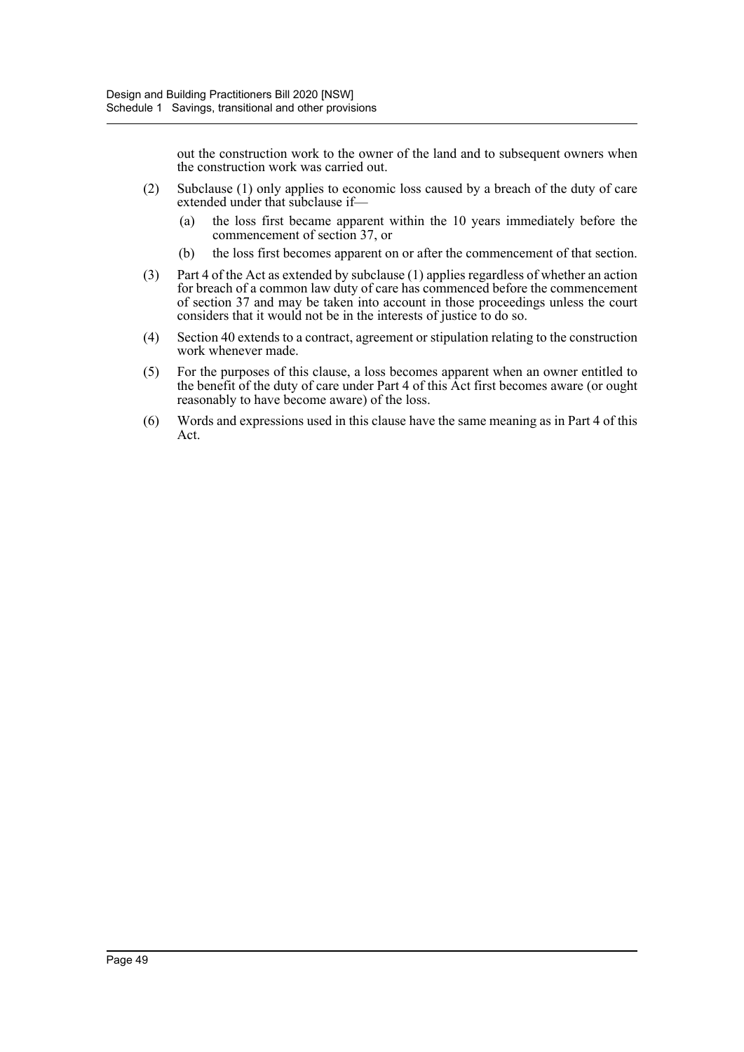out the construction work to the owner of the land and to subsequent owners when the construction work was carried out.

(2) Subclause (1) only applies to economic loss caused by a breach of the duty of care extended under that subclause if—

(a) the loss first became apparent within the 10 years immediately before the commencement of section 37, or

(b) the loss first becomes apparent on or after the commencement of that section.

(3) Part 4 of the Act as extended by subclause (1) applies regardless of whether an action for breach of a common law duty of care has commenced before the commencement of section 37 and may be taken into account in those proceedings unless the court considers that it would not be in the interests of justice to do so.

(4) Section 40 extends to a contract, agreement or stipulation relating to the construction work whenever made.

(5) For the purposes of this clause, a loss becomes apparent when an owner entitled to the benefit of the duty of care under Part 4 of this Act first becomes aware (or ought reasonably to have become aware) of the loss.

(6) Words and expressions used in this clause have the same meaning as in Part 4 of this Act.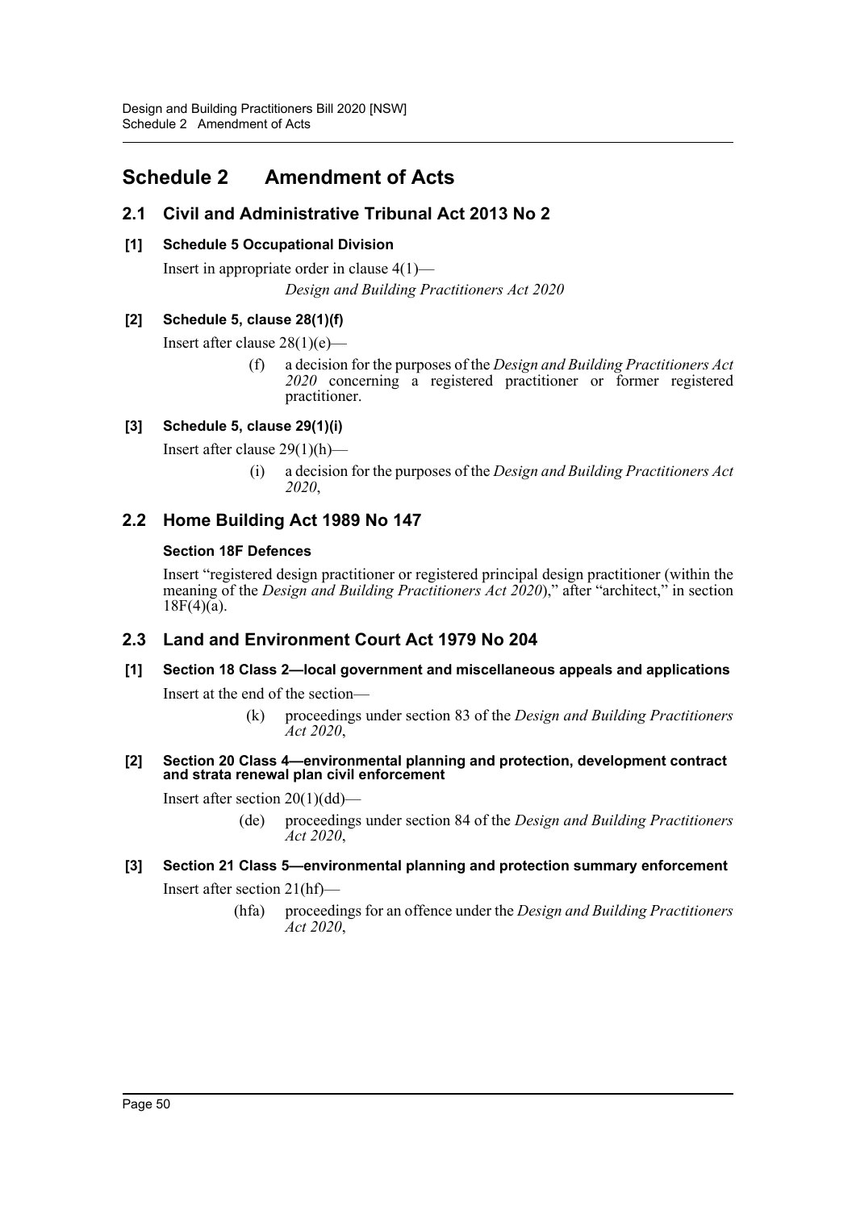# Schedule 2 Amendment of Acts

## 2.1 Civil and Administrative Tribunal Act 2013 No 2

### [1] Schedule 5 Occupational Division

Insert in appropriate order in clause 4(1)—

*Design and Building Practitioners Act 2020*

### [2] Schedule 5, clause 28(1)(f)

Insert after clause 28(1)(e)—

(f) a decision for the purposes of the *Design and Building Practitioners Act 2020* concerning a registered practitioner or former registered practitioner.

### [3] Schedule 5, clause 29(1)(i)

Insert after clause 29(1)(h)—

(i) a decision for the purposes of the *Design and Building Practitioners Act 2020*,

## 2.2 Home Building Act 1989 No 147

### Section 18F Defences

Insert "registered design practitioner or registered principal design practitioner (within the meaning of the *Design and Building Practitioners Act 2020*)," after "architect," in section 18F(4)(a).

## 2.3 Land and Environment Court Act 1979 No 204

### [1] Section 18 Class 2—local government and miscellaneous appeals and applications

Insert at the end of the section—

(k) proceedings under section 83 of the *Design and Building Practitioners Act 2020*,

### [2] Section 20 Class 4—environmental planning and protection, development contract and strata renewal plan civil enforcement

Insert after section 20(1)(dd)—

(de) proceedings under section 84 of the *Design and Building Practitioners Act 2020*,

### [3] Section 21 Class 5—environmental planning and protection summary enforcement

Insert after section 21(hf)—

(hfa) proceedings for an offence under the *Design and Building Practitioners Act 2020*,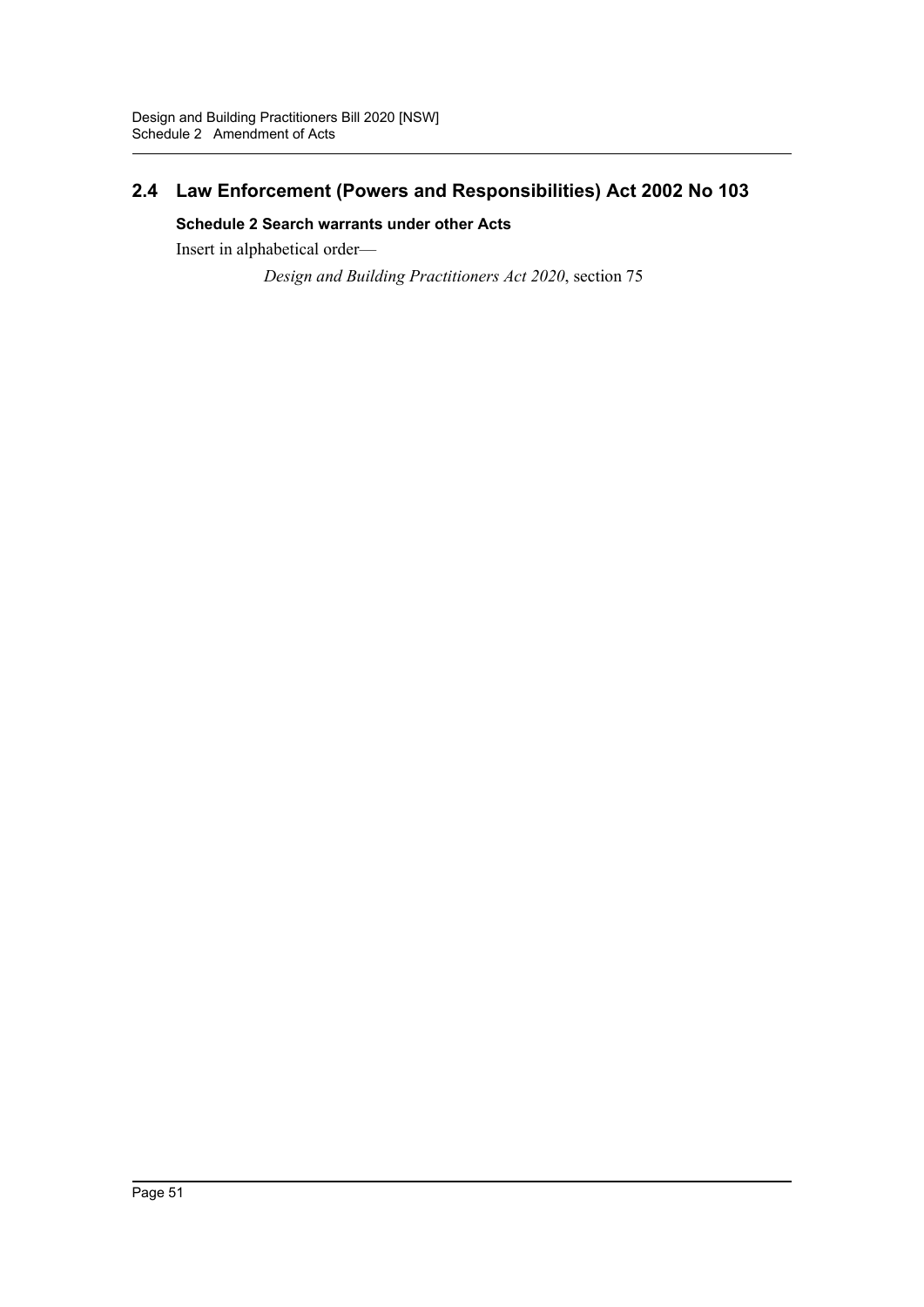## 2.4 Law Enforcement (Powers and Responsibilities) Act 2002 No 103

**Schedule 2 Search warrants under other Acts**

Insert in alphabetical order—

*Design and Building Practitioners Act 2020*, section 75